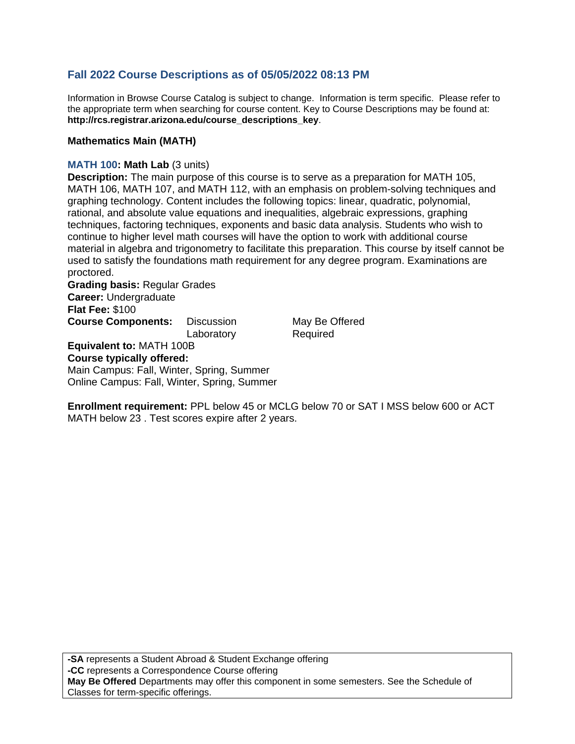## Fall 2022 Course Descriptions as of 05/05/2022 08:13 PM

Information in Browse Course Catalog is subject to change. Information is term specific. Please refer to the appropriate term when searching for course content. Key to Course Descriptions may be found at: **http://rcs.registrar.arizona.edu/course_descriptions_key**.

### Mathematics Main (MATH)

**MATH 100: Math Lab** (3 units)

**Description:** The main purpose of this course is to serve as a preparation for MATH 105, MATH 106, MATH 107, and MATH 112, with an emphasis on problem-solving techniques and graphing technology. Content includes the following topics: linear, quadratic, polynomial, rational, and absolute value equations and inequalities, algebraic expressions, graphing techniques, factoring techniques, exponents and basic data analysis. Students who wish to continue to higher level math courses will have the option to work with additional course material in algebra and trigonometry to facilitate this preparation. This course by itself cannot be used to satisfy the foundations math requirement for any degree program. Examinations are proctored.

**Grading basis:** Regular Grades

**Career:** Undergraduate

**Flat Fee:** $100

| **Course Components:** | | |
|---|---|---|
| | Discussion | May Be Offered |
| | Laboratory | Required |

**Equivalent to:** MATH 100B

**Course typically offered:**

Main Campus: Fall, Winter, Spring, Summer

Online Campus: Fall, Winter, Spring, Summer

**Enrollment requirement:** PPL below 45 or MCLG below 70 or SAT I MSS below 600 or ACT MATH below 23 . Test scores expire after 2 years.

**-SA** represents a Student Abroad & Student Exchange offering

**-CC** represents a Correspondence Course offering

**May Be Offered** Departments may offer this component in some semesters. See the Schedule of Classes for term-specific offerings.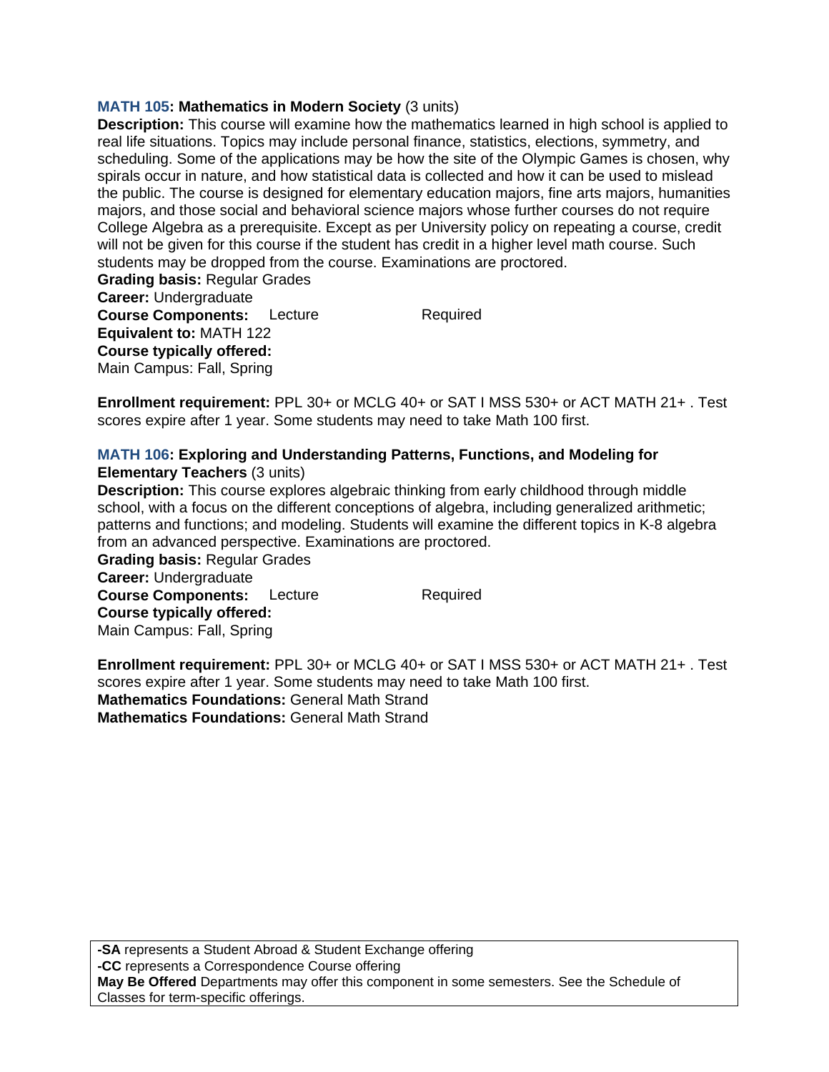**MATH 105: Mathematics in Modern Society** (3 units)
**Description:** This course will examine how the mathematics learned in high school is applied to real life situations. Topics may include personal finance, statistics, elections, symmetry, and scheduling. Some of the applications may be how the site of the Olympic Games is chosen, why spirals occur in nature, and how statistical data is collected and how it can be used to mislead the public. The course is designed for elementary education majors, fine arts majors, humanities majors, and those social and behavioral science majors whose further courses do not require College Algebra as a prerequisite. Except as per University policy on repeating a course, credit will not be given for this course if the student has credit in a higher level math course. Such students may be dropped from the course. Examinations are proctored.
**Grading basis:** Regular Grades
**Career:** Undergraduate
**Course Components:** Lecture Required
**Equivalent to:** MATH 122
**Course typically offered:**
Main Campus: Fall, Spring

**Enrollment requirement:** PPL 30+ or MCLG 40+ or SAT I MSS 530+ or ACT MATH 21+ . Test scores expire after 1 year. Some students may need to take Math 100 first.

**MATH 106: Exploring and Understanding Patterns, Functions, and Modeling for Elementary Teachers** (3 units)
**Description:** This course explores algebraic thinking from early childhood through middle school, with a focus on the different conceptions of algebra, including generalized arithmetic; patterns and functions; and modeling. Students will examine the different topics in K-8 algebra from an advanced perspective. Examinations are proctored.
**Grading basis:** Regular Grades
**Career:** Undergraduate
**Course Components:** Lecture Required
**Course typically offered:**
Main Campus: Fall, Spring

**Enrollment requirement:** PPL 30+ or MCLG 40+ or SAT I MSS 530+ or ACT MATH 21+ . Test scores expire after 1 year. Some students may need to take Math 100 first.
**Mathematics Foundations:** General Math Strand
**Mathematics Foundations:** General Math Strand

**-SA** represents a Student Abroad & Student Exchange offering
**-CC** represents a Correspondence Course offering
**May Be Offered** Departments may offer this component in some semesters. See the Schedule of Classes for term-specific offerings.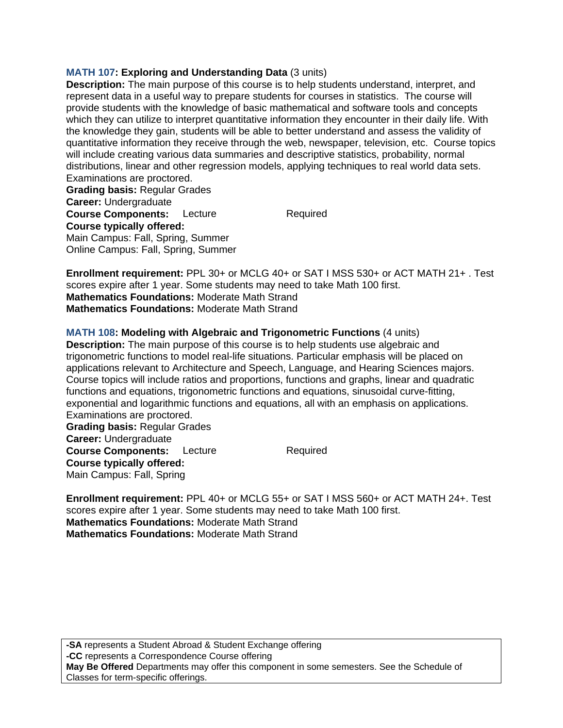**MATH 107: Exploring and Understanding Data** (3 units)
**Description:** The main purpose of this course is to help students understand, interpret, and represent data in a useful way to prepare students for courses in statistics. The course will provide students with the knowledge of basic mathematical and software tools and concepts which they can utilize to interpret quantitative information they encounter in their daily life. With the knowledge they gain, students will be able to better understand and assess the validity of quantitative information they receive through the web, newspaper, television, etc. Course topics will include creating various data summaries and descriptive statistics, probability, normal distributions, linear and other regression models, applying techniques to real world data sets. Examinations are proctored.
**Grading basis:** Regular Grades
**Career:** Undergraduate
**Course Components:** Lecture Required
**Course typically offered:**
Main Campus: Fall, Spring, Summer
Online Campus: Fall, Spring, Summer

**Enrollment requirement:** PPL 30+ or MCLG 40+ or SAT I MSS 530+ or ACT MATH 21+ . Test scores expire after 1 year. Some students may need to take Math 100 first.
**Mathematics Foundations:** Moderate Math Strand
**Mathematics Foundations:** Moderate Math Strand

**MATH 108: Modeling with Algebraic and Trigonometric Functions** (4 units)
**Description:** The main purpose of this course is to help students use algebraic and trigonometric functions to model real-life situations. Particular emphasis will be placed on applications relevant to Architecture and Speech, Language, and Hearing Sciences majors. Course topics will include ratios and proportions, functions and graphs, linear and quadratic functions and equations, trigonometric functions and equations, sinusoidal curve-fitting, exponential and logarithmic functions and equations, all with an emphasis on applications. Examinations are proctored.
**Grading basis:** Regular Grades
**Career:** Undergraduate
**Course Components:** Lecture Required
**Course typically offered:**
Main Campus: Fall, Spring

**Enrollment requirement:** PPL 40+ or MCLG 55+ or SAT I MSS 560+ or ACT MATH 24+. Test scores expire after 1 year. Some students may need to take Math 100 first.
**Mathematics Foundations:** Moderate Math Strand
**Mathematics Foundations:** Moderate Math Strand

**-SA** represents a Student Abroad & Student Exchange offering
**-CC** represents a Correspondence Course offering
**May Be Offered** Departments may offer this component in some semesters. See the Schedule of Classes for term-specific offerings.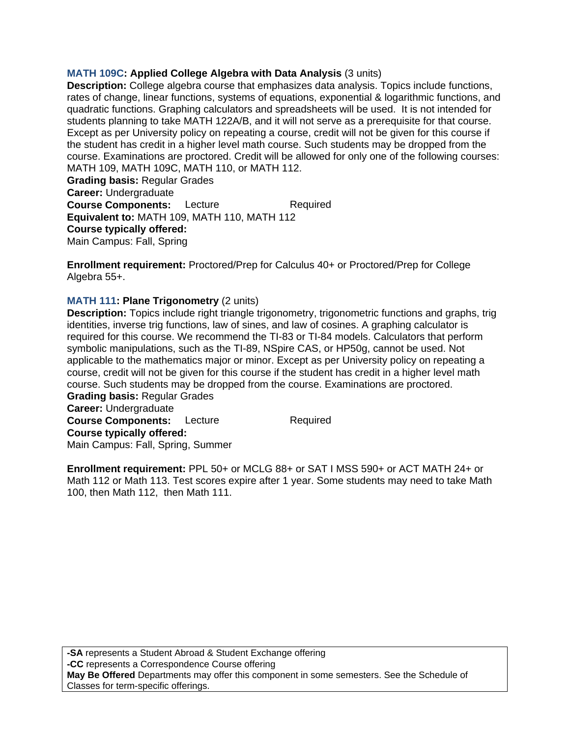**MATH 109C: Applied College Algebra with Data Analysis** (3 units)
**Description:** College algebra course that emphasizes data analysis. Topics include functions, rates of change, linear functions, systems of equations, exponential & logarithmic functions, and quadratic functions. Graphing calculators and spreadsheets will be used. It is not intended for students planning to take MATH 122A/B, and it will not serve as a prerequisite for that course. Except as per University policy on repeating a course, credit will not be given for this course if the student has credit in a higher level math course. Such students may be dropped from the course. Examinations are proctored. Credit will be allowed for only one of the following courses: MATH 109, MATH 109C, MATH 110, or MATH 112.
**Grading basis:** Regular Grades
**Career:** Undergraduate
**Course Components:** Lecture Required
**Equivalent to:** MATH 109, MATH 110, MATH 112
**Course typically offered:**
Main Campus: Fall, Spring

**Enrollment requirement:** Proctored/Prep for Calculus 40+ or Proctored/Prep for College Algebra 55+.

**MATH 111: Plane Trigonometry** (2 units)
**Description:** Topics include right triangle trigonometry, trigonometric functions and graphs, trig identities, inverse trig functions, law of sines, and law of cosines. A graphing calculator is required for this course. We recommend the TI-83 or TI-84 models. Calculators that perform symbolic manipulations, such as the TI-89, NSpire CAS, or HP50g, cannot be used. Not applicable to the mathematics major or minor. Except as per University policy on repeating a course, credit will not be given for this course if the student has credit in a higher level math course. Such students may be dropped from the course. Examinations are proctored.
**Grading basis:** Regular Grades
**Career:** Undergraduate
**Course Components:** Lecture Required
**Course typically offered:**
Main Campus: Fall, Spring, Summer

**Enrollment requirement:** PPL 50+ or MCLG 88+ or SAT I MSS 590+ or ACT MATH 24+ or Math 112 or Math 113. Test scores expire after 1 year. Some students may need to take Math 100, then Math 112, then Math 111.

**-SA** represents a Student Abroad & Student Exchange offering
**-CC** represents a Correspondence Course offering
**May Be Offered** Departments may offer this component in some semesters. See the Schedule of Classes for term-specific offerings.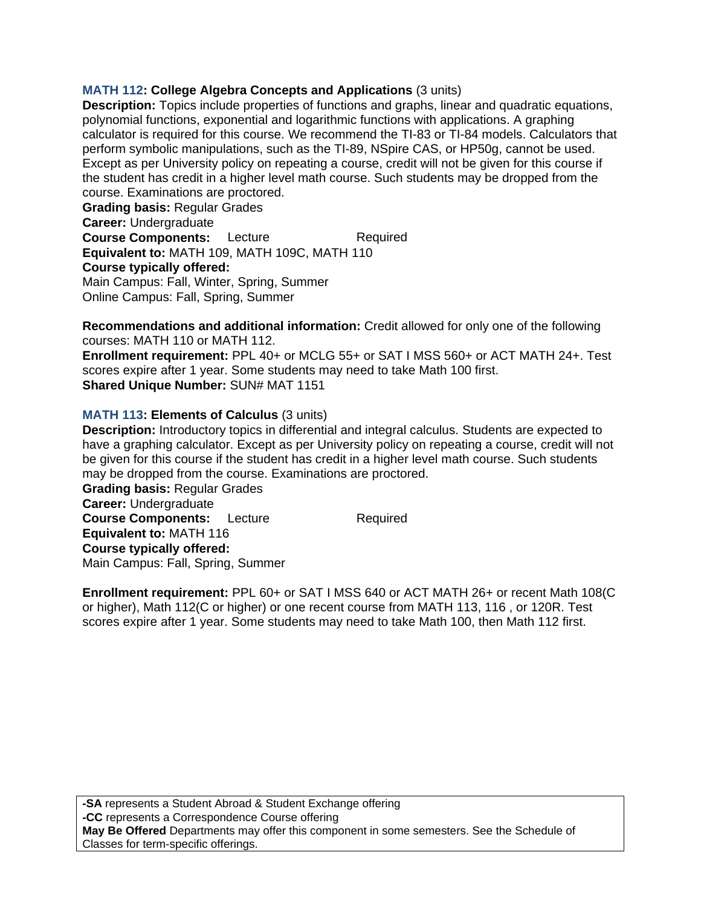**MATH 112: College Algebra Concepts and Applications** (3 units)

**Description:** Topics include properties of functions and graphs, linear and quadratic equations, polynomial functions, exponential and logarithmic functions with applications. A graphing calculator is required for this course. We recommend the TI-83 or TI-84 models. Calculators that perform symbolic manipulations, such as the TI-89, NSpire CAS, or HP50g, cannot be used. Except as per University policy on repeating a course, credit will not be given for this course if the student has credit in a higher level math course. Such students may be dropped from the course. Examinations are proctored.

**Grading basis:** Regular Grades

**Career:** Undergraduate

**Course Components:** Lecture Required

**Equivalent to:** MATH 109, MATH 109C, MATH 110

**Course typically offered:**

Main Campus: Fall, Winter, Spring, Summer

Online Campus: Fall, Spring, Summer

**Recommendations and additional information:** Credit allowed for only one of the following courses: MATH 110 or MATH 112.

**Enrollment requirement:** PPL 40+ or MCLG 55+ or SAT I MSS 560+ or ACT MATH 24+. Test scores expire after 1 year. Some students may need to take Math 100 first.

**Shared Unique Number:** SUN# MAT 1151

**MATH 113: Elements of Calculus** (3 units)

**Description:** Introductory topics in differential and integral calculus. Students are expected to have a graphing calculator. Except as per University policy on repeating a course, credit will not be given for this course if the student has credit in a higher level math course. Such students may be dropped from the course. Examinations are proctored.

**Grading basis:** Regular Grades

**Career:** Undergraduate

**Course Components:** Lecture Required

**Equivalent to:** MATH 116

**Course typically offered:**

Main Campus: Fall, Spring, Summer

**Enrollment requirement:** PPL 60+ or SAT I MSS 640 or ACT MATH 26+ or recent Math 108(C or higher), Math 112(C or higher) or one recent course from MATH 113, 116 , or 120R. Test scores expire after 1 year. Some students may need to take Math 100, then Math 112 first.

**-SA** represents a Student Abroad & Student Exchange offering
**-CC** represents a Correspondence Course offering
**May Be Offered** Departments may offer this component in some semesters. See the Schedule of Classes for term-specific offerings.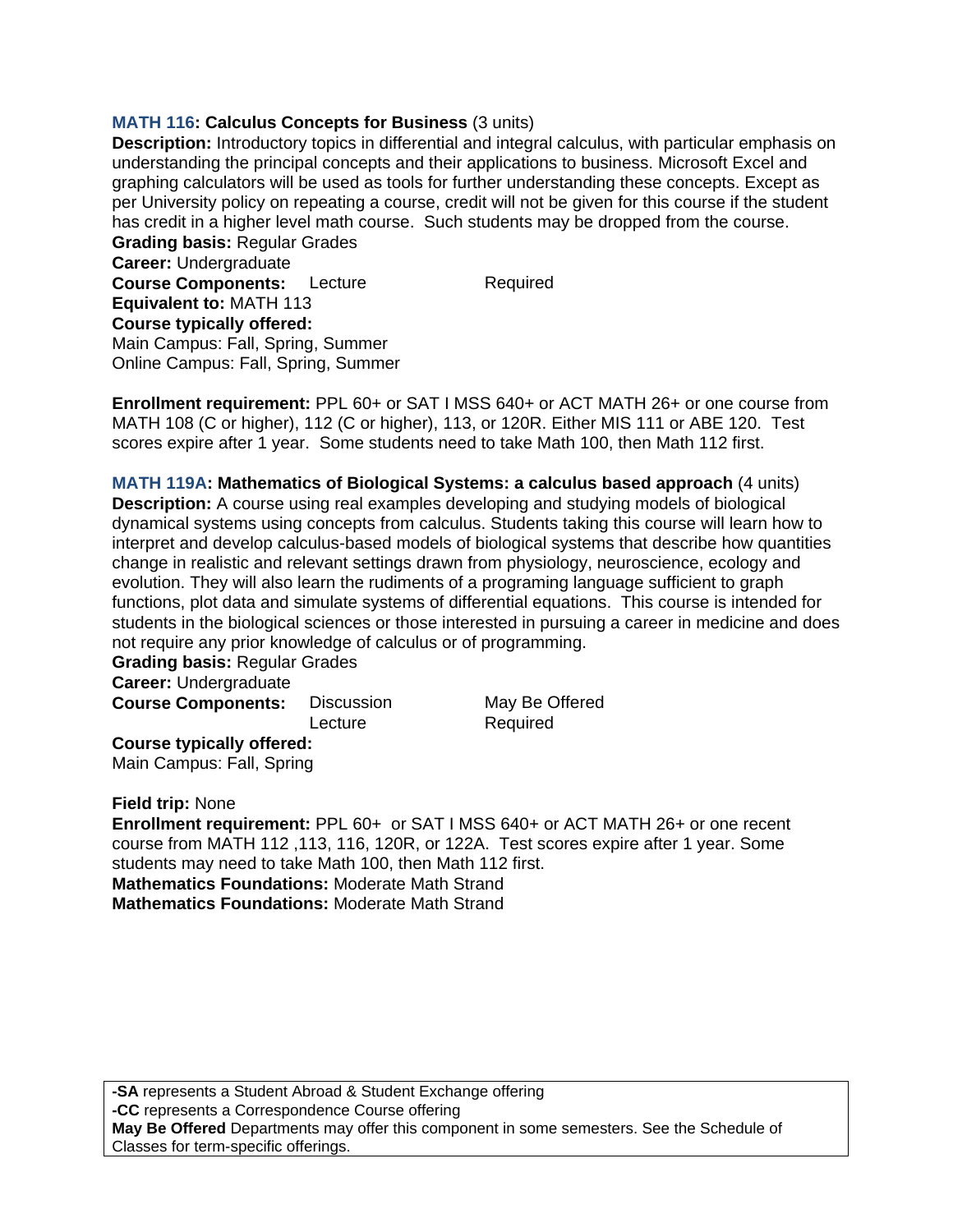**MATH 116: Calculus Concepts for Business** (3 units)
**Description:** Introductory topics in differential and integral calculus, with particular emphasis on understanding the principal concepts and their applications to business. Microsoft Excel and graphing calculators will be used as tools for further understanding these concepts. Except as per University policy on repeating a course, credit will not be given for this course if the student has credit in a higher level math course. Such students may be dropped from the course.
**Grading basis:** Regular Grades
**Career:** Undergraduate
**Course Components:** Lecture Required
**Equivalent to:** MATH 113
**Course typically offered:**
Main Campus: Fall, Spring, Summer
Online Campus: Fall, Spring, Summer

**Enrollment requirement:** PPL 60+ or SAT I MSS 640+ or ACT MATH 26+ or one course from MATH 108 (C or higher), 112 (C or higher), 113, or 120R. Either MIS 111 or ABE 120. Test scores expire after 1 year. Some students need to take Math 100, then Math 112 first.

**MATH 119A: Mathematics of Biological Systems: a calculus based approach** (4 units)
**Description:** A course using real examples developing and studying models of biological dynamical systems using concepts from calculus. Students taking this course will learn how to interpret and develop calculus-based models of biological systems that describe how quantities change in realistic and relevant settings drawn from physiology, neuroscience, ecology and evolution. They will also learn the rudiments of a programing language sufficient to graph functions, plot data and simulate systems of differential equations. This course is intended for students in the biological sciences or those interested in pursuing a career in medicine and does not require any prior knowledge of calculus or of programming.
**Grading basis:** Regular Grades
**Career:** Undergraduate
**Course Components:** Discussion May Be Offered
Lecture Required
**Course typically offered:**
Main Campus: Fall, Spring

**Field trip:** None
**Enrollment requirement:** PPL 60+ or SAT I MSS 640+ or ACT MATH 26+ or one recent course from MATH 112 ,113, 116, 120R, or 122A. Test scores expire after 1 year. Some students may need to take Math 100, then Math 112 first.
**Mathematics Foundations:** Moderate Math Strand
**Mathematics Foundations:** Moderate Math Strand

**-SA** represents a Student Abroad & Student Exchange offering
**-CC** represents a Correspondence Course offering
**May Be Offered** Departments may offer this component in some semesters. See the Schedule of Classes for term-specific offerings.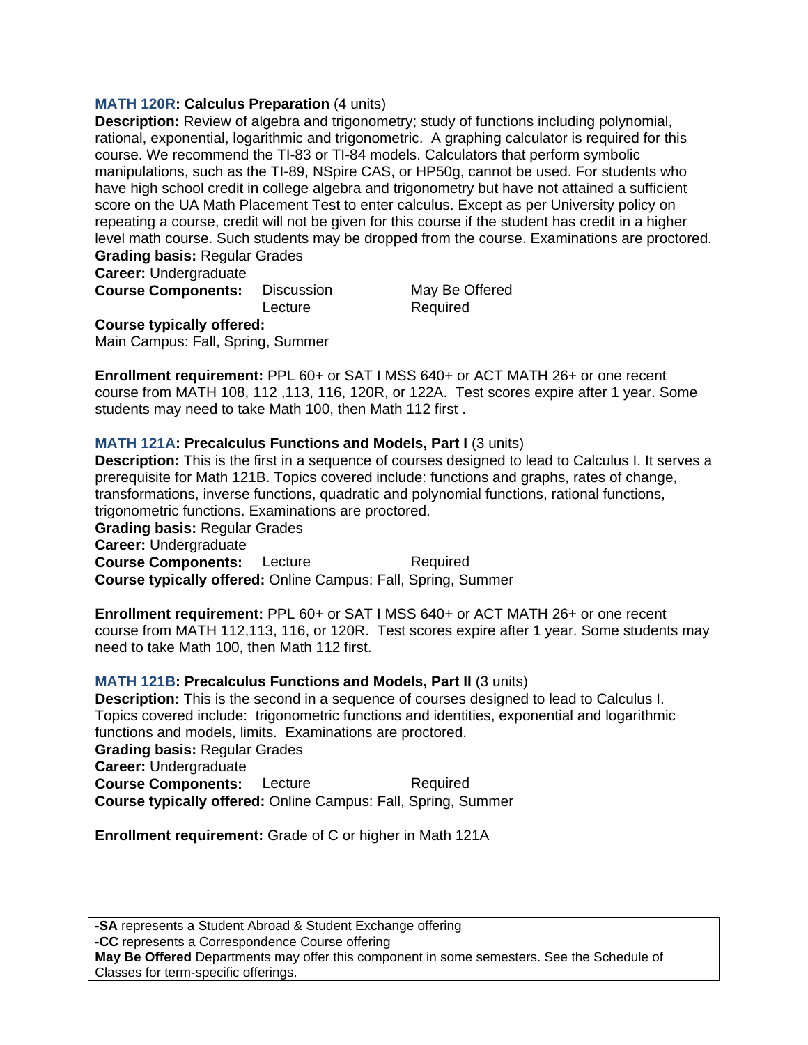**MATH 120R: Calculus Preparation** (4 units)

**Description:** Review of algebra and trigonometry; study of functions including polynomial, rational, exponential, logarithmic and trigonometric. A graphing calculator is required for this course. We recommend the TI-83 or TI-84 models. Calculators that perform symbolic manipulations, such as the TI-89, NSpire CAS, or HP50g, cannot be used. For students who have high school credit in college algebra and trigonometry but have not attained a sufficient score on the UA Math Placement Test to enter calculus. Except as per University policy on repeating a course, credit will not be given for this course if the student has credit in a higher level math course. Such students may be dropped from the course. Examinations are proctored.

**Grading basis:** Regular Grades

**Career:** Undergraduate

| **Course Components:** | | |
|---|---|---|
| | Discussion | May Be Offered |
| | Lecture | Required |

**Course typically offered:**
Main Campus: Fall, Spring, Summer

**Enrollment requirement:** PPL 60+ or SAT I MSS 640+ or ACT MATH 26+ or one recent course from MATH 108, 112 ,113, 116, 120R, or 122A. Test scores expire after 1 year. Some students may need to take Math 100, then Math 112 first .

**MATH 121A: Precalculus Functions and Models, Part I** (3 units)

**Description:** This is the first in a sequence of courses designed to lead to Calculus I. It serves a prerequisite for Math 121B. Topics covered include: functions and graphs, rates of change, transformations, inverse functions, quadratic and polynomial functions, rational functions, trigonometric functions. Examinations are proctored.

**Grading basis:** Regular Grades

**Career:** Undergraduate

**Course Components:** Lecture Required

**Course typically offered:** Online Campus: Fall, Spring, Summer

**Enrollment requirement:** PPL 60+ or SAT I MSS 640+ or ACT MATH 26+ or one recent course from MATH 112,113, 116, or 120R. Test scores expire after 1 year. Some students may need to take Math 100, then Math 112 first.

**MATH 121B: Precalculus Functions and Models, Part II** (3 units)

**Description:** This is the second in a sequence of courses designed to lead to Calculus I. Topics covered include: trigonometric functions and identities, exponential and logarithmic functions and models, limits. Examinations are proctored.

**Grading basis:** Regular Grades

**Career:** Undergraduate

**Course Components:** Lecture Required

**Course typically offered:** Online Campus: Fall, Spring, Summer

**Enrollment requirement:** Grade of C or higher in Math 121A

**-SA** represents a Student Abroad & Student Exchange offering
**-CC** represents a Correspondence Course offering
**May Be Offered** Departments may offer this component in some semesters. See the Schedule of Classes for term-specific offerings.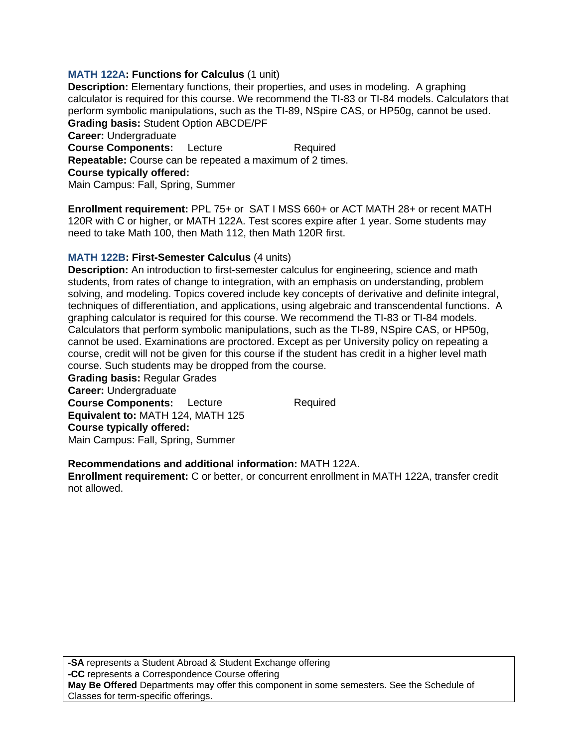**MATH 122A: Functions for Calculus** (1 unit)
**Description:** Elementary functions, their properties, and uses in modeling. A graphing calculator is required for this course. We recommend the TI-83 or TI-84 models. Calculators that perform symbolic manipulations, such as the TI-89, NSpire CAS, or HP50g, cannot be used.
**Grading basis:** Student Option ABCDE/PF
**Career:** Undergraduate
**Course Components:** Lecture Required
**Repeatable:** Course can be repeated a maximum of 2 times.
**Course typically offered:**
Main Campus: Fall, Spring, Summer

**Enrollment requirement:** PPL 75+ or SAT I MSS 660+ or ACT MATH 28+ or recent MATH 120R with C or higher, or MATH 122A. Test scores expire after 1 year. Some students may need to take Math 100, then Math 112, then Math 120R first.

**MATH 122B: First-Semester Calculus** (4 units)
**Description:** An introduction to first-semester calculus for engineering, science and math students, from rates of change to integration, with an emphasis on understanding, problem solving, and modeling. Topics covered include key concepts of derivative and definite integral, techniques of differentiation, and applications, using algebraic and transcendental functions. A graphing calculator is required for this course. We recommend the TI-83 or TI-84 models. Calculators that perform symbolic manipulations, such as the TI-89, NSpire CAS, or HP50g, cannot be used. Examinations are proctored. Except as per University policy on repeating a course, credit will not be given for this course if the student has credit in a higher level math course. Such students may be dropped from the course.
**Grading basis:** Regular Grades
**Career:** Undergraduate
**Course Components:** Lecture Required
**Equivalent to:** MATH 124, MATH 125
**Course typically offered:**
Main Campus: Fall, Spring, Summer

**Recommendations and additional information:** MATH 122A.
**Enrollment requirement:** C or better, or concurrent enrollment in MATH 122A, transfer credit not allowed.

**-SA** represents a Student Abroad & Student Exchange offering
**-CC** represents a Correspondence Course offering
**May Be Offered** Departments may offer this component in some semesters. See the Schedule of Classes for term-specific offerings.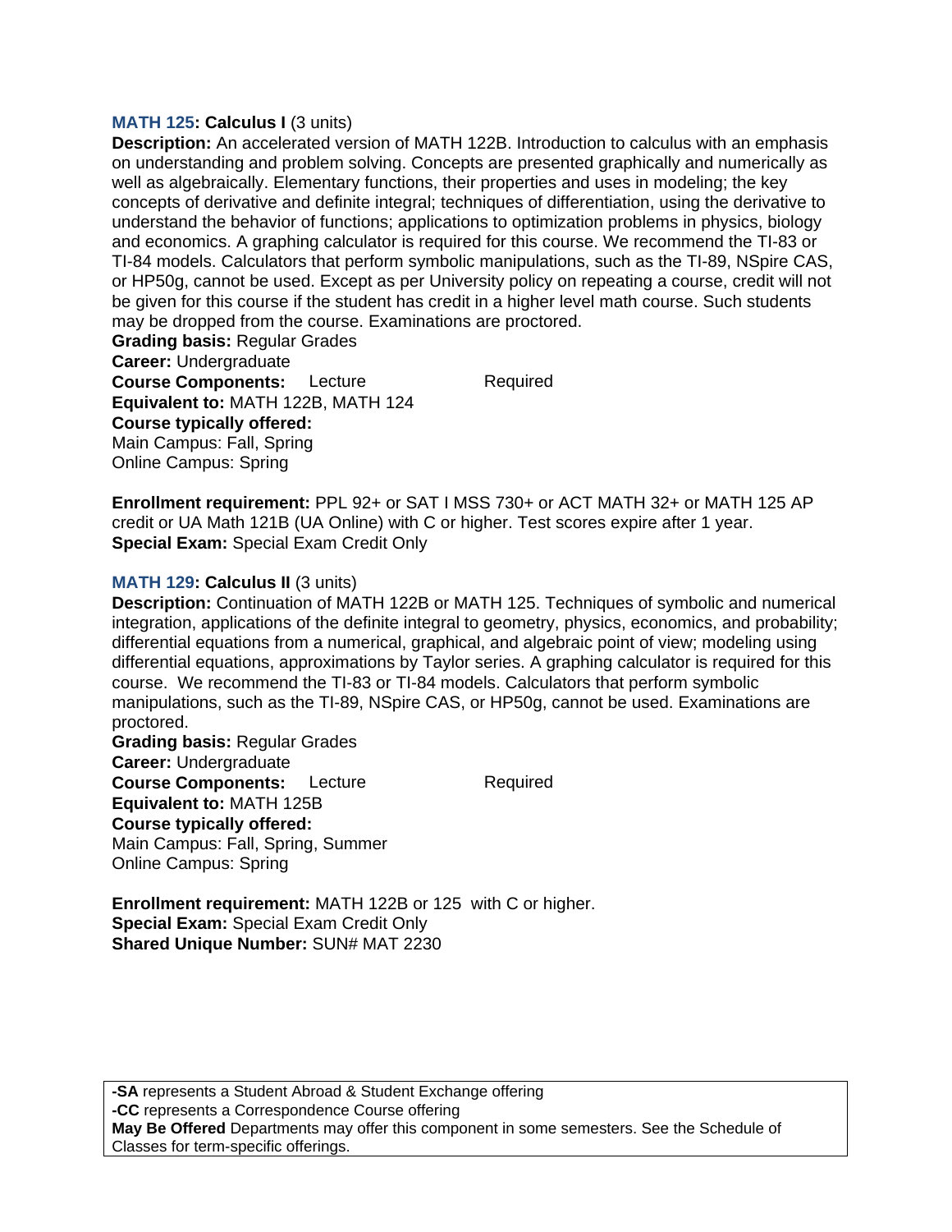**MATH 125: Calculus I** (3 units)

**Description:** An accelerated version of MATH 122B. Introduction to calculus with an emphasis on understanding and problem solving. Concepts are presented graphically and numerically as well as algebraically. Elementary functions, their properties and uses in modeling; the key concepts of derivative and definite integral; techniques of differentiation, using the derivative to understand the behavior of functions; applications to optimization problems in physics, biology and economics. A graphing calculator is required for this course. We recommend the TI-83 or TI-84 models. Calculators that perform symbolic manipulations, such as the TI-89, NSpire CAS, or HP50g, cannot be used. Except as per University policy on repeating a course, credit will not be given for this course if the student has credit in a higher level math course. Such students may be dropped from the course. Examinations are proctored.

**Grading basis:** Regular Grades

**Career:** Undergraduate

**Course Components:** Lecture Required

**Equivalent to:** MATH 122B, MATH 124

**Course typically offered:**

Main Campus: Fall, Spring

Online Campus: Spring

**Enrollment requirement:** PPL 92+ or SAT I MSS 730+ or ACT MATH 32+ or MATH 125 AP credit or UA Math 121B (UA Online) with C or higher. Test scores expire after 1 year.

**Special Exam:** Special Exam Credit Only

**MATH 129: Calculus II** (3 units)

**Description:** Continuation of MATH 122B or MATH 125. Techniques of symbolic and numerical integration, applications of the definite integral to geometry, physics, economics, and probability; differential equations from a numerical, graphical, and algebraic point of view; modeling using differential equations, approximations by Taylor series. A graphing calculator is required for this course. We recommend the TI-83 or TI-84 models. Calculators that perform symbolic manipulations, such as the TI-89, NSpire CAS, or HP50g, cannot be used. Examinations are proctored.

**Grading basis:** Regular Grades

**Career:** Undergraduate

**Course Components:** Lecture Required

**Equivalent to:** MATH 125B

**Course typically offered:**

Main Campus: Fall, Spring, Summer

Online Campus: Spring

**Enrollment requirement:** MATH 122B or 125 with C or higher.

**Special Exam:** Special Exam Credit Only

**Shared Unique Number:** SUN# MAT 2230

**-SA** represents a Student Abroad & Student Exchange offering
**-CC** represents a Correspondence Course offering
**May Be Offered** Departments may offer this component in some semesters. See the Schedule of Classes for term-specific offerings.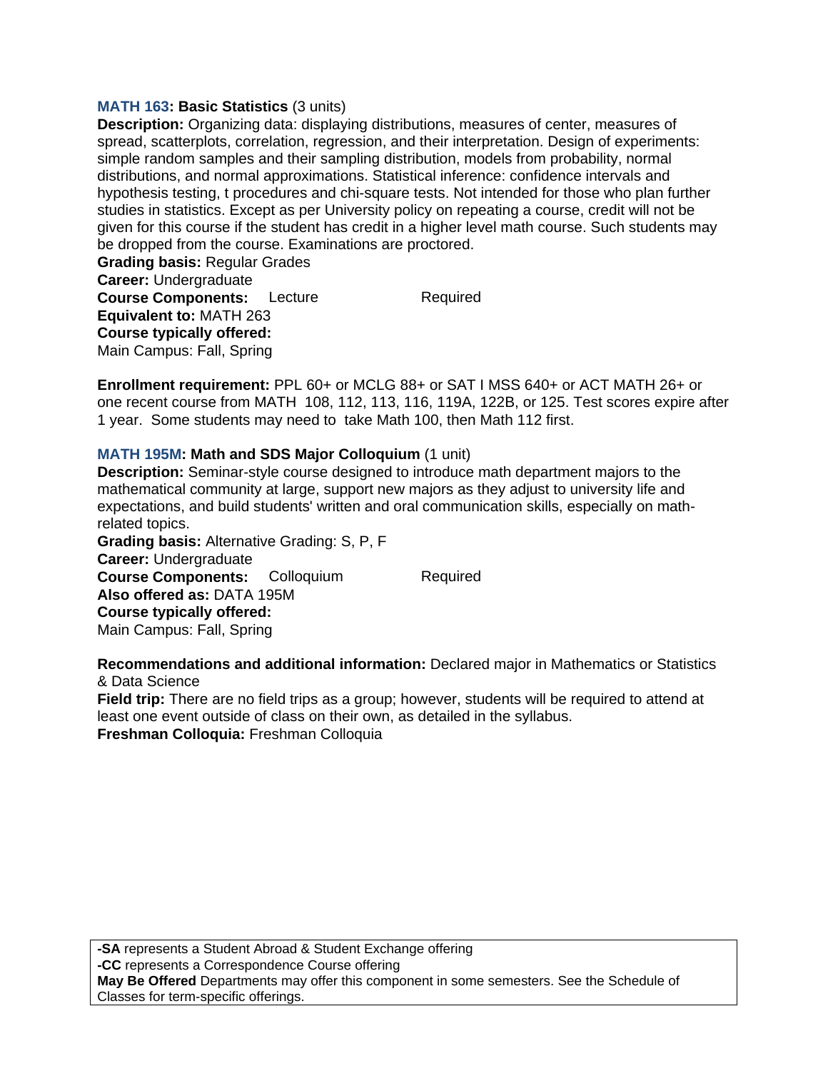**MATH 163: Basic Statistics** (3 units)

**Description:** Organizing data: displaying distributions, measures of center, measures of spread, scatterplots, correlation, regression, and their interpretation. Design of experiments: simple random samples and their sampling distribution, models from probability, normal distributions, and normal approximations. Statistical inference: confidence intervals and hypothesis testing, t procedures and chi-square tests. Not intended for those who plan further studies in statistics. Except as per University policy on repeating a course, credit will not be given for this course if the student has credit in a higher level math course. Such students may be dropped from the course. Examinations are proctored.

**Grading basis:** Regular Grades

**Career:** Undergraduate

**Course Components:** Lecture Required

**Equivalent to:** MATH 263

**Course typically offered:**

Main Campus: Fall, Spring

**Enrollment requirement:** PPL 60+ or MCLG 88+ or SAT I MSS 640+ or ACT MATH 26+ or one recent course from MATH 108, 112, 113, 116, 119A, 122B, or 125. Test scores expire after 1 year. Some students may need to take Math 100, then Math 112 first.

**MATH 195M: Math and SDS Major Colloquium** (1 unit)

**Description:** Seminar-style course designed to introduce math department majors to the mathematical community at large, support new majors as they adjust to university life and expectations, and build students' written and oral communication skills, especially on math-related topics.

**Grading basis:** Alternative Grading: S, P, F

**Career:** Undergraduate

**Course Components:** Colloquium Required

**Also offered as:** DATA 195M

**Course typically offered:**

Main Campus: Fall, Spring

**Recommendations and additional information:** Declared major in Mathematics or Statistics & Data Science

**Field trip:** There are no field trips as a group; however, students will be required to attend at least one event outside of class on their own, as detailed in the syllabus.

**Freshman Colloquia:** Freshman Colloquia

**-SA** represents a Student Abroad & Student Exchange offering
**-CC** represents a Correspondence Course offering
**May Be Offered** Departments may offer this component in some semesters. See the Schedule of Classes for term-specific offerings.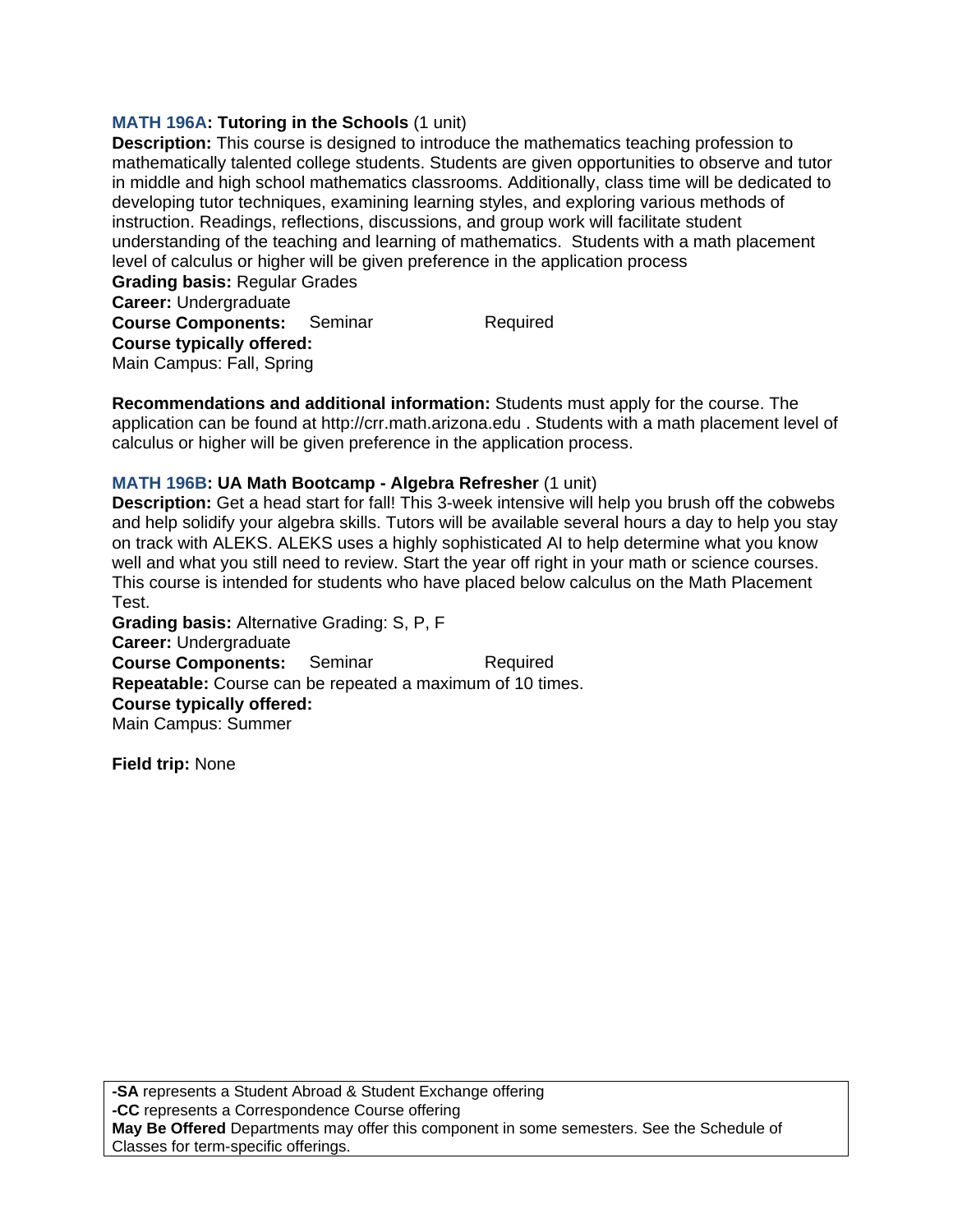**MATH 196A: Tutoring in the Schools** (1 unit)

**Description:** This course is designed to introduce the mathematics teaching profession to mathematically talented college students. Students are given opportunities to observe and tutor in middle and high school mathematics classrooms. Additionally, class time will be dedicated to developing tutor techniques, examining learning styles, and exploring various methods of instruction. Readings, reflections, discussions, and group work will facilitate student understanding of the teaching and learning of mathematics. Students with a math placement level of calculus or higher will be given preference in the application process

**Grading basis:** Regular Grades

**Career:** Undergraduate

**Course Components:** Seminar Required

**Course typically offered:**

Main Campus: Fall, Spring

**Recommendations and additional information:** Students must apply for the course. The application can be found at http://crr.math.arizona.edu . Students with a math placement level of calculus or higher will be given preference in the application process.

**MATH 196B: UA Math Bootcamp - Algebra Refresher** (1 unit)

**Description:** Get a head start for fall! This 3-week intensive will help you brush off the cobwebs and help solidify your algebra skills. Tutors will be available several hours a day to help you stay on track with ALEKS. ALEKS uses a highly sophisticated AI to help determine what you know well and what you still need to review. Start the year off right in your math or science courses. This course is intended for students who have placed below calculus on the Math Placement Test.

**Grading basis:** Alternative Grading: S, P, F

**Career:** Undergraduate

**Course Components:** Seminar Required

**Repeatable:** Course can be repeated a maximum of 10 times.

**Course typically offered:**

Main Campus: Summer

**Field trip:** None

**-SA** represents a Student Abroad & Student Exchange offering
**-CC** represents a Correspondence Course offering
**May Be Offered** Departments may offer this component in some semesters. See the Schedule of Classes for term-specific offerings.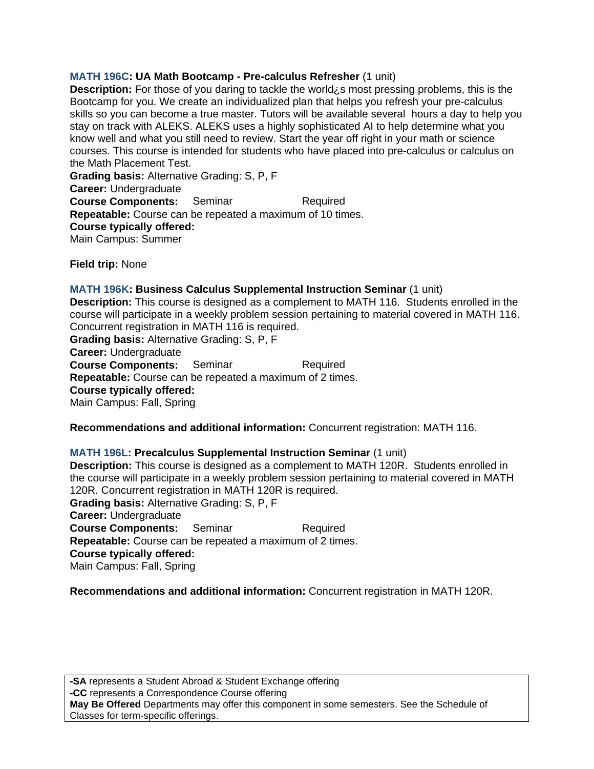**MATH 196C: UA Math Bootcamp - Pre-calculus Refresher** (1 unit)
**Description:** For those of you daring to tackle the world¿s most pressing problems, this is the Bootcamp for you. We create an individualized plan that helps you refresh your pre-calculus skills so you can become a true master. Tutors will be available several hours a day to help you stay on track with ALEKS. ALEKS uses a highly sophisticated AI to help determine what you know well and what you still need to review. Start the year off right in your math or science courses. This course is intended for students who have placed into pre-calculus or calculus on the Math Placement Test.
**Grading basis:** Alternative Grading: S, P, F
**Career:** Undergraduate
**Course Components:** Seminar Required
**Repeatable:** Course can be repeated a maximum of 10 times.
**Course typically offered:**
Main Campus: Summer

**Field trip:** None

**MATH 196K: Business Calculus Supplemental Instruction Seminar** (1 unit)
**Description:** This course is designed as a complement to MATH 116. Students enrolled in the course will participate in a weekly problem session pertaining to material covered in MATH 116. Concurrent registration in MATH 116 is required.
**Grading basis:** Alternative Grading: S, P, F
**Career:** Undergraduate
**Course Components:** Seminar Required
**Repeatable:** Course can be repeated a maximum of 2 times.
**Course typically offered:**
Main Campus: Fall, Spring

**Recommendations and additional information:** Concurrent registration: MATH 116.

**MATH 196L: Precalculus Supplemental Instruction Seminar** (1 unit)
**Description:** This course is designed as a complement to MATH 120R. Students enrolled in the course will participate in a weekly problem session pertaining to material covered in MATH 120R. Concurrent registration in MATH 120R is required.
**Grading basis:** Alternative Grading: S, P, F
**Career:** Undergraduate
**Course Components:** Seminar Required
**Repeatable:** Course can be repeated a maximum of 2 times.
**Course typically offered:**
Main Campus: Fall, Spring

**Recommendations and additional information:** Concurrent registration in MATH 120R.

**-SA** represents a Student Abroad & Student Exchange offering
**-CC** represents a Correspondence Course offering
**May Be Offered** Departments may offer this component in some semesters. See the Schedule of Classes for term-specific offerings.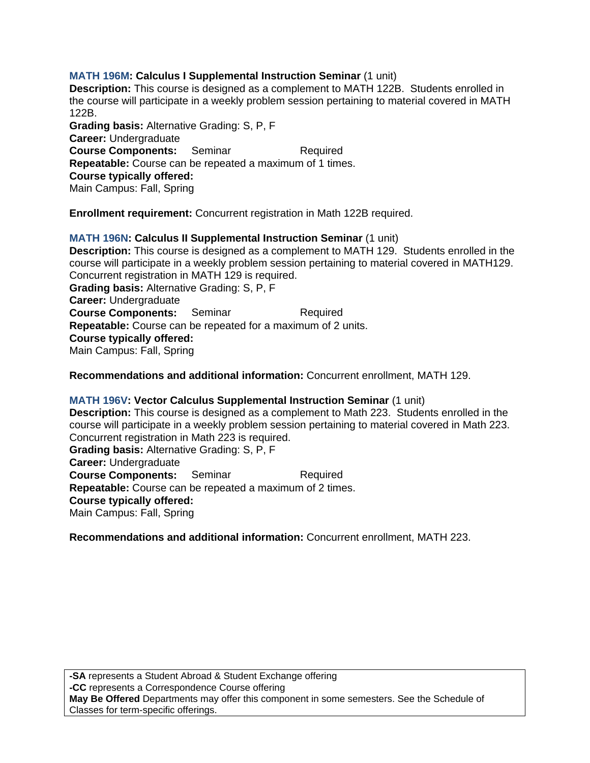**MATH 196M: Calculus I Supplemental Instruction Seminar** (1 unit)
**Description:** This course is designed as a complement to MATH 122B. Students enrolled in the course will participate in a weekly problem session pertaining to material covered in MATH 122B.
**Grading basis:** Alternative Grading: S, P, F
**Career:** Undergraduate
**Course Components:** Seminar Required
**Repeatable:** Course can be repeated a maximum of 1 times.
**Course typically offered:**
Main Campus: Fall, Spring

**Enrollment requirement:** Concurrent registration in Math 122B required.

**MATH 196N: Calculus II Supplemental Instruction Seminar** (1 unit)
**Description:** This course is designed as a complement to MATH 129. Students enrolled in the course will participate in a weekly problem session pertaining to material covered in MATH129. Concurrent registration in MATH 129 is required.
**Grading basis:** Alternative Grading: S, P, F
**Career:** Undergraduate
**Course Components:** Seminar Required
**Repeatable:** Course can be repeated for a maximum of 2 units.
**Course typically offered:**
Main Campus: Fall, Spring

**Recommendations and additional information:** Concurrent enrollment, MATH 129.

**MATH 196V: Vector Calculus Supplemental Instruction Seminar** (1 unit)
**Description:** This course is designed as a complement to Math 223. Students enrolled in the course will participate in a weekly problem session pertaining to material covered in Math 223. Concurrent registration in Math 223 is required.
**Grading basis:** Alternative Grading: S, P, F
**Career:** Undergraduate
**Course Components:** Seminar Required
**Repeatable:** Course can be repeated a maximum of 2 times.
**Course typically offered:**
Main Campus: Fall, Spring

**Recommendations and additional information:** Concurrent enrollment, MATH 223.

**-SA** represents a Student Abroad & Student Exchange offering
**-CC** represents a Correspondence Course offering
**May Be Offered** Departments may offer this component in some semesters. See the Schedule of Classes for term-specific offerings.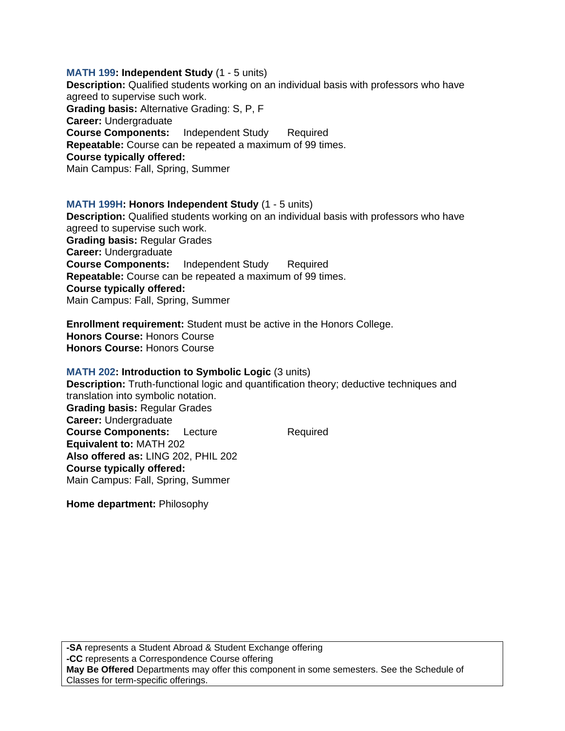**MATH 199: Independent Study** (1 - 5 units)
**Description:** Qualified students working on an individual basis with professors who have agreed to supervise such work.
**Grading basis:** Alternative Grading: S, P, F
**Career:** Undergraduate
**Course Components:** Independent Study Required
**Repeatable:** Course can be repeated a maximum of 99 times.
**Course typically offered:**
Main Campus: Fall, Spring, Summer

**MATH 199H: Honors Independent Study** (1 - 5 units)
**Description:** Qualified students working on an individual basis with professors who have agreed to supervise such work.
**Grading basis:** Regular Grades
**Career:** Undergraduate
**Course Components:** Independent Study Required
**Repeatable:** Course can be repeated a maximum of 99 times.
**Course typically offered:**
Main Campus: Fall, Spring, Summer

**Enrollment requirement:** Student must be active in the Honors College.
**Honors Course:** Honors Course
**Honors Course:** Honors Course

**MATH 202: Introduction to Symbolic Logic** (3 units)
**Description:** Truth-functional logic and quantification theory; deductive techniques and translation into symbolic notation.
**Grading basis:** Regular Grades
**Career:** Undergraduate
**Course Components:** Lecture Required
**Equivalent to:** MATH 202
**Also offered as:** LING 202, PHIL 202
**Course typically offered:**
Main Campus: Fall, Spring, Summer

**Home department:** Philosophy

**-SA** represents a Student Abroad & Student Exchange offering
**-CC** represents a Correspondence Course offering
**May Be Offered** Departments may offer this component in some semesters. See the Schedule of Classes for term-specific offerings.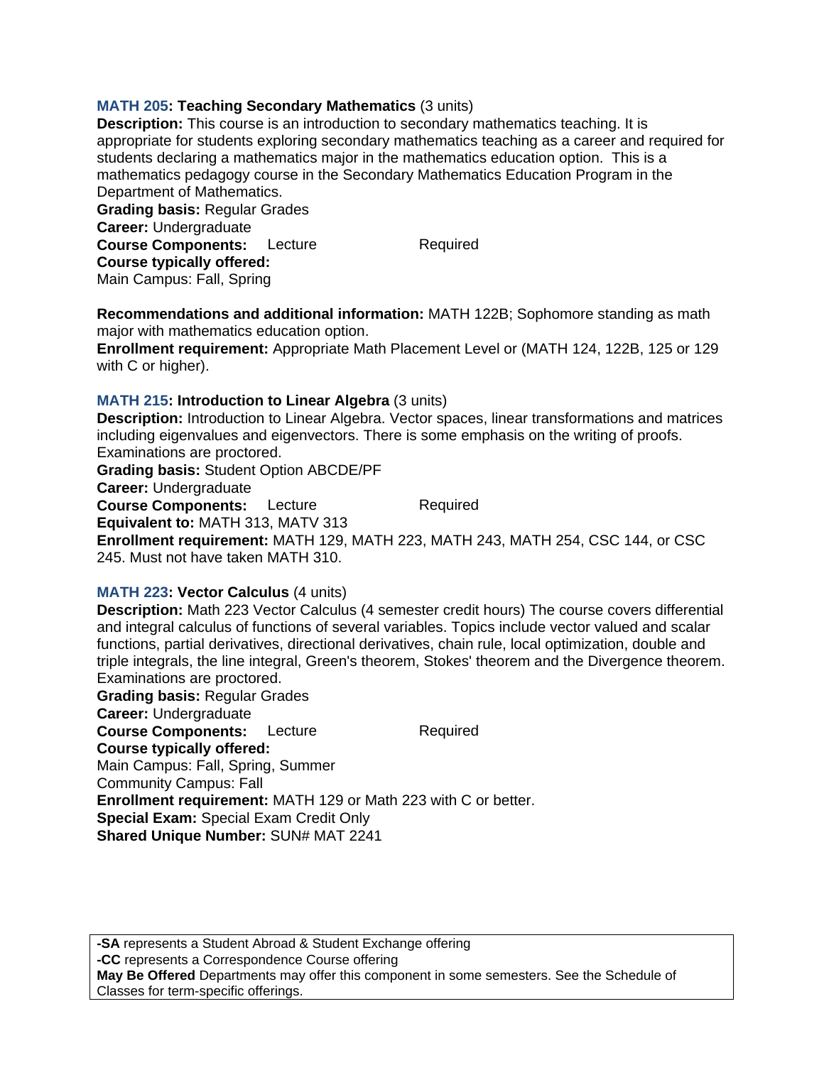**MATH 205: Teaching Secondary Mathematics** (3 units)
**Description:** This course is an introduction to secondary mathematics teaching. It is appropriate for students exploring secondary mathematics teaching as a career and required for students declaring a mathematics major in the mathematics education option. This is a mathematics pedagogy course in the Secondary Mathematics Education Program in the Department of Mathematics.
**Grading basis:** Regular Grades
**Career:** Undergraduate
**Course Components:** Lecture Required
**Course typically offered:**
Main Campus: Fall, Spring

**Recommendations and additional information:** MATH 122B; Sophomore standing as math major with mathematics education option.
**Enrollment requirement:** Appropriate Math Placement Level or (MATH 124, 122B, 125 or 129 with C or higher).

**MATH 215: Introduction to Linear Algebra** (3 units)
**Description:** Introduction to Linear Algebra. Vector spaces, linear transformations and matrices including eigenvalues and eigenvectors. There is some emphasis on the writing of proofs. Examinations are proctored.
**Grading basis:** Student Option ABCDE/PF
**Career:** Undergraduate
**Course Components:** Lecture Required
**Equivalent to:** MATH 313, MATV 313
**Enrollment requirement:** MATH 129, MATH 223, MATH 243, MATH 254, CSC 144, or CSC 245. Must not have taken MATH 310.

**MATH 223: Vector Calculus** (4 units)
**Description:** Math 223 Vector Calculus (4 semester credit hours) The course covers differential and integral calculus of functions of several variables. Topics include vector valued and scalar functions, partial derivatives, directional derivatives, chain rule, local optimization, double and triple integrals, the line integral, Green's theorem, Stokes' theorem and the Divergence theorem. Examinations are proctored.
**Grading basis:** Regular Grades
**Career:** Undergraduate
**Course Components:** Lecture Required
**Course typically offered:**
Main Campus: Fall, Spring, Summer
Community Campus: Fall
**Enrollment requirement:** MATH 129 or Math 223 with C or better.
**Special Exam:** Special Exam Credit Only
**Shared Unique Number:** SUN# MAT 2241

**-SA** represents a Student Abroad & Student Exchange offering
**-CC** represents a Correspondence Course offering
**May Be Offered** Departments may offer this component in some semesters. See the Schedule of Classes for term-specific offerings.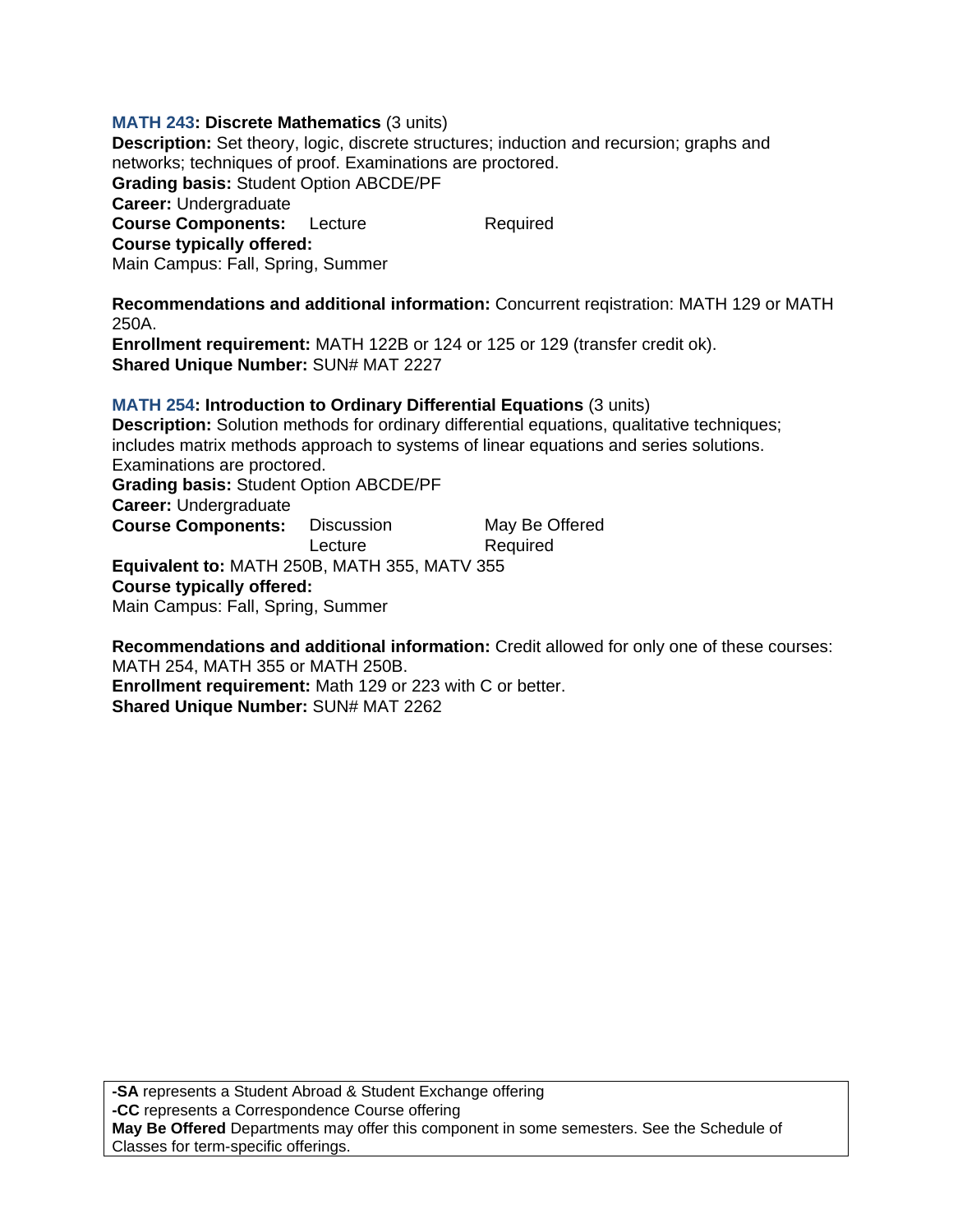**MATH 243: Discrete Mathematics** (3 units)
**Description:** Set theory, logic, discrete structures; induction and recursion; graphs and networks; techniques of proof. Examinations are proctored.
**Grading basis:** Student Option ABCDE/PF
**Career:** Undergraduate
**Course Components:** Lecture Required
**Course typically offered:**
Main Campus: Fall, Spring, Summer

**Recommendations and additional information:** Concurrent reqistration: MATH 129 or MATH 250A.
**Enrollment requirement:** MATH 122B or 124 or 125 or 129 (transfer credit ok).
**Shared Unique Number:** SUN# MAT 2227

**MATH 254: Introduction to Ordinary Differential Equations** (3 units)
**Description:** Solution methods for ordinary differential equations, qualitative techniques; includes matrix methods approach to systems of linear equations and series solutions. Examinations are proctored.
**Grading basis:** Student Option ABCDE/PF
**Career:** Undergraduate
**Course Components:** Discussion May Be Offered
Lecture Required
**Equivalent to:** MATH 250B, MATH 355, MATV 355
**Course typically offered:**
Main Campus: Fall, Spring, Summer

**Recommendations and additional information:** Credit allowed for only one of these courses: MATH 254, MATH 355 or MATH 250B.
**Enrollment requirement:** Math 129 or 223 with C or better.
**Shared Unique Number:** SUN# MAT 2262

**-SA** represents a Student Abroad & Student Exchange offering
**-CC** represents a Correspondence Course offering
**May Be Offered** Departments may offer this component in some semesters. See the Schedule of Classes for term-specific offerings.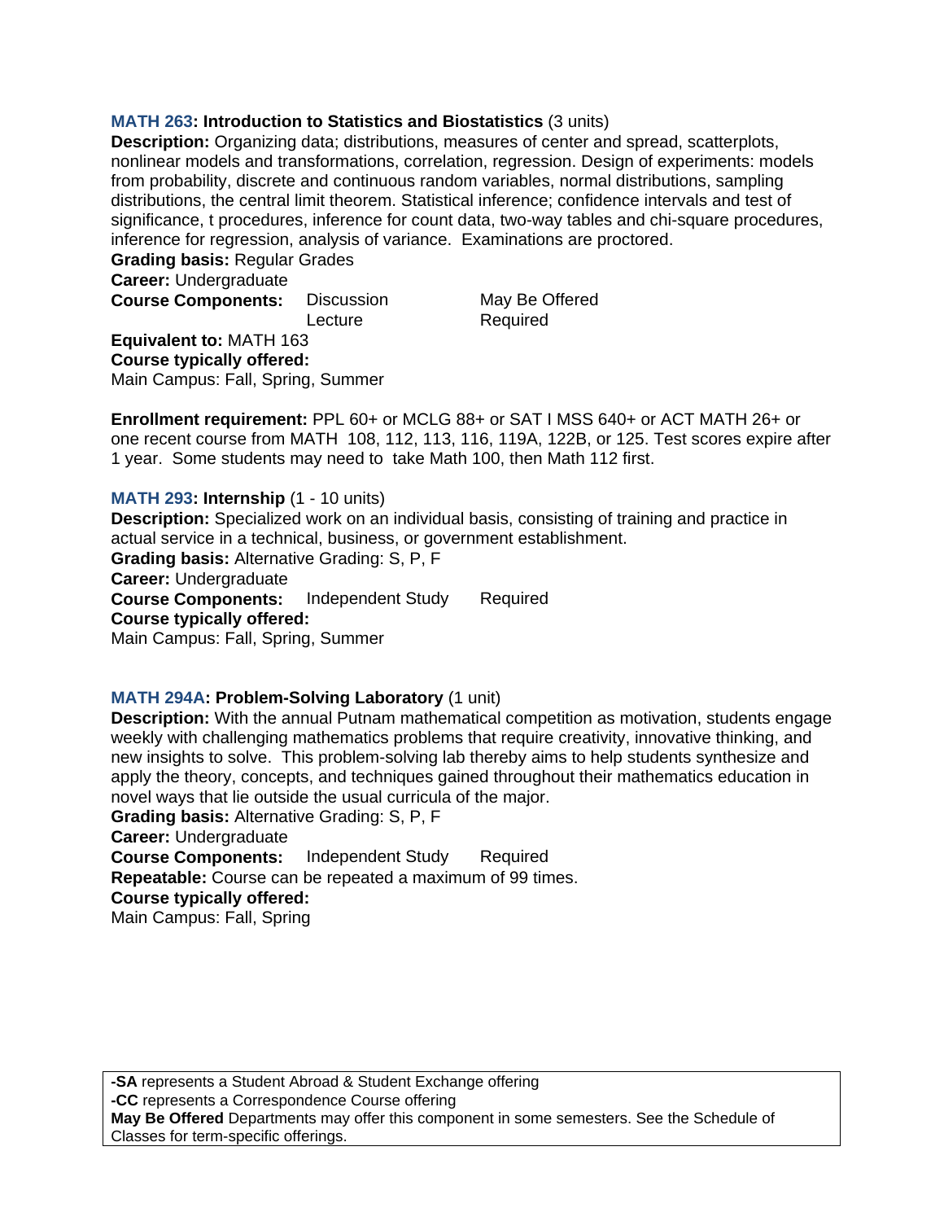**MATH 263: Introduction to Statistics and Biostatistics** (3 units)
**Description:** Organizing data; distributions, measures of center and spread, scatterplots, nonlinear models and transformations, correlation, regression. Design of experiments: models from probability, discrete and continuous random variables, normal distributions, sampling distributions, the central limit theorem. Statistical inference; confidence intervals and test of significance, t procedures, inference for count data, two-way tables and chi-square procedures, inference for regression, analysis of variance. Examinations are proctored.
**Grading basis:** Regular Grades
**Career:** Undergraduate

| **Course Components:** | | |
|---|---|---|
| | Discussion | May Be Offered |
| | Lecture | Required |

**Equivalent to:** MATH 163
**Course typically offered:**
Main Campus: Fall, Spring, Summer

**Enrollment requirement:** PPL 60+ or MCLG 88+ or SAT I MSS 640+ or ACT MATH 26+ or one recent course from MATH 108, 112, 113, 116, 119A, 122B, or 125. Test scores expire after 1 year. Some students may need to take Math 100, then Math 112 first.

**MATH 293: Internship** (1 - 10 units)
**Description:** Specialized work on an individual basis, consisting of training and practice in actual service in a technical, business, or government establishment.
**Grading basis:** Alternative Grading: S, P, F
**Career:** Undergraduate
**Course Components:** Independent Study Required
**Course typically offered:**
Main Campus: Fall, Spring, Summer

**MATH 294A: Problem-Solving Laboratory** (1 unit)
**Description:** With the annual Putnam mathematical competition as motivation, students engage weekly with challenging mathematics problems that require creativity, innovative thinking, and new insights to solve. This problem-solving lab thereby aims to help students synthesize and apply the theory, concepts, and techniques gained throughout their mathematics education in novel ways that lie outside the usual curricula of the major.
**Grading basis:** Alternative Grading: S, P, F
**Career:** Undergraduate
**Course Components:** Independent Study Required
**Repeatable:** Course can be repeated a maximum of 99 times.
**Course typically offered:**
Main Campus: Fall, Spring

**-SA** represents a Student Abroad & Student Exchange offering
**-CC** represents a Correspondence Course offering
**May Be Offered** Departments may offer this component in some semesters. See the Schedule of Classes for term-specific offerings.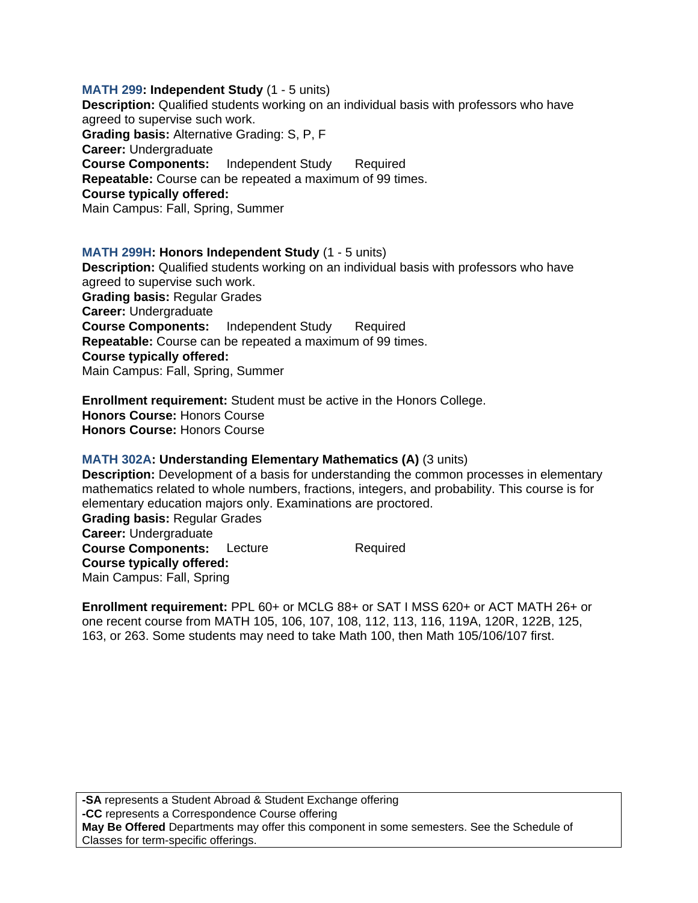**MATH 299: Independent Study** (1 - 5 units)
**Description:** Qualified students working on an individual basis with professors who have agreed to supervise such work.
**Grading basis:** Alternative Grading: S, P, F
**Career:** Undergraduate
**Course Components:** Independent Study Required
**Repeatable:** Course can be repeated a maximum of 99 times.
**Course typically offered:**
Main Campus: Fall, Spring, Summer

**MATH 299H: Honors Independent Study** (1 - 5 units)
**Description:** Qualified students working on an individual basis with professors who have agreed to supervise such work.
**Grading basis:** Regular Grades
**Career:** Undergraduate
**Course Components:** Independent Study Required
**Repeatable:** Course can be repeated a maximum of 99 times.
**Course typically offered:**
Main Campus: Fall, Spring, Summer

**Enrollment requirement:** Student must be active in the Honors College.
**Honors Course:** Honors Course
**Honors Course:** Honors Course

**MATH 302A: Understanding Elementary Mathematics (A)** (3 units)
**Description:** Development of a basis for understanding the common processes in elementary mathematics related to whole numbers, fractions, integers, and probability. This course is for elementary education majors only. Examinations are proctored.
**Grading basis:** Regular Grades
**Career:** Undergraduate
**Course Components:** Lecture Required
**Course typically offered:**
Main Campus: Fall, Spring

**Enrollment requirement:** PPL 60+ or MCLG 88+ or SAT I MSS 620+ or ACT MATH 26+ or one recent course from MATH 105, 106, 107, 108, 112, 113, 116, 119A, 120R, 122B, 125, 163, or 263. Some students may need to take Math 100, then Math 105/106/107 first.

**-SA** represents a Student Abroad & Student Exchange offering
**-CC** represents a Correspondence Course offering
**May Be Offered** Departments may offer this component in some semesters. See the Schedule of Classes for term-specific offerings.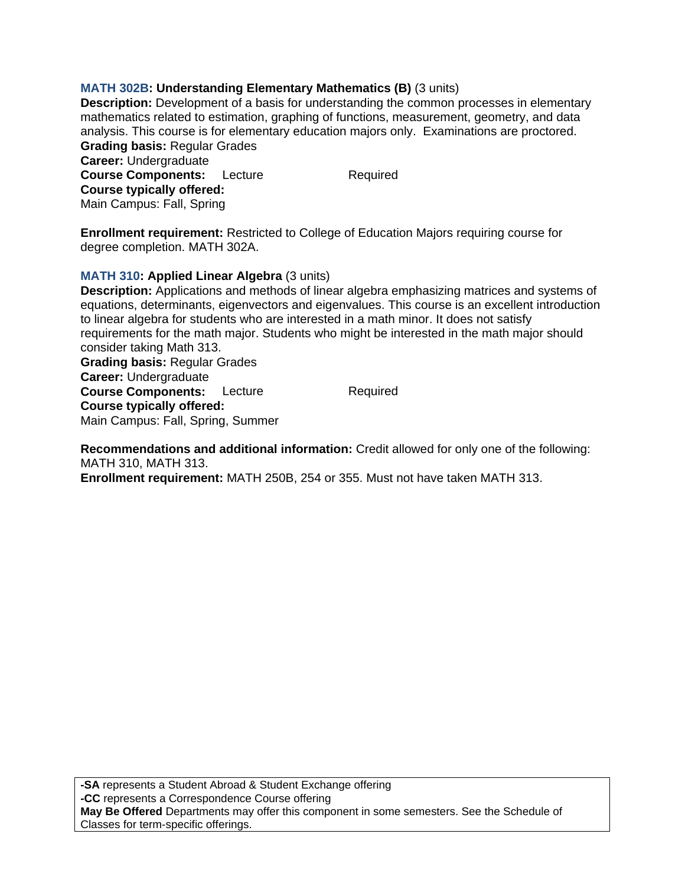**MATH 302B: Understanding Elementary Mathematics (B)** (3 units)
**Description:** Development of a basis for understanding the common processes in elementary mathematics related to estimation, graphing of functions, measurement, geometry, and data analysis. This course is for elementary education majors only. Examinations are proctored.
**Grading basis:** Regular Grades
**Career:** Undergraduate
**Course Components:** Lecture Required
**Course typically offered:**
Main Campus: Fall, Spring

**Enrollment requirement:** Restricted to College of Education Majors requiring course for degree completion. MATH 302A.

**MATH 310: Applied Linear Algebra** (3 units)
**Description:** Applications and methods of linear algebra emphasizing matrices and systems of equations, determinants, eigenvectors and eigenvalues. This course is an excellent introduction to linear algebra for students who are interested in a math minor. It does not satisfy requirements for the math major. Students who might be interested in the math major should consider taking Math 313.
**Grading basis:** Regular Grades
**Career:** Undergraduate
**Course Components:** Lecture Required
**Course typically offered:**
Main Campus: Fall, Spring, Summer

**Recommendations and additional information:** Credit allowed for only one of the following: MATH 310, MATH 313.
**Enrollment requirement:** MATH 250B, 254 or 355. Must not have taken MATH 313.

**-SA** represents a Student Abroad & Student Exchange offering
**-CC** represents a Correspondence Course offering
**May Be Offered** Departments may offer this component in some semesters. See the Schedule of Classes for term-specific offerings.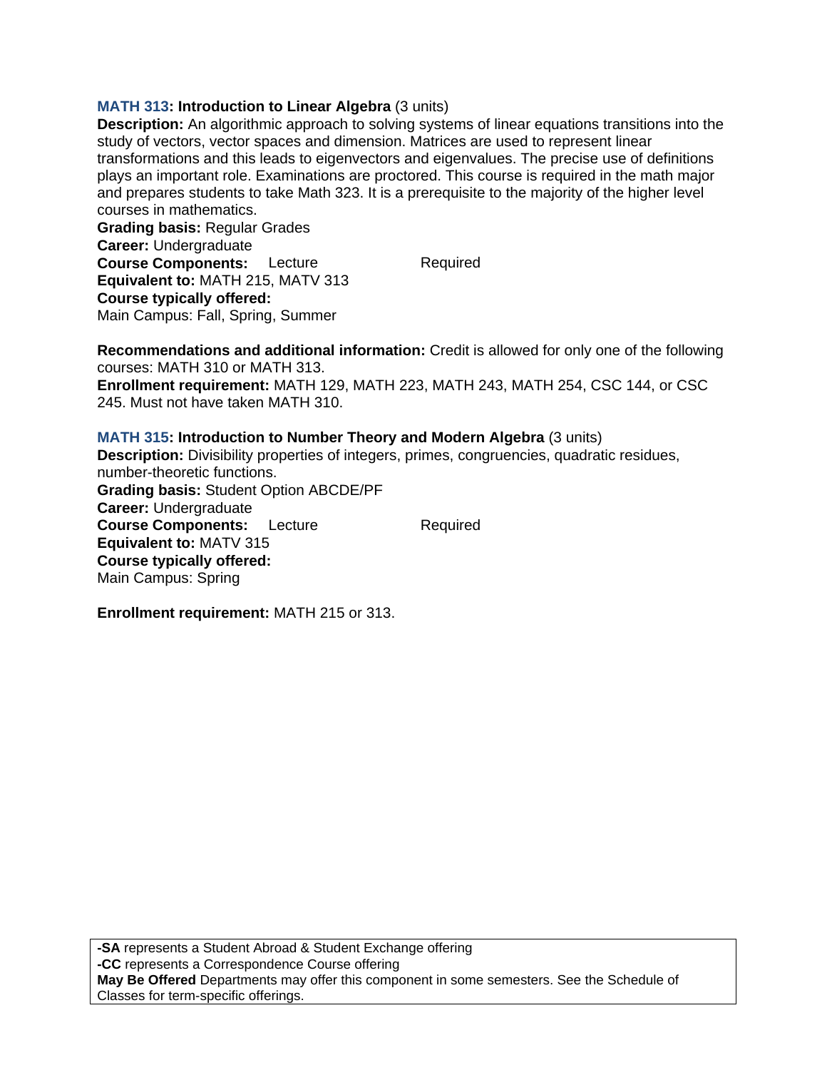**MATH 313: Introduction to Linear Algebra** (3 units)
**Description:** An algorithmic approach to solving systems of linear equations transitions into the study of vectors, vector spaces and dimension. Matrices are used to represent linear transformations and this leads to eigenvectors and eigenvalues. The precise use of definitions plays an important role. Examinations are proctored. This course is required in the math major and prepares students to take Math 323. It is a prerequisite to the majority of the higher level courses in mathematics.
**Grading basis:** Regular Grades
**Career:** Undergraduate
**Course Components:** Lecture Required
**Equivalent to:** MATH 215, MATV 313
**Course typically offered:**
Main Campus: Fall, Spring, Summer

**Recommendations and additional information:** Credit is allowed for only one of the following courses: MATH 310 or MATH 313.
**Enrollment requirement:** MATH 129, MATH 223, MATH 243, MATH 254, CSC 144, or CSC 245. Must not have taken MATH 310.

**MATH 315: Introduction to Number Theory and Modern Algebra** (3 units)
**Description:** Divisibility properties of integers, primes, congruencies, quadratic residues, number-theoretic functions.
**Grading basis:** Student Option ABCDE/PF
**Career:** Undergraduate
**Course Components:** Lecture Required
**Equivalent to:** MATV 315
**Course typically offered:**
Main Campus: Spring

**Enrollment requirement:** MATH 215 or 313.

**-SA** represents a Student Abroad & Student Exchange offering
**-CC** represents a Correspondence Course offering
**May Be Offered** Departments may offer this component in some semesters. See the Schedule of Classes for term-specific offerings.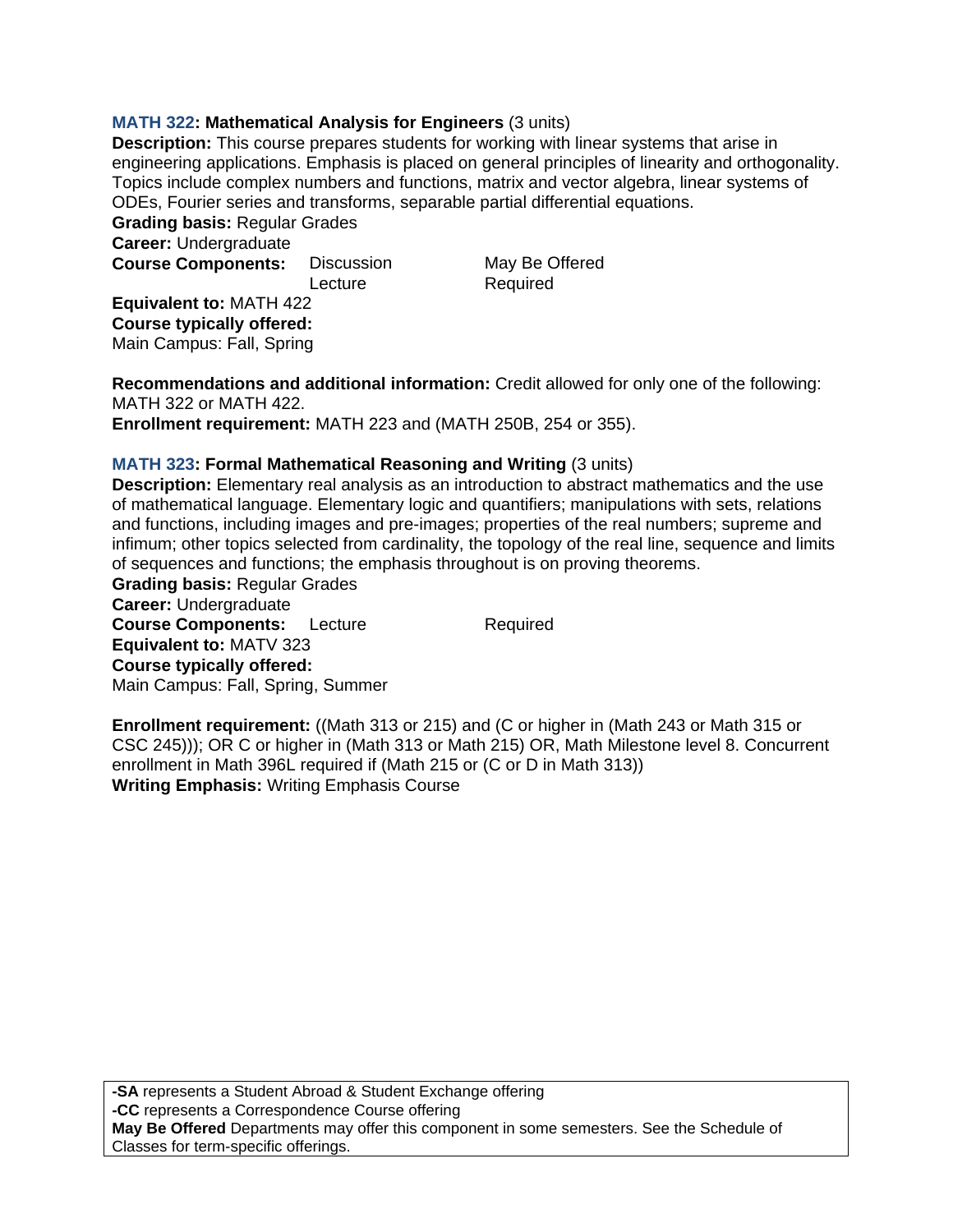**MATH 322: Mathematical Analysis for Engineers** (3 units)
**Description:** This course prepares students for working with linear systems that arise in engineering applications. Emphasis is placed on general principles of linearity and orthogonality. Topics include complex numbers and functions, matrix and vector algebra, linear systems of ODEs, Fourier series and transforms, separable partial differential equations.
**Grading basis:** Regular Grades
**Career:** Undergraduate

| **Course Components:** | | |
|---|---|---|
| | Discussion | May Be Offered |
| | Lecture | Required |

**Equivalent to:** MATH 422
**Course typically offered:**
Main Campus: Fall, Spring

**Recommendations and additional information:** Credit allowed for only one of the following: MATH 322 or MATH 422.
**Enrollment requirement:** MATH 223 and (MATH 250B, 254 or 355).

**MATH 323: Formal Mathematical Reasoning and Writing** (3 units)
**Description:** Elementary real analysis as an introduction to abstract mathematics and the use of mathematical language. Elementary logic and quantifiers; manipulations with sets, relations and functions, including images and pre-images; properties of the real numbers; supreme and infimum; other topics selected from cardinality, the topology of the real line, sequence and limits of sequences and functions; the emphasis throughout is on proving theorems.
**Grading basis:** Regular Grades
**Career:** Undergraduate
**Course Components:** Lecture Required
**Equivalent to:** MATV 323
**Course typically offered:**
Main Campus: Fall, Spring, Summer

**Enrollment requirement:** ((Math 313 or 215) and (C or higher in (Math 243 or Math 315 or CSC 245))); OR C or higher in (Math 313 or Math 215) OR, Math Milestone level 8. Concurrent enrollment in Math 396L required if (Math 215 or (C or D in Math 313))
**Writing Emphasis:** Writing Emphasis Course

**-SA** represents a Student Abroad & Student Exchange offering
**-CC** represents a Correspondence Course offering
**May Be Offered** Departments may offer this component in some semesters. See the Schedule of Classes for term-specific offerings.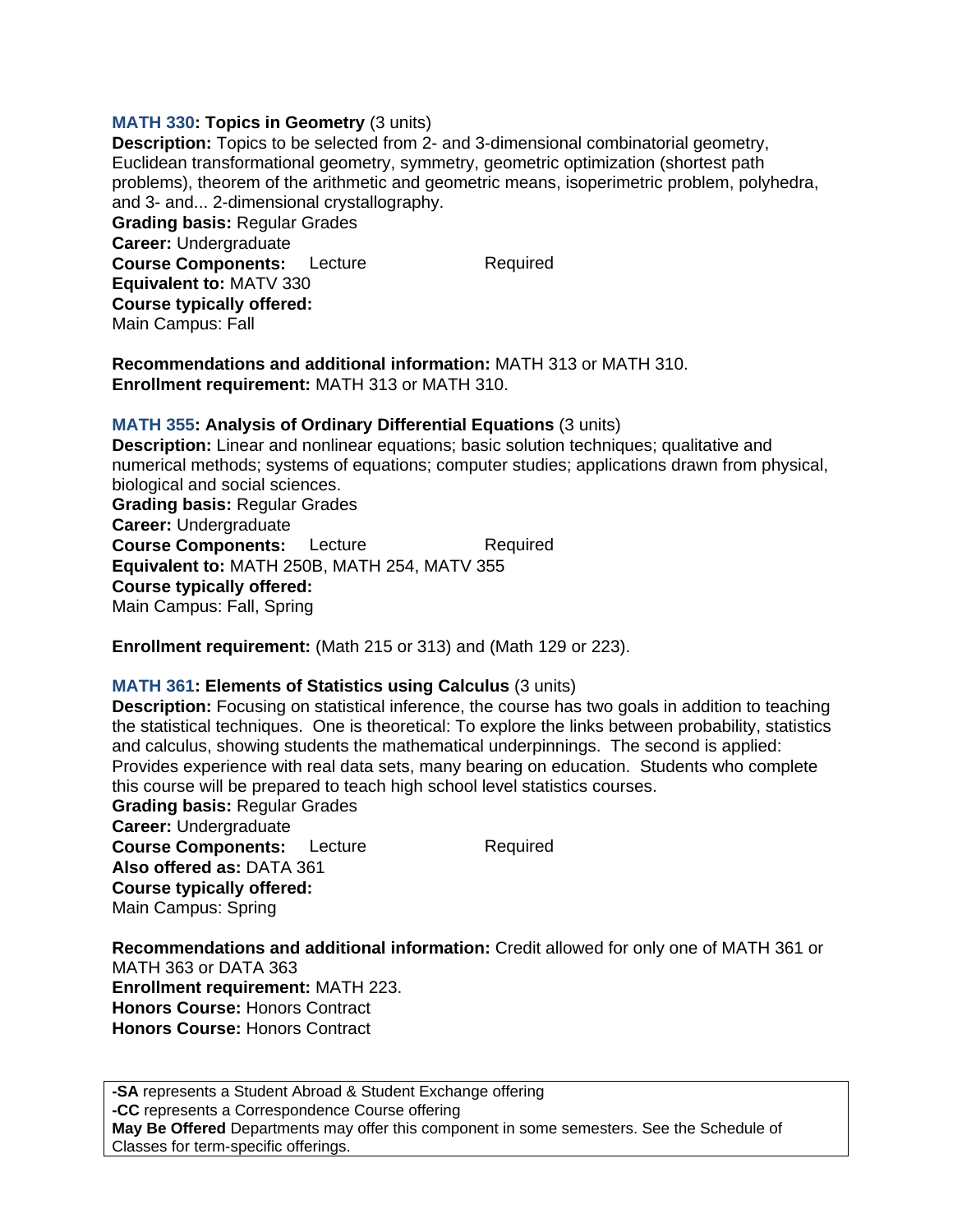**MATH 330: Topics in Geometry** (3 units)
**Description:** Topics to be selected from 2- and 3-dimensional combinatorial geometry, Euclidean transformational geometry, symmetry, geometric optimization (shortest path problems), theorem of the arithmetic and geometric means, isoperimetric problem, polyhedra, and 3- and... 2-dimensional crystallography.
**Grading basis:** Regular Grades
**Career:** Undergraduate
**Course Components:** Lecture Required
**Equivalent to:** MATV 330
**Course typically offered:**
Main Campus: Fall

**Recommendations and additional information:** MATH 313 or MATH 310.
**Enrollment requirement:** MATH 313 or MATH 310.

**MATH 355: Analysis of Ordinary Differential Equations** (3 units)
**Description:** Linear and nonlinear equations; basic solution techniques; qualitative and numerical methods; systems of equations; computer studies; applications drawn from physical, biological and social sciences.
**Grading basis:** Regular Grades
**Career:** Undergraduate
**Course Components:** Lecture Required
**Equivalent to:** MATH 250B, MATH 254, MATV 355
**Course typically offered:**
Main Campus: Fall, Spring

**Enrollment requirement:** (Math 215 or 313) and (Math 129 or 223).

**MATH 361: Elements of Statistics using Calculus** (3 units)
**Description:** Focusing on statistical inference, the course has two goals in addition to teaching the statistical techniques. One is theoretical: To explore the links between probability, statistics and calculus, showing students the mathematical underpinnings. The second is applied: Provides experience with real data sets, many bearing on education. Students who complete this course will be prepared to teach high school level statistics courses.
**Grading basis:** Regular Grades
**Career:** Undergraduate
**Course Components:** Lecture Required
**Also offered as:** DATA 361
**Course typically offered:**
Main Campus: Spring

**Recommendations and additional information:** Credit allowed for only one of MATH 361 or MATH 363 or DATA 363
**Enrollment requirement:** MATH 223.
**Honors Course:** Honors Contract
**Honors Course:** Honors Contract

**-SA** represents a Student Abroad & Student Exchange offering
**-CC** represents a Correspondence Course offering
**May Be Offered** Departments may offer this component in some semesters. See the Schedule of Classes for term-specific offerings.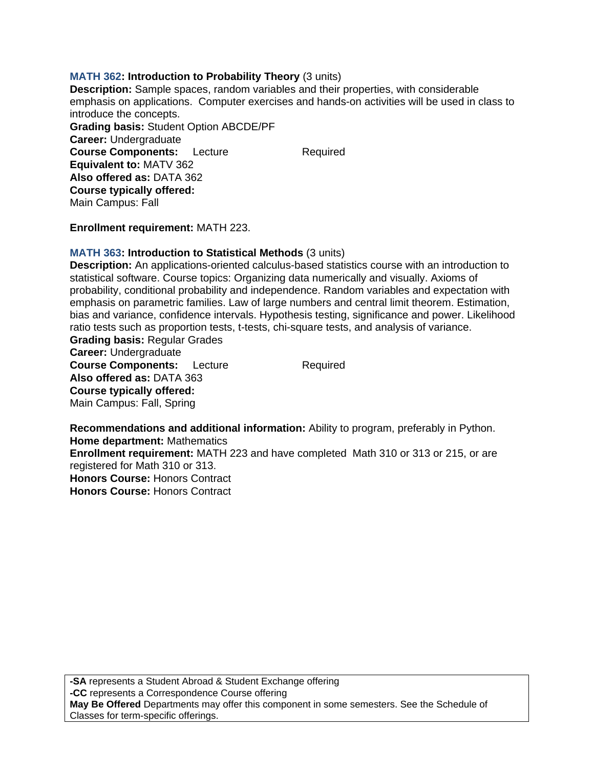**MATH 362: Introduction to Probability Theory** (3 units)
**Description:** Sample spaces, random variables and their properties, with considerable emphasis on applications. Computer exercises and hands-on activities will be used in class to introduce the concepts.
**Grading basis:** Student Option ABCDE/PF
**Career:** Undergraduate
**Course Components:** Lecture Required
**Equivalent to:** MATV 362
**Also offered as:** DATA 362
**Course typically offered:**
Main Campus: Fall

**Enrollment requirement:** MATH 223.

**MATH 363: Introduction to Statistical Methods** (3 units)
**Description:** An applications-oriented calculus-based statistics course with an introduction to statistical software. Course topics: Organizing data numerically and visually. Axioms of probability, conditional probability and independence. Random variables and expectation with emphasis on parametric families. Law of large numbers and central limit theorem. Estimation, bias and variance, confidence intervals. Hypothesis testing, significance and power. Likelihood ratio tests such as proportion tests, t-tests, chi-square tests, and analysis of variance.
**Grading basis:** Regular Grades
**Career:** Undergraduate
**Course Components:** Lecture Required
**Also offered as:** DATA 363
**Course typically offered:**
Main Campus: Fall, Spring

**Recommendations and additional information:** Ability to program, preferably in Python.
**Home department:** Mathematics
**Enrollment requirement:** MATH 223 and have completed Math 310 or 313 or 215, or are registered for Math 310 or 313.
**Honors Course:** Honors Contract
**Honors Course:** Honors Contract

**-SA** represents a Student Abroad & Student Exchange offering
**-CC** represents a Correspondence Course offering
**May Be Offered** Departments may offer this component in some semesters. See the Schedule of Classes for term-specific offerings.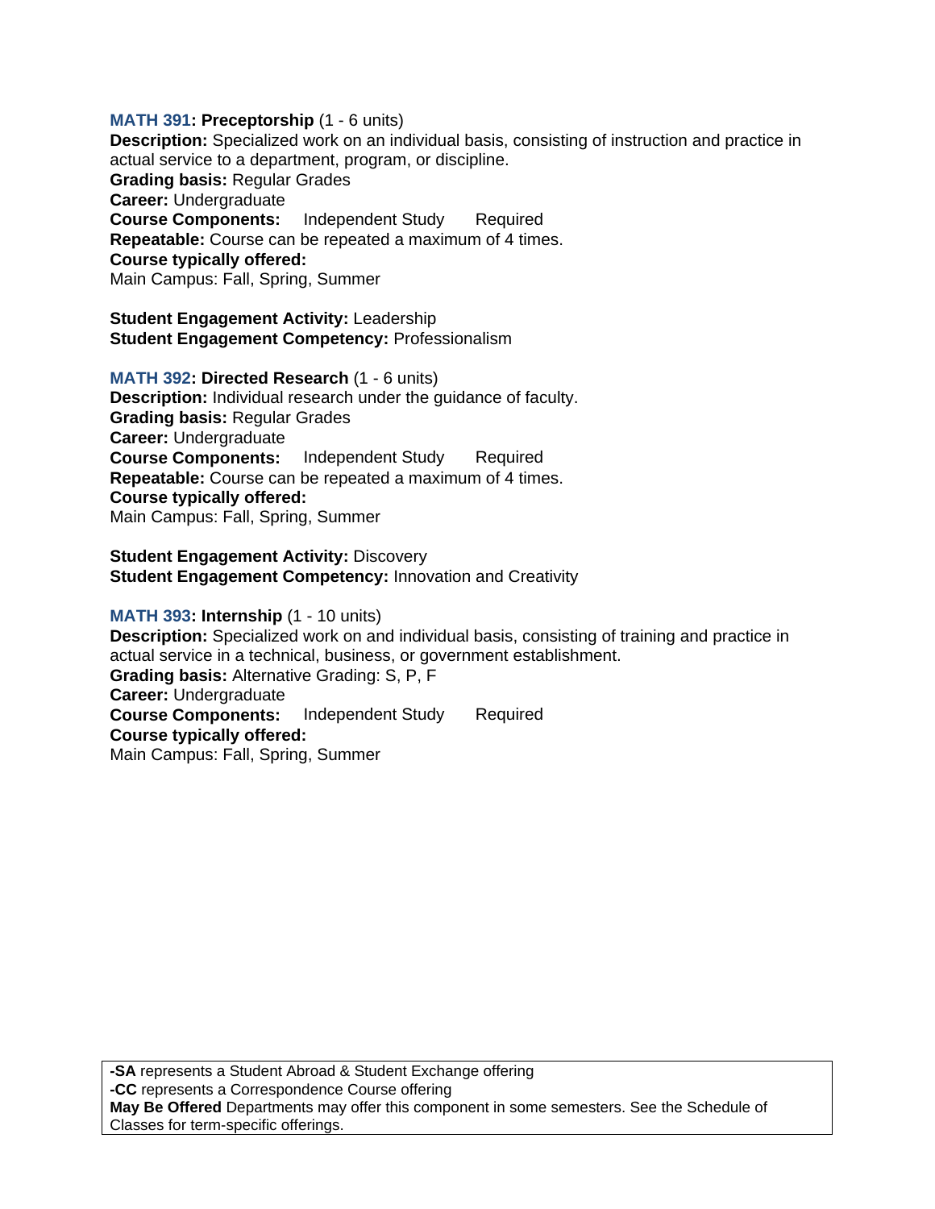**MATH 391: Preceptorship** (1 - 6 units)
**Description:** Specialized work on an individual basis, consisting of instruction and practice in actual service to a department, program, or discipline.
**Grading basis:** Regular Grades
**Career:** Undergraduate
**Course Components:** Independent Study Required
**Repeatable:** Course can be repeated a maximum of 4 times.
**Course typically offered:**
Main Campus: Fall, Spring, Summer

**Student Engagement Activity:** Leadership
**Student Engagement Competency:** Professionalism

**MATH 392: Directed Research** (1 - 6 units)
**Description:** Individual research under the guidance of faculty.
**Grading basis:** Regular Grades
**Career:** Undergraduate
**Course Components:** Independent Study Required
**Repeatable:** Course can be repeated a maximum of 4 times.
**Course typically offered:**
Main Campus: Fall, Spring, Summer

**Student Engagement Activity:** Discovery
**Student Engagement Competency:** Innovation and Creativity

**MATH 393: Internship** (1 - 10 units)
**Description:** Specialized work on and individual basis, consisting of training and practice in actual service in a technical, business, or government establishment.
**Grading basis:** Alternative Grading: S, P, F
**Career:** Undergraduate
**Course Components:** Independent Study Required
**Course typically offered:**
Main Campus: Fall, Spring, Summer

**-SA** represents a Student Abroad & Student Exchange offering
**-CC** represents a Correspondence Course offering
**May Be Offered** Departments may offer this component in some semesters. See the Schedule of Classes for term-specific offerings.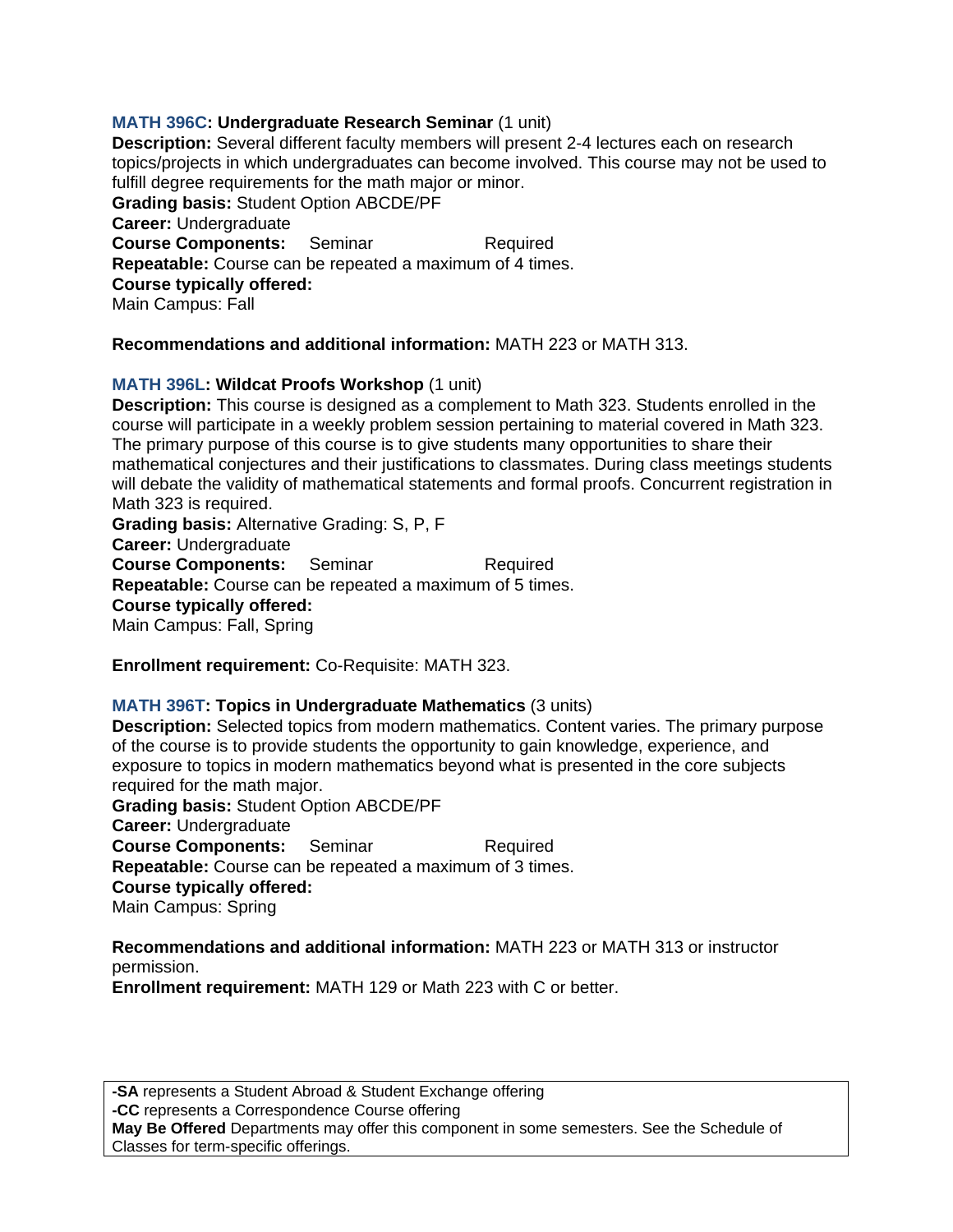**MATH 396C: Undergraduate Research Seminar** (1 unit)
**Description:** Several different faculty members will present 2-4 lectures each on research topics/projects in which undergraduates can become involved. This course may not be used to fulfill degree requirements for the math major or minor.
**Grading basis:** Student Option ABCDE/PF
**Career:** Undergraduate
**Course Components:** Seminar Required
**Repeatable:** Course can be repeated a maximum of 4 times.
**Course typically offered:**
Main Campus: Fall

**Recommendations and additional information:** MATH 223 or MATH 313.

**MATH 396L: Wildcat Proofs Workshop** (1 unit)
**Description:** This course is designed as a complement to Math 323. Students enrolled in the course will participate in a weekly problem session pertaining to material covered in Math 323. The primary purpose of this course is to give students many opportunities to share their mathematical conjectures and their justifications to classmates. During class meetings students will debate the validity of mathematical statements and formal proofs. Concurrent registration in Math 323 is required.
**Grading basis:** Alternative Grading: S, P, F
**Career:** Undergraduate
**Course Components:** Seminar Required
**Repeatable:** Course can be repeated a maximum of 5 times.
**Course typically offered:**
Main Campus: Fall, Spring

**Enrollment requirement:** Co-Requisite: MATH 323.

**MATH 396T: Topics in Undergraduate Mathematics** (3 units)
**Description:** Selected topics from modern mathematics. Content varies. The primary purpose of the course is to provide students the opportunity to gain knowledge, experience, and exposure to topics in modern mathematics beyond what is presented in the core subjects required for the math major.
**Grading basis:** Student Option ABCDE/PF
**Career:** Undergraduate
**Course Components:** Seminar Required
**Repeatable:** Course can be repeated a maximum of 3 times.
**Course typically offered:**
Main Campus: Spring

**Recommendations and additional information:** MATH 223 or MATH 313 or instructor permission.
**Enrollment requirement:** MATH 129 or Math 223 with C or better.

**-SA** represents a Student Abroad & Student Exchange offering
**-CC** represents a Correspondence Course offering
**May Be Offered** Departments may offer this component in some semesters. See the Schedule of Classes for term-specific offerings.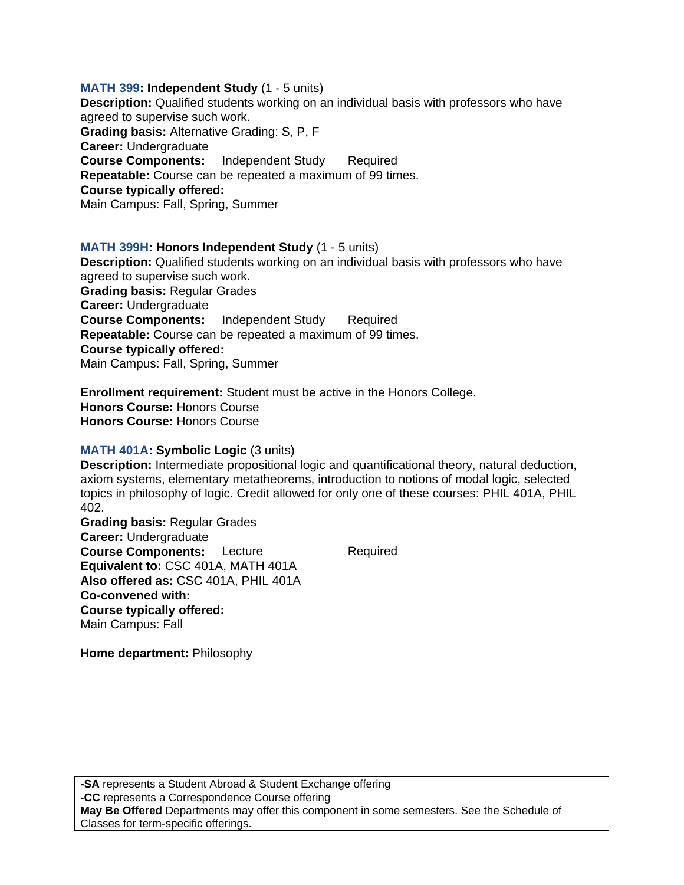**MATH 399: Independent Study** (1 - 5 units)
**Description:** Qualified students working on an individual basis with professors who have agreed to supervise such work.
**Grading basis:** Alternative Grading: S, P, F
**Career:** Undergraduate
**Course Components:** Independent Study Required
**Repeatable:** Course can be repeated a maximum of 99 times.
**Course typically offered:**
Main Campus: Fall, Spring, Summer

**MATH 399H: Honors Independent Study** (1 - 5 units)
**Description:** Qualified students working on an individual basis with professors who have agreed to supervise such work.
**Grading basis:** Regular Grades
**Career:** Undergraduate
**Course Components:** Independent Study Required
**Repeatable:** Course can be repeated a maximum of 99 times.
**Course typically offered:**
Main Campus: Fall, Spring, Summer

**Enrollment requirement:** Student must be active in the Honors College.
**Honors Course:** Honors Course
**Honors Course:** Honors Course

**MATH 401A: Symbolic Logic** (3 units)
**Description:** Intermediate propositional logic and quantificational theory, natural deduction, axiom systems, elementary metatheorems, introduction to notions of modal logic, selected topics in philosophy of logic. Credit allowed for only one of these courses: PHIL 401A, PHIL 402.
**Grading basis:** Regular Grades
**Career:** Undergraduate
**Course Components:** Lecture Required
**Equivalent to:** CSC 401A, MATH 401A
**Also offered as:** CSC 401A, PHIL 401A
**Co-convened with:**
**Course typically offered:**
Main Campus: Fall

**Home department:** Philosophy

**-SA** represents a Student Abroad & Student Exchange offering
**-CC** represents a Correspondence Course offering
**May Be Offered** Departments may offer this component in some semesters. See the Schedule of Classes for term-specific offerings.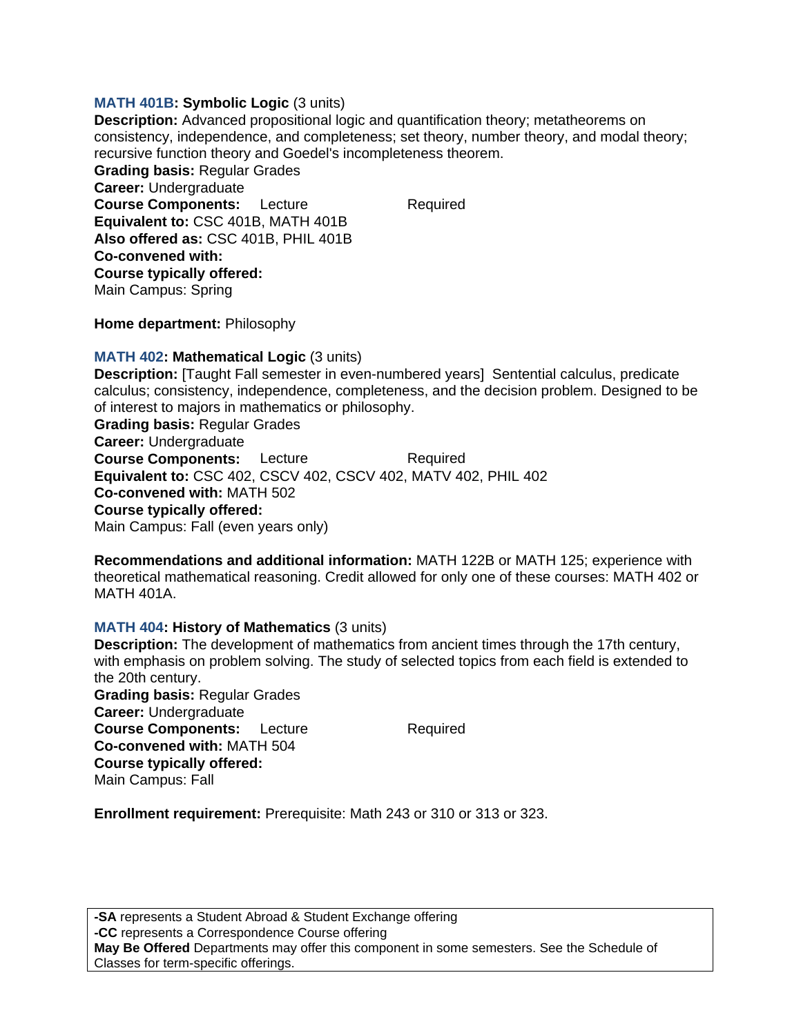**MATH 401B: Symbolic Logic** (3 units)
**Description:** Advanced propositional logic and quantification theory; metatheorems on consistency, independence, and completeness; set theory, number theory, and modal theory; recursive function theory and Goedel's incompleteness theorem.
**Grading basis:** Regular Grades
**Career:** Undergraduate
**Course Components:** Lecture Required
**Equivalent to:** CSC 401B, MATH 401B
**Also offered as:** CSC 401B, PHIL 401B
**Co-convened with:**
**Course typically offered:**
Main Campus: Spring

**Home department:** Philosophy

**MATH 402: Mathematical Logic** (3 units)
**Description:** [Taught Fall semester in even-numbered years] Sentential calculus, predicate calculus; consistency, independence, completeness, and the decision problem. Designed to be of interest to majors in mathematics or philosophy.
**Grading basis:** Regular Grades
**Career:** Undergraduate
**Course Components:** Lecture Required
**Equivalent to:** CSC 402, CSCV 402, CSCV 402, MATV 402, PHIL 402
**Co-convened with:** MATH 502
**Course typically offered:**
Main Campus: Fall (even years only)

**Recommendations and additional information:** MATH 122B or MATH 125; experience with theoretical mathematical reasoning. Credit allowed for only one of these courses: MATH 402 or MATH 401A.

**MATH 404: History of Mathematics** (3 units)
**Description:** The development of mathematics from ancient times through the 17th century, with emphasis on problem solving. The study of selected topics from each field is extended to the 20th century.
**Grading basis:** Regular Grades
**Career:** Undergraduate
**Course Components:** Lecture Required
**Co-convened with:** MATH 504
**Course typically offered:**
Main Campus: Fall

**Enrollment requirement:** Prerequisite: Math 243 or 310 or 313 or 323.

**-SA** represents a Student Abroad & Student Exchange offering
**-CC** represents a Correspondence Course offering
**May Be Offered** Departments may offer this component in some semesters. See the Schedule of Classes for term-specific offerings.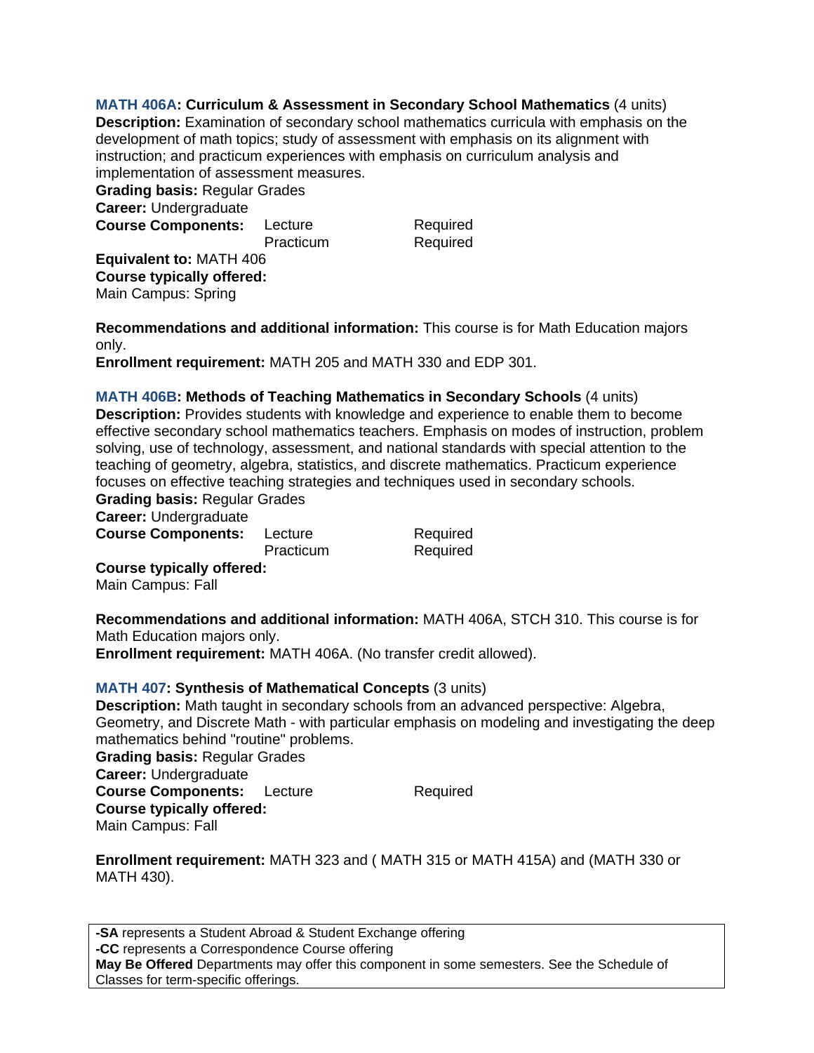**MATH 406A: Curriculum & Assessment in Secondary School Mathematics** (4 units)
**Description:** Examination of secondary school mathematics curricula with emphasis on the development of math topics; study of assessment with emphasis on its alignment with instruction; and practicum experiences with emphasis on curriculum analysis and implementation of assessment measures.
**Grading basis:** Regular Grades
**Career:** Undergraduate

| **Course Components:** | Lecture | Required |
|---|---|---|
| | Practicum | Required |

**Equivalent to:** MATH 406
**Course typically offered:**
Main Campus: Spring

**Recommendations and additional information:** This course is for Math Education majors only.
**Enrollment requirement:** MATH 205 and MATH 330 and EDP 301.

**MATH 406B: Methods of Teaching Mathematics in Secondary Schools** (4 units)
**Description:** Provides students with knowledge and experience to enable them to become effective secondary school mathematics teachers. Emphasis on modes of instruction, problem solving, use of technology, assessment, and national standards with special attention to the teaching of geometry, algebra, statistics, and discrete mathematics. Practicum experience focuses on effective teaching strategies and techniques used in secondary schools.
**Grading basis:** Regular Grades
**Career:** Undergraduate

| **Course Components:** | Lecture | Required |
|---|---|---|
| | Practicum | Required |

**Course typically offered:**
Main Campus: Fall

**Recommendations and additional information:** MATH 406A, STCH 310. This course is for Math Education majors only.
**Enrollment requirement:** MATH 406A. (No transfer credit allowed).

**MATH 407: Synthesis of Mathematical Concepts** (3 units)
**Description:** Math taught in secondary schools from an advanced perspective: Algebra, Geometry, and Discrete Math - with particular emphasis on modeling and investigating the deep mathematics behind "routine" problems.
**Grading basis:** Regular Grades
**Career:** Undergraduate
**Course Components:** Lecture Required
**Course typically offered:**
Main Campus: Fall

**Enrollment requirement:** MATH 323 and ( MATH 315 or MATH 415A) and (MATH 330 or MATH 430).

**-SA** represents a Student Abroad & Student Exchange offering
**-CC** represents a Correspondence Course offering
**May Be Offered** Departments may offer this component in some semesters. See the Schedule of Classes for term-specific offerings.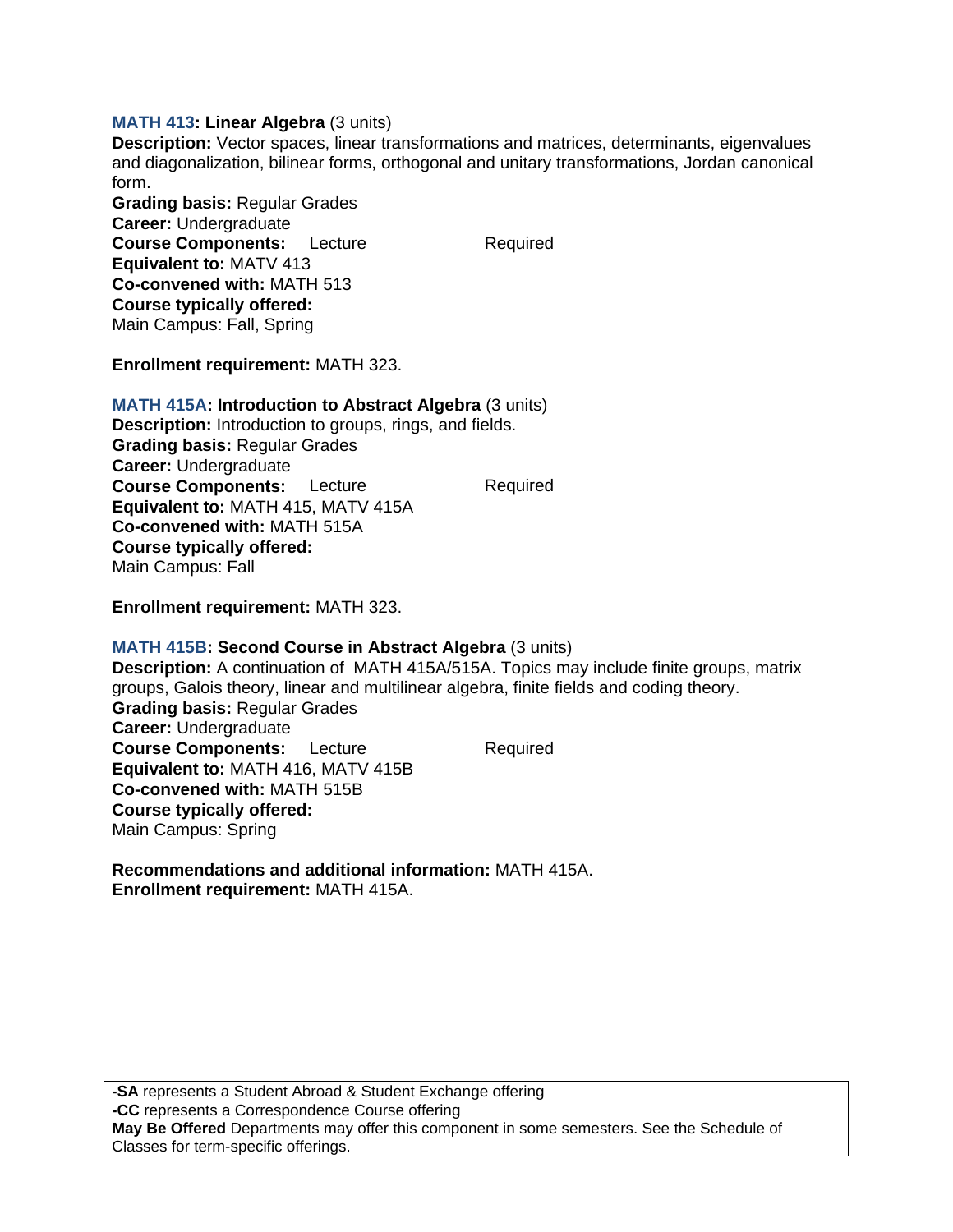**MATH 413: Linear Algebra** (3 units)
**Description:** Vector spaces, linear transformations and matrices, determinants, eigenvalues and diagonalization, bilinear forms, orthogonal and unitary transformations, Jordan canonical form.
**Grading basis:** Regular Grades
**Career:** Undergraduate
**Course Components:** Lecture Required
**Equivalent to:** MATV 413
**Co-convened with:** MATH 513
**Course typically offered:**
Main Campus: Fall, Spring

**Enrollment requirement:** MATH 323.

**MATH 415A: Introduction to Abstract Algebra** (3 units)
**Description:** Introduction to groups, rings, and fields.
**Grading basis:** Regular Grades
**Career:** Undergraduate
**Course Components:** Lecture Required
**Equivalent to:** MATH 415, MATV 415A
**Co-convened with:** MATH 515A
**Course typically offered:**
Main Campus: Fall

**Enrollment requirement:** MATH 323.

**MATH 415B: Second Course in Abstract Algebra** (3 units)
**Description:** A continuation of MATH 415A/515A. Topics may include finite groups, matrix groups, Galois theory, linear and multilinear algebra, finite fields and coding theory.
**Grading basis:** Regular Grades
**Career:** Undergraduate
**Course Components:** Lecture Required
**Equivalent to:** MATH 416, MATV 415B
**Co-convened with:** MATH 515B
**Course typically offered:**
Main Campus: Spring

**Recommendations and additional information:** MATH 415A.
**Enrollment requirement:** MATH 415A.

**-SA** represents a Student Abroad & Student Exchange offering
**-CC** represents a Correspondence Course offering
**May Be Offered** Departments may offer this component in some semesters. See the Schedule of Classes for term-specific offerings.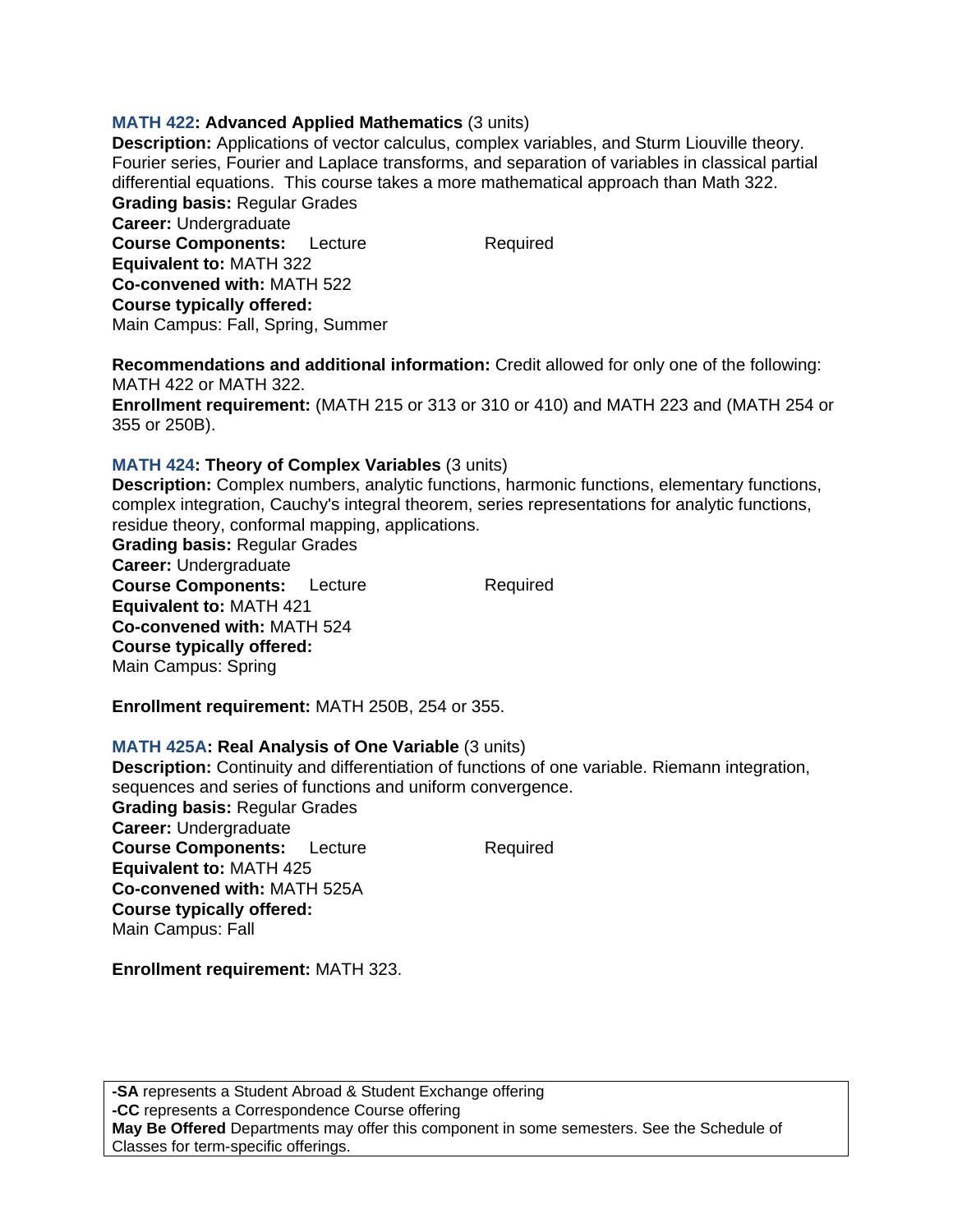**MATH 422: Advanced Applied Mathematics** (3 units)
**Description:** Applications of vector calculus, complex variables, and Sturm Liouville theory. Fourier series, Fourier and Laplace transforms, and separation of variables in classical partial differential equations.  This course takes a more mathematical approach than Math 322.
**Grading basis:** Regular Grades
**Career:** Undergraduate
**Course Components:** Lecture Required
**Equivalent to:** MATH 322
**Co-convened with:** MATH 522
**Course typically offered:**
Main Campus: Fall, Spring, Summer

**Recommendations and additional information:** Credit allowed for only one of the following: MATH 422 or MATH 322.
**Enrollment requirement:** (MATH 215 or 313 or 310 or 410) and MATH 223 and (MATH 254 or 355 or 250B).

**MATH 424: Theory of Complex Variables** (3 units)
**Description:** Complex numbers, analytic functions, harmonic functions, elementary functions, complex integration, Cauchy's integral theorem, series representations for analytic functions, residue theory, conformal mapping, applications.
**Grading basis:** Regular Grades
**Career:** Undergraduate
**Course Components:** Lecture Required
**Equivalent to:** MATH 421
**Co-convened with:** MATH 524
**Course typically offered:**
Main Campus: Spring

**Enrollment requirement:** MATH 250B, 254 or 355.

**MATH 425A: Real Analysis of One Variable** (3 units)
**Description:** Continuity and differentiation of functions of one variable. Riemann integration, sequences and series of functions and uniform convergence.
**Grading basis:** Regular Grades
**Career:** Undergraduate
**Course Components:** Lecture Required
**Equivalent to:** MATH 425
**Co-convened with:** MATH 525A
**Course typically offered:**
Main Campus: Fall

**Enrollment requirement:** MATH 323.

**-SA** represents a Student Abroad & Student Exchange offering
**-CC** represents a Correspondence Course offering
**May Be Offered** Departments may offer this component in some semesters. See the Schedule of Classes for term-specific offerings.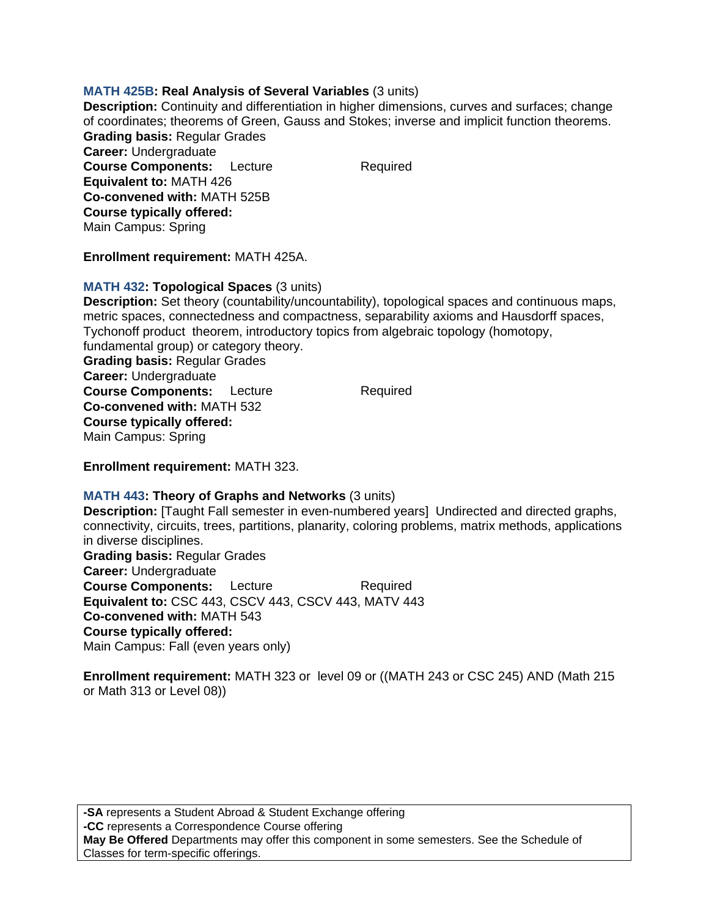**MATH 425B: Real Analysis of Several Variables** (3 units)
**Description:** Continuity and differentiation in higher dimensions, curves and surfaces; change of coordinates; theorems of Green, Gauss and Stokes; inverse and implicit function theorems.
**Grading basis:** Regular Grades
**Career:** Undergraduate
**Course Components:** Lecture Required
**Equivalent to:** MATH 426
**Co-convened with:** MATH 525B
**Course typically offered:**
Main Campus: Spring

**Enrollment requirement:** MATH 425A.

**MATH 432: Topological Spaces** (3 units)
**Description:** Set theory (countability/uncountability), topological spaces and continuous maps, metric spaces, connectedness and compactness, separability axioms and Hausdorff spaces, Tychonoff product theorem, introductory topics from algebraic topology (homotopy, fundamental group) or category theory.
**Grading basis:** Regular Grades
**Career:** Undergraduate
**Course Components:** Lecture Required
**Co-convened with:** MATH 532
**Course typically offered:**
Main Campus: Spring

**Enrollment requirement:** MATH 323.

**MATH 443: Theory of Graphs and Networks** (3 units)
**Description:** [Taught Fall semester in even-numbered years] Undirected and directed graphs, connectivity, circuits, trees, partitions, planarity, coloring problems, matrix methods, applications in diverse disciplines.
**Grading basis:** Regular Grades
**Career:** Undergraduate
**Course Components:** Lecture Required
**Equivalent to:** CSC 443, CSCV 443, CSCV 443, MATV 443
**Co-convened with:** MATH 543
**Course typically offered:**
Main Campus: Fall (even years only)

**Enrollment requirement:** MATH 323 or level 09 or ((MATH 243 or CSC 245) AND (Math 215 or Math 313 or Level 08))

**-SA** represents a Student Abroad & Student Exchange offering
**-CC** represents a Correspondence Course offering
**May Be Offered** Departments may offer this component in some semesters. See the Schedule of Classes for term-specific offerings.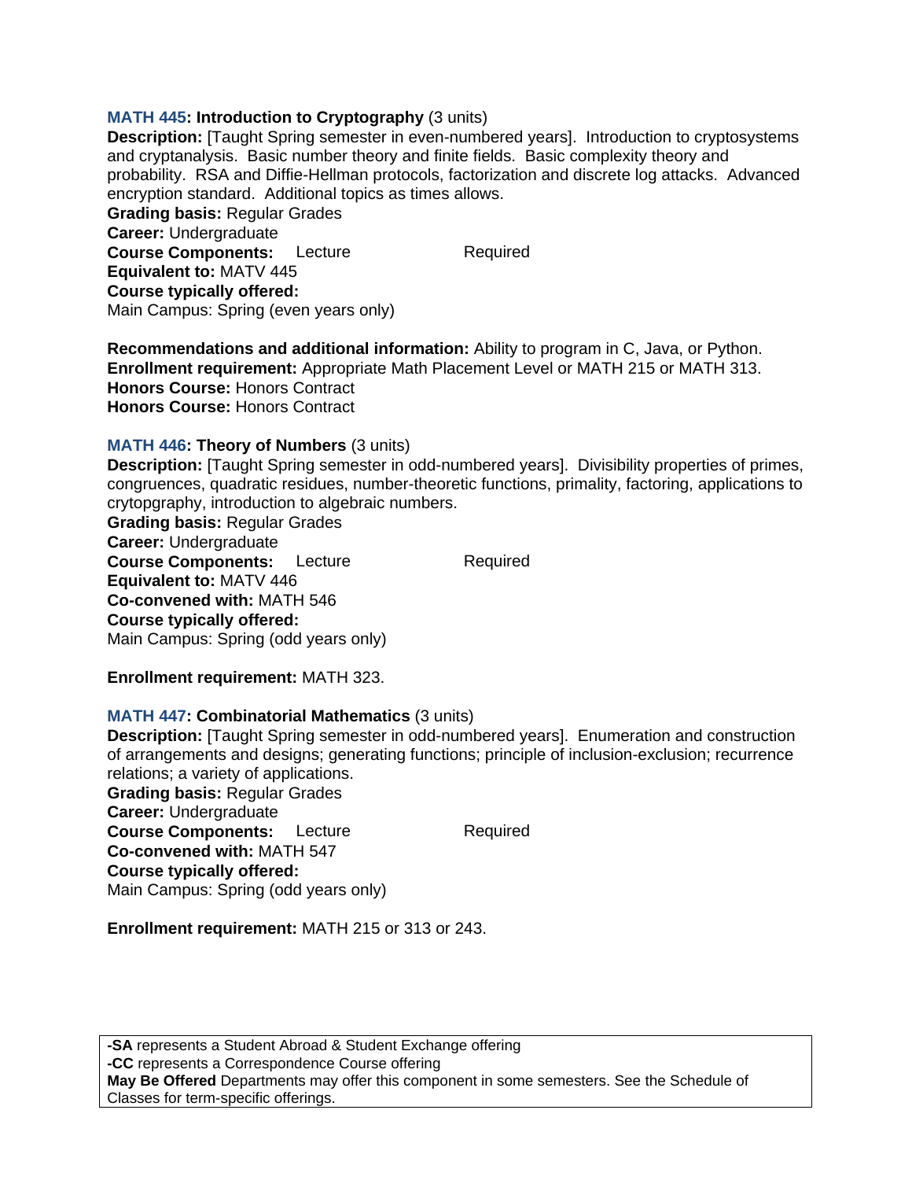**MATH 445: Introduction to Cryptography** (3 units)
**Description:** [Taught Spring semester in even-numbered years]. Introduction to cryptosystems and cryptanalysis. Basic number theory and finite fields. Basic complexity theory and probability. RSA and Diffie-Hellman protocols, factorization and discrete log attacks. Advanced encryption standard. Additional topics as times allows.
**Grading basis:** Regular Grades
**Career:** Undergraduate
**Course Components:** Lecture Required
**Equivalent to:** MATV 445
**Course typically offered:**
Main Campus: Spring (even years only)

**Recommendations and additional information:** Ability to program in C, Java, or Python.
**Enrollment requirement:** Appropriate Math Placement Level or MATH 215 or MATH 313.
**Honors Course:** Honors Contract
**Honors Course:** Honors Contract

**MATH 446: Theory of Numbers** (3 units)
**Description:** [Taught Spring semester in odd-numbered years]. Divisibility properties of primes, congruences, quadratic residues, number-theoretic functions, primality, factoring, applications to crytopgraphy, introduction to algebraic numbers.
**Grading basis:** Regular Grades
**Career:** Undergraduate
**Course Components:** Lecture Required
**Equivalent to:** MATV 446
**Co-convened with:** MATH 546
**Course typically offered:**
Main Campus: Spring (odd years only)

**Enrollment requirement:** MATH 323.

**MATH 447: Combinatorial Mathematics** (3 units)
**Description:** [Taught Spring semester in odd-numbered years]. Enumeration and construction of arrangements and designs; generating functions; principle of inclusion-exclusion; recurrence relations; a variety of applications.
**Grading basis:** Regular Grades
**Career:** Undergraduate
**Course Components:** Lecture Required
**Co-convened with:** MATH 547
**Course typically offered:**
Main Campus: Spring (odd years only)

**Enrollment requirement:** MATH 215 or 313 or 243.

**-SA** represents a Student Abroad & Student Exchange offering
**-CC** represents a Correspondence Course offering
**May Be Offered** Departments may offer this component in some semesters. See the Schedule of Classes for term-specific offerings.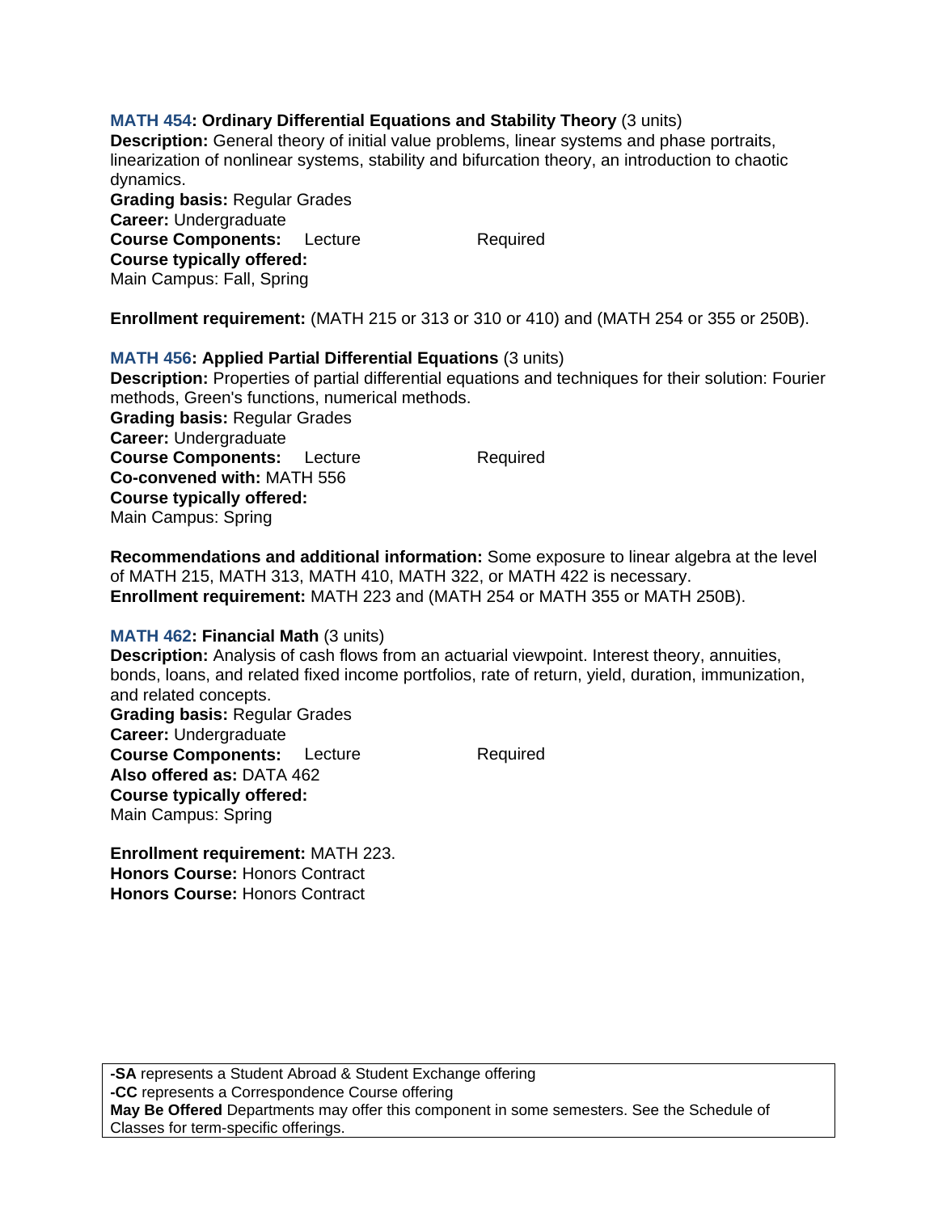**MATH 454: Ordinary Differential Equations and Stability Theory** (3 units)
**Description:** General theory of initial value problems, linear systems and phase portraits, linearization of nonlinear systems, stability and bifurcation theory, an introduction to chaotic dynamics.
**Grading basis:** Regular Grades
**Career:** Undergraduate
**Course Components:** Lecture Required
**Course typically offered:**
Main Campus: Fall, Spring

**Enrollment requirement:** (MATH 215 or 313 or 310 or 410) and (MATH 254 or 355 or 250B).

**MATH 456: Applied Partial Differential Equations** (3 units)
**Description:** Properties of partial differential equations and techniques for their solution: Fourier methods, Green's functions, numerical methods.
**Grading basis:** Regular Grades
**Career:** Undergraduate
**Course Components:** Lecture Required
**Co-convened with:** MATH 556
**Course typically offered:**
Main Campus: Spring

**Recommendations and additional information:** Some exposure to linear algebra at the level of MATH 215, MATH 313, MATH 410, MATH 322, or MATH 422 is necessary.
**Enrollment requirement:** MATH 223 and (MATH 254 or MATH 355 or MATH 250B).

**MATH 462: Financial Math** (3 units)
**Description:** Analysis of cash flows from an actuarial viewpoint. Interest theory, annuities, bonds, loans, and related fixed income portfolios, rate of return, yield, duration, immunization, and related concepts.
**Grading basis:** Regular Grades
**Career:** Undergraduate
**Course Components:** Lecture Required
**Also offered as:** DATA 462
**Course typically offered:**
Main Campus: Spring

**Enrollment requirement:** MATH 223.
**Honors Course:** Honors Contract
**Honors Course:** Honors Contract

**-SA** represents a Student Abroad & Student Exchange offering
**-CC** represents a Correspondence Course offering
**May Be Offered** Departments may offer this component in some semesters. See the Schedule of Classes for term-specific offerings.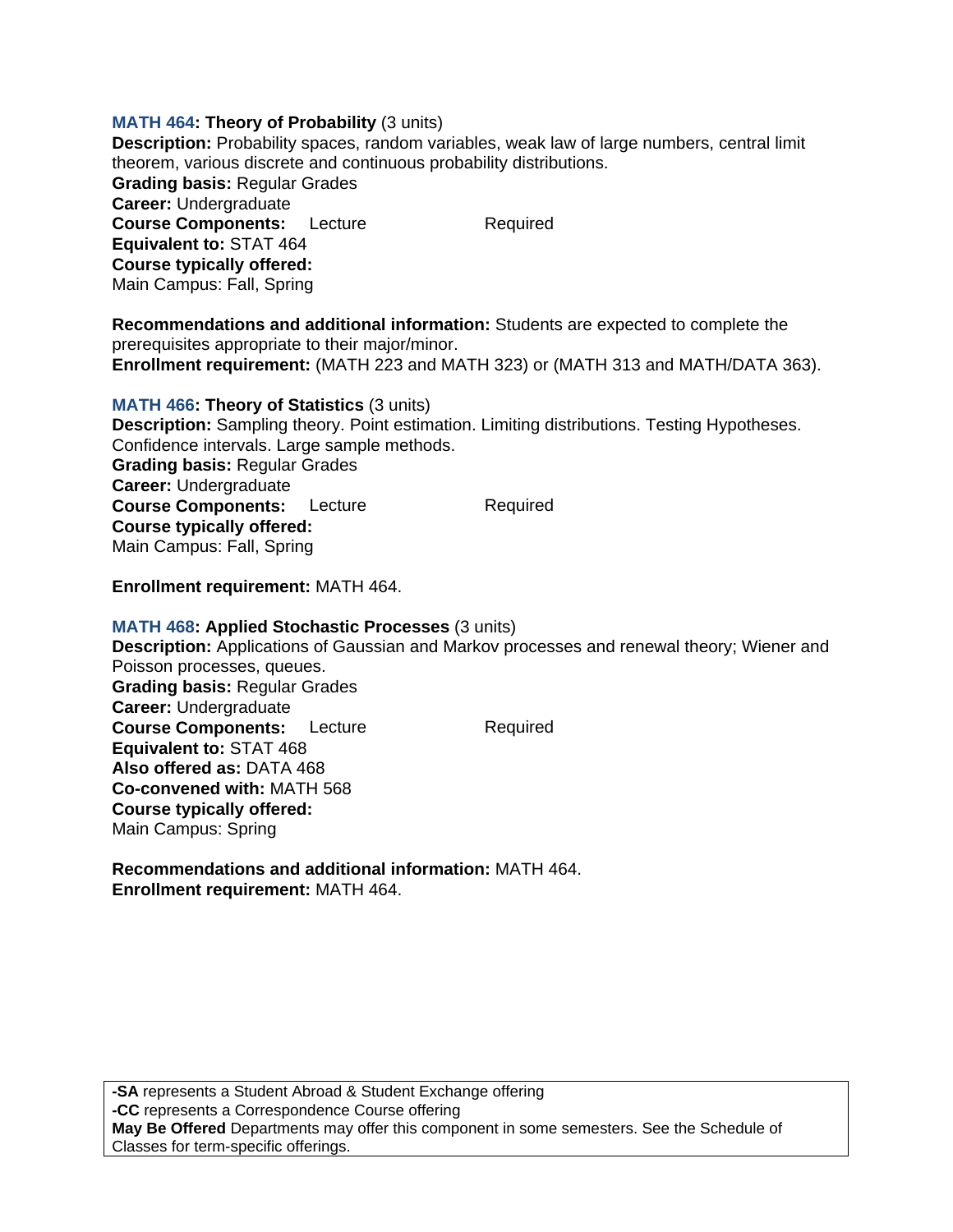**MATH 464: Theory of Probability** (3 units)
**Description:** Probability spaces, random variables, weak law of large numbers, central limit theorem, various discrete and continuous probability distributions.
**Grading basis:** Regular Grades
**Career:** Undergraduate
**Course Components:** Lecture Required
**Equivalent to:** STAT 464
**Course typically offered:**
Main Campus: Fall, Spring

**Recommendations and additional information:** Students are expected to complete the prerequisites appropriate to their major/minor.
**Enrollment requirement:** (MATH 223 and MATH 323) or (MATH 313 and MATH/DATA 363).

**MATH 466: Theory of Statistics** (3 units)
**Description:** Sampling theory. Point estimation. Limiting distributions. Testing Hypotheses. Confidence intervals. Large sample methods.
**Grading basis:** Regular Grades
**Career:** Undergraduate
**Course Components:** Lecture Required
**Course typically offered:**
Main Campus: Fall, Spring

**Enrollment requirement:** MATH 464.

**MATH 468: Applied Stochastic Processes** (3 units)
**Description:** Applications of Gaussian and Markov processes and renewal theory; Wiener and Poisson processes, queues.
**Grading basis:** Regular Grades
**Career:** Undergraduate
**Course Components:** Lecture Required
**Equivalent to:** STAT 468
**Also offered as:** DATA 468
**Co-convened with:** MATH 568
**Course typically offered:**
Main Campus: Spring

**Recommendations and additional information:** MATH 464.
**Enrollment requirement:** MATH 464.

**-SA** represents a Student Abroad & Student Exchange offering
**-CC** represents a Correspondence Course offering
**May Be Offered** Departments may offer this component in some semesters. See the Schedule of Classes for term-specific offerings.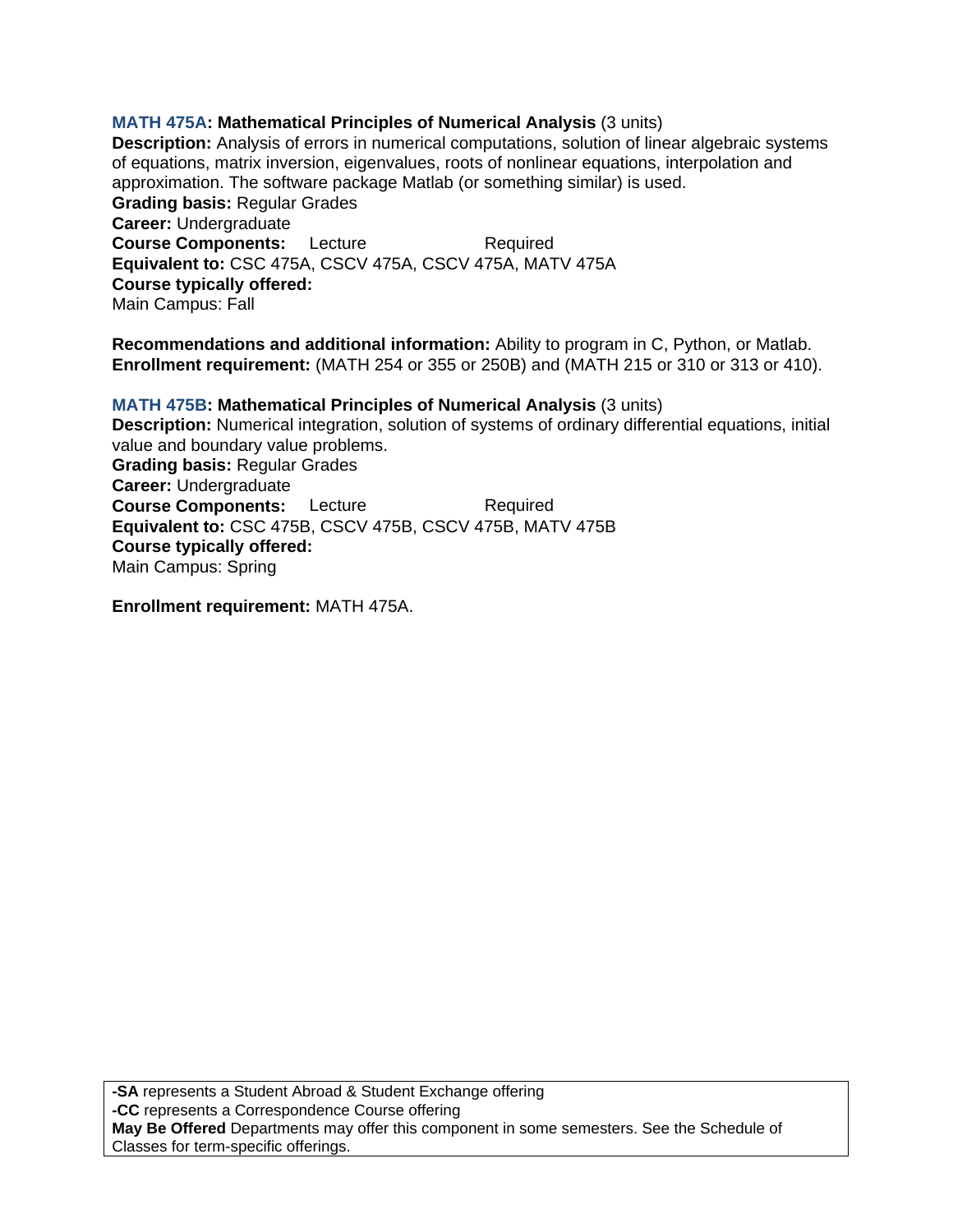**MATH 475A: Mathematical Principles of Numerical Analysis** (3 units)
**Description:** Analysis of errors in numerical computations, solution of linear algebraic systems of equations, matrix inversion, eigenvalues, roots of nonlinear equations, interpolation and approximation. The software package Matlab (or something similar) is used.
**Grading basis:** Regular Grades
**Career:** Undergraduate
**Course Components:** Lecture Required
**Equivalent to:** CSC 475A, CSCV 475A, CSCV 475A, MATV 475A
**Course typically offered:**
Main Campus: Fall

**Recommendations and additional information:** Ability to program in C, Python, or Matlab.
**Enrollment requirement:** (MATH 254 or 355 or 250B) and (MATH 215 or 310 or 313 or 410).

**MATH 475B: Mathematical Principles of Numerical Analysis** (3 units)
**Description:** Numerical integration, solution of systems of ordinary differential equations, initial value and boundary value problems.
**Grading basis:** Regular Grades
**Career:** Undergraduate
**Course Components:** Lecture Required
**Equivalent to:** CSC 475B, CSCV 475B, CSCV 475B, MATV 475B
**Course typically offered:**
Main Campus: Spring

**Enrollment requirement:** MATH 475A.

**-SA** represents a Student Abroad & Student Exchange offering
**-CC** represents a Correspondence Course offering
**May Be Offered** Departments may offer this component in some semesters. See the Schedule of Classes for term-specific offerings.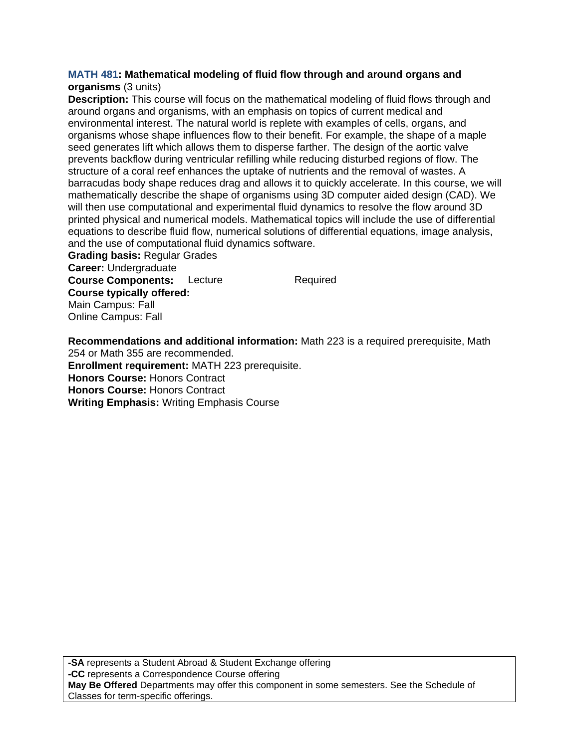**MATH 481: Mathematical modeling of fluid flow through and around organs and organisms** (3 units)

**Description:** This course will focus on the mathematical modeling of fluid flows through and around organs and organisms, with an emphasis on topics of current medical and environmental interest. The natural world is replete with examples of cells, organs, and organisms whose shape influences flow to their benefit. For example, the shape of a maple seed generates lift which allows them to disperse farther. The design of the aortic valve prevents backflow during ventricular refilling while reducing disturbed regions of flow. The structure of a coral reef enhances the uptake of nutrients and the removal of wastes. A barracudas body shape reduces drag and allows it to quickly accelerate. In this course, we will mathematically describe the shape of organisms using 3D computer aided design (CAD). We will then use computational and experimental fluid dynamics to resolve the flow around 3D printed physical and numerical models. Mathematical topics will include the use of differential equations to describe fluid flow, numerical solutions of differential equations, image analysis, and the use of computational fluid dynamics software.

**Grading basis:** Regular Grades

**Career:** Undergraduate

**Course Components:** Lecture Required

**Course typically offered:**

Main Campus: Fall

Online Campus: Fall

**Recommendations and additional information:** Math 223 is a required prerequisite, Math 254 or Math 355 are recommended.

**Enrollment requirement:** MATH 223 prerequisite.

**Honors Course:** Honors Contract

**Honors Course:** Honors Contract

**Writing Emphasis:** Writing Emphasis Course

**-SA** represents a Student Abroad & Student Exchange offering
**-CC** represents a Correspondence Course offering
**May Be Offered** Departments may offer this component in some semesters. See the Schedule of Classes for term-specific offerings.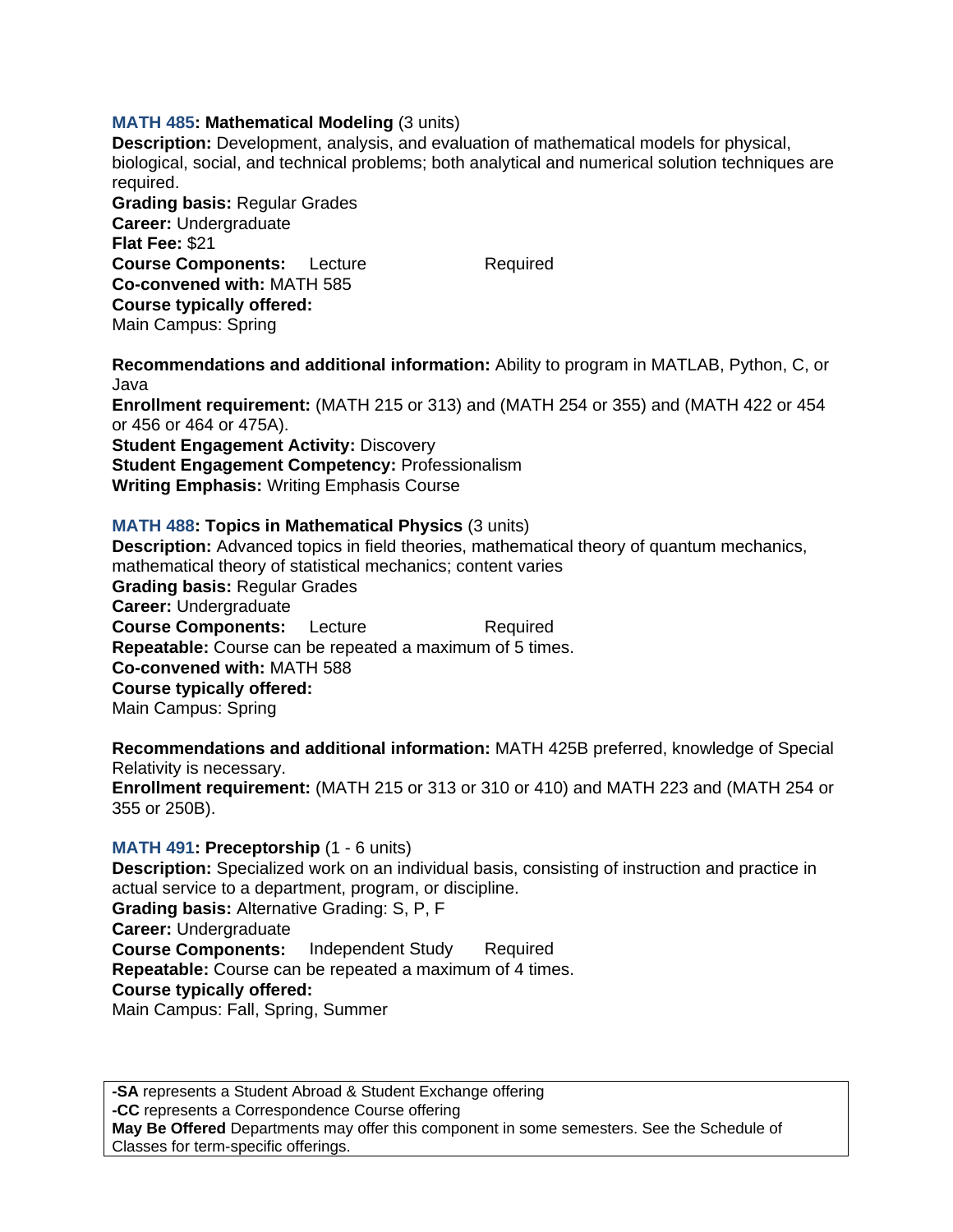**MATH 485: Mathematical Modeling** (3 units)
**Description:** Development, analysis, and evaluation of mathematical models for physical, biological, social, and technical problems; both analytical and numerical solution techniques are required.
**Grading basis:** Regular Grades
**Career:** Undergraduate
**Flat Fee:** $21
**Course Components:** Lecture Required
**Co-convened with:** MATH 585
**Course typically offered:**
Main Campus: Spring

**Recommendations and additional information:** Ability to program in MATLAB, Python, C, or Java
**Enrollment requirement:** (MATH 215 or 313) and (MATH 254 or 355) and (MATH 422 or 454 or 456 or 464 or 475A).
**Student Engagement Activity:** Discovery
**Student Engagement Competency:** Professionalism
**Writing Emphasis:** Writing Emphasis Course

**MATH 488: Topics in Mathematical Physics** (3 units)
**Description:** Advanced topics in field theories, mathematical theory of quantum mechanics, mathematical theory of statistical mechanics; content varies
**Grading basis:** Regular Grades
**Career:** Undergraduate
**Course Components:** Lecture Required
**Repeatable:** Course can be repeated a maximum of 5 times.
**Co-convened with:** MATH 588
**Course typically offered:**
Main Campus: Spring

**Recommendations and additional information:** MATH 425B preferred, knowledge of Special Relativity is necessary.
**Enrollment requirement:** (MATH 215 or 313 or 310 or 410) and MATH 223 and (MATH 254 or 355 or 250B).

**MATH 491: Preceptorship** (1 - 6 units)
**Description:** Specialized work on an individual basis, consisting of instruction and practice in actual service to a department, program, or discipline.
**Grading basis:** Alternative Grading: S, P, F
**Career:** Undergraduate
**Course Components:** Independent Study Required
**Repeatable:** Course can be repeated a maximum of 4 times.
**Course typically offered:**
Main Campus: Fall, Spring, Summer

**-SA** represents a Student Abroad & Student Exchange offering
**-CC** represents a Correspondence Course offering
**May Be Offered** Departments may offer this component in some semesters. See the Schedule of Classes for term-specific offerings.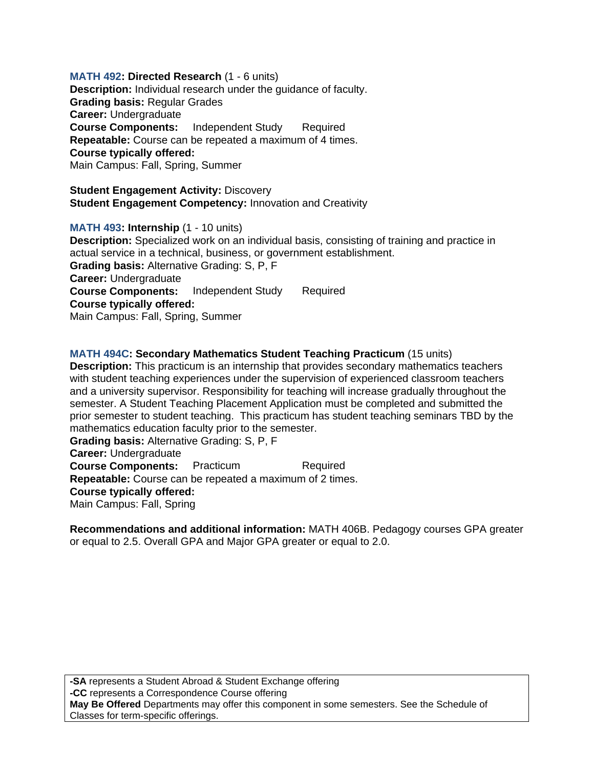**MATH 492: Directed Research** (1 - 6 units)
**Description:** Individual research under the guidance of faculty.
**Grading basis:** Regular Grades
**Career:** Undergraduate
**Course Components:** Independent Study Required
**Repeatable:** Course can be repeated a maximum of 4 times.
**Course typically offered:**
Main Campus: Fall, Spring, Summer

**Student Engagement Activity:** Discovery
**Student Engagement Competency:** Innovation and Creativity

**MATH 493: Internship** (1 - 10 units)
**Description:** Specialized work on an individual basis, consisting of training and practice in actual service in a technical, business, or government establishment.
**Grading basis:** Alternative Grading: S, P, F
**Career:** Undergraduate
**Course Components:** Independent Study Required
**Course typically offered:**
Main Campus: Fall, Spring, Summer

**MATH 494C: Secondary Mathematics Student Teaching Practicum** (15 units)
**Description:** This practicum is an internship that provides secondary mathematics teachers with student teaching experiences under the supervision of experienced classroom teachers and a university supervisor. Responsibility for teaching will increase gradually throughout the semester. A Student Teaching Placement Application must be completed and submitted the prior semester to student teaching. This practicum has student teaching seminars TBD by the mathematics education faculty prior to the semester.
**Grading basis:** Alternative Grading: S, P, F
**Career:** Undergraduate
**Course Components:** Practicum Required
**Repeatable:** Course can be repeated a maximum of 2 times.
**Course typically offered:**
Main Campus: Fall, Spring

**Recommendations and additional information:** MATH 406B. Pedagogy courses GPA greater or equal to 2.5. Overall GPA and Major GPA greater or equal to 2.0.

**-SA** represents a Student Abroad & Student Exchange offering
**-CC** represents a Correspondence Course offering
**May Be Offered** Departments may offer this component in some semesters. See the Schedule of Classes for term-specific offerings.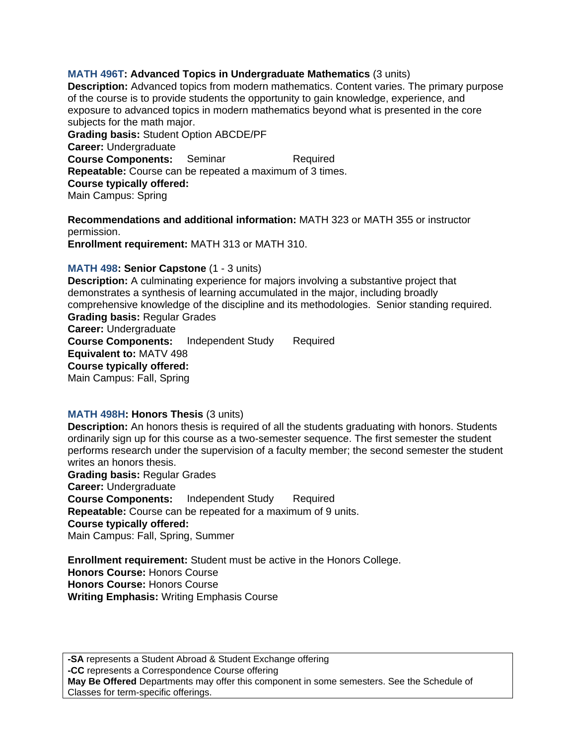**MATH 496T: Advanced Topics in Undergraduate Mathematics** (3 units)
**Description:** Advanced topics from modern mathematics. Content varies. The primary purpose of the course is to provide students the opportunity to gain knowledge, experience, and exposure to advanced topics in modern mathematics beyond what is presented in the core subjects for the math major.
**Grading basis:** Student Option ABCDE/PF
**Career:** Undergraduate
**Course Components:** Seminar Required
**Repeatable:** Course can be repeated a maximum of 3 times.
**Course typically offered:**
Main Campus: Spring

**Recommendations and additional information:** MATH 323 or MATH 355 or instructor permission.
**Enrollment requirement:** MATH 313 or MATH 310.

**MATH 498: Senior Capstone** (1 - 3 units)
**Description:** A culminating experience for majors involving a substantive project that demonstrates a synthesis of learning accumulated in the major, including broadly comprehensive knowledge of the discipline and its methodologies. Senior standing required.
**Grading basis:** Regular Grades
**Career:** Undergraduate
**Course Components:** Independent Study Required
**Equivalent to:** MATV 498
**Course typically offered:**
Main Campus: Fall, Spring

**MATH 498H: Honors Thesis** (3 units)
**Description:** An honors thesis is required of all the students graduating with honors. Students ordinarily sign up for this course as a two-semester sequence. The first semester the student performs research under the supervision of a faculty member; the second semester the student writes an honors thesis.
**Grading basis:** Regular Grades
**Career:** Undergraduate
**Course Components:** Independent Study Required
**Repeatable:** Course can be repeated for a maximum of 9 units.
**Course typically offered:**
Main Campus: Fall, Spring, Summer

**Enrollment requirement:** Student must be active in the Honors College.
**Honors Course:** Honors Course
**Honors Course:** Honors Course
**Writing Emphasis:** Writing Emphasis Course

**-SA** represents a Student Abroad & Student Exchange offering
**-CC** represents a Correspondence Course offering
**May Be Offered** Departments may offer this component in some semesters. See the Schedule of Classes for term-specific offerings.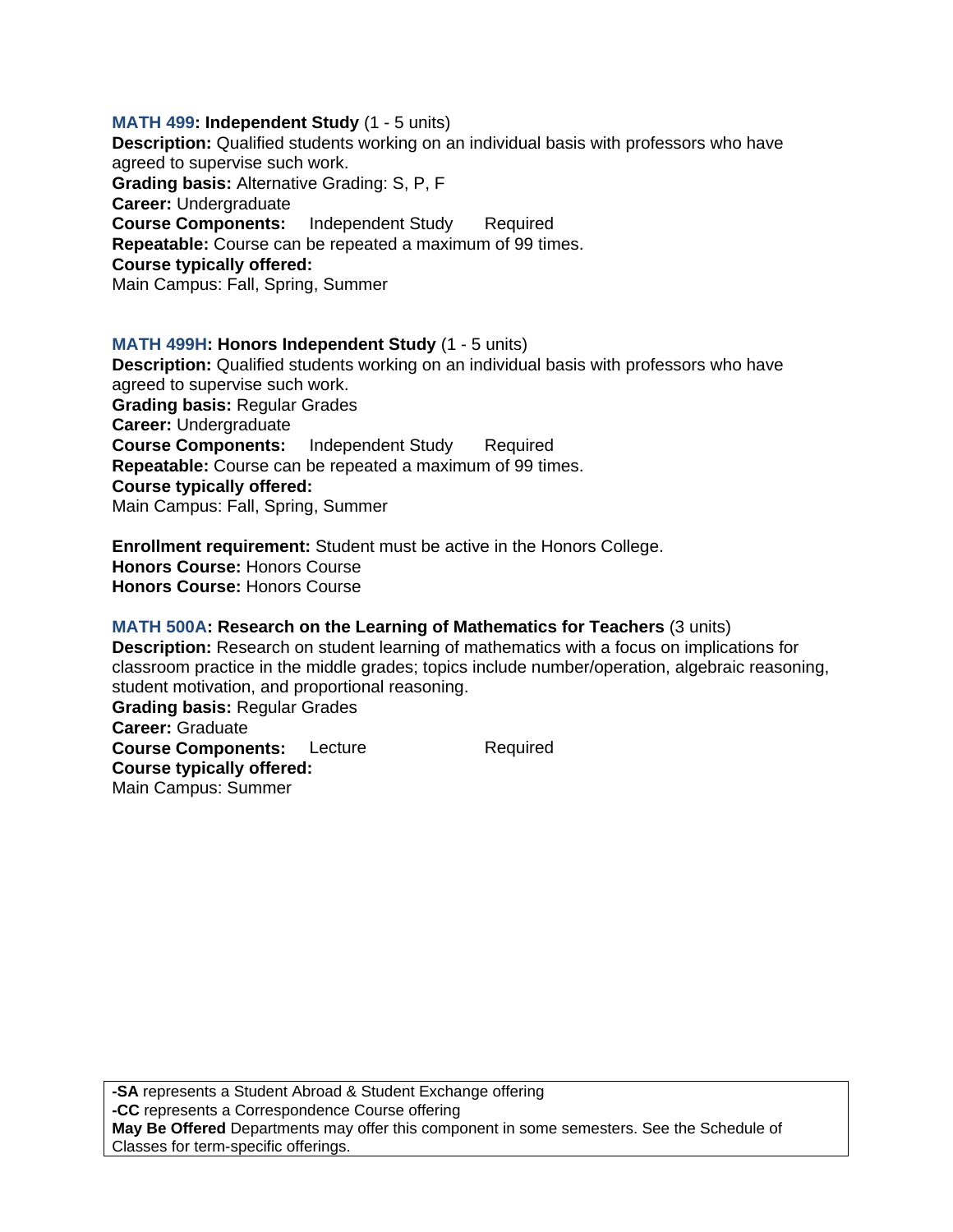**MATH 499: Independent Study** (1 - 5 units)
**Description:** Qualified students working on an individual basis with professors who have agreed to supervise such work.
**Grading basis:** Alternative Grading: S, P, F
**Career:** Undergraduate
**Course Components:** Independent Study Required
**Repeatable:** Course can be repeated a maximum of 99 times.
**Course typically offered:**
Main Campus: Fall, Spring, Summer

**MATH 499H: Honors Independent Study** (1 - 5 units)
**Description:** Qualified students working on an individual basis with professors who have agreed to supervise such work.
**Grading basis:** Regular Grades
**Career:** Undergraduate
**Course Components:** Independent Study Required
**Repeatable:** Course can be repeated a maximum of 99 times.
**Course typically offered:**
Main Campus: Fall, Spring, Summer

**Enrollment requirement:** Student must be active in the Honors College.
**Honors Course:** Honors Course
**Honors Course:** Honors Course

**MATH 500A: Research on the Learning of Mathematics for Teachers** (3 units)
**Description:** Research on student learning of mathematics with a focus on implications for classroom practice in the middle grades; topics include number/operation, algebraic reasoning, student motivation, and proportional reasoning.
**Grading basis:** Regular Grades
**Career:** Graduate
**Course Components:** Lecture Required
**Course typically offered:**
Main Campus: Summer

**-SA** represents a Student Abroad & Student Exchange offering
**-CC** represents a Correspondence Course offering
**May Be Offered** Departments may offer this component in some semesters. See the Schedule of Classes for term-specific offerings.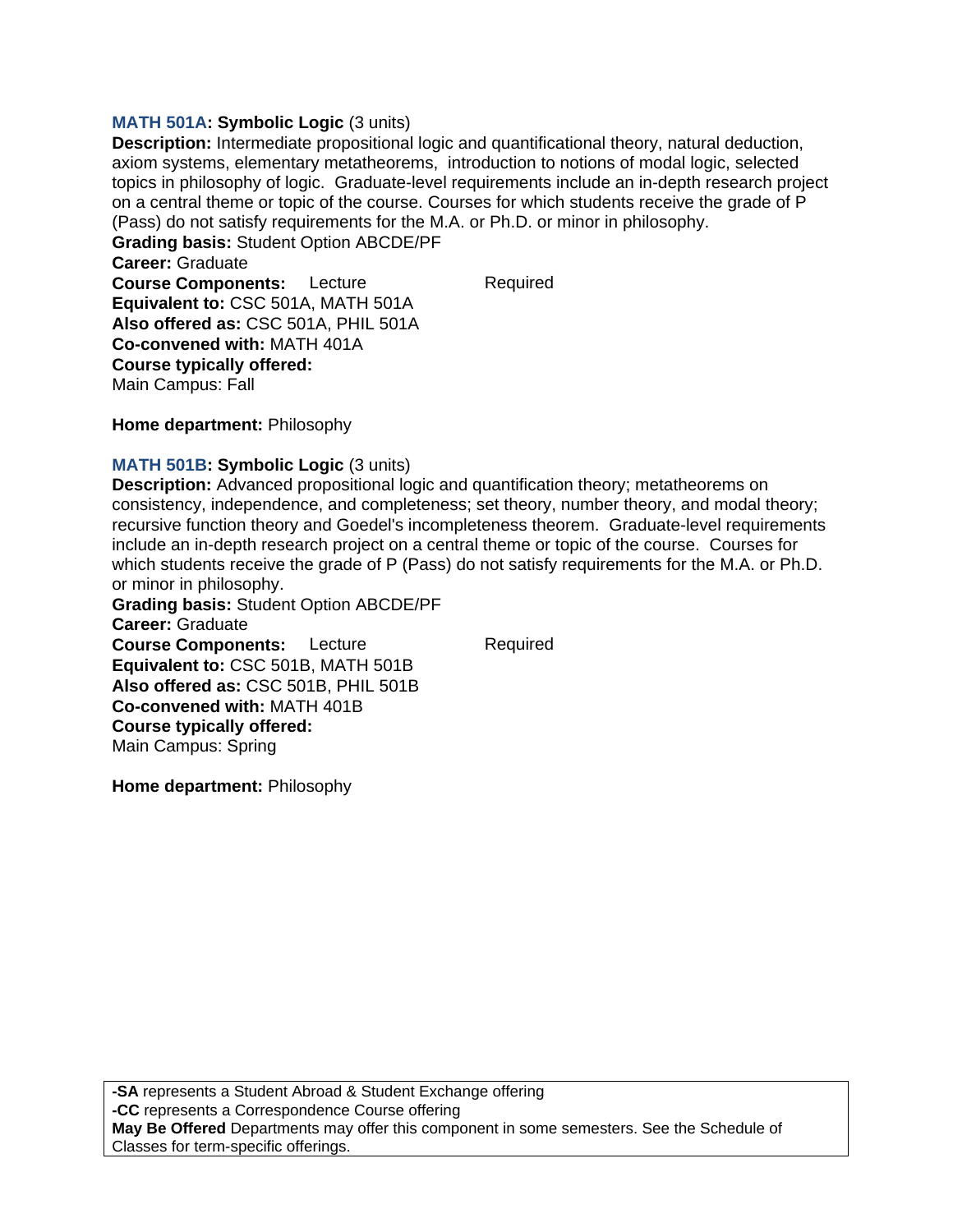**MATH 501A: Symbolic Logic** (3 units)
**Description:** Intermediate propositional logic and quantificational theory, natural deduction, axiom systems, elementary metatheorems, introduction to notions of modal logic, selected topics in philosophy of logic. Graduate-level requirements include an in-depth research project on a central theme or topic of the course. Courses for which students receive the grade of P (Pass) do not satisfy requirements for the M.A. or Ph.D. or minor in philosophy.
**Grading basis:** Student Option ABCDE/PF
**Career:** Graduate
**Course Components:** Lecture Required
**Equivalent to:** CSC 501A, MATH 501A
**Also offered as:** CSC 501A, PHIL 501A
**Co-convened with:** MATH 401A
**Course typically offered:**
Main Campus: Fall

**Home department:** Philosophy

**MATH 501B: Symbolic Logic** (3 units)
**Description:** Advanced propositional logic and quantification theory; metatheorems on consistency, independence, and completeness; set theory, number theory, and modal theory; recursive function theory and Goedel's incompleteness theorem. Graduate-level requirements include an in-depth research project on a central theme or topic of the course. Courses for which students receive the grade of P (Pass) do not satisfy requirements for the M.A. or Ph.D. or minor in philosophy.
**Grading basis:** Student Option ABCDE/PF
**Career:** Graduate
**Course Components:** Lecture Required
**Equivalent to:** CSC 501B, MATH 501B
**Also offered as:** CSC 501B, PHIL 501B
**Co-convened with:** MATH 401B
**Course typically offered:**
Main Campus: Spring

**Home department:** Philosophy

**-SA** represents a Student Abroad & Student Exchange offering
**-CC** represents a Correspondence Course offering
**May Be Offered** Departments may offer this component in some semesters. See the Schedule of Classes for term-specific offerings.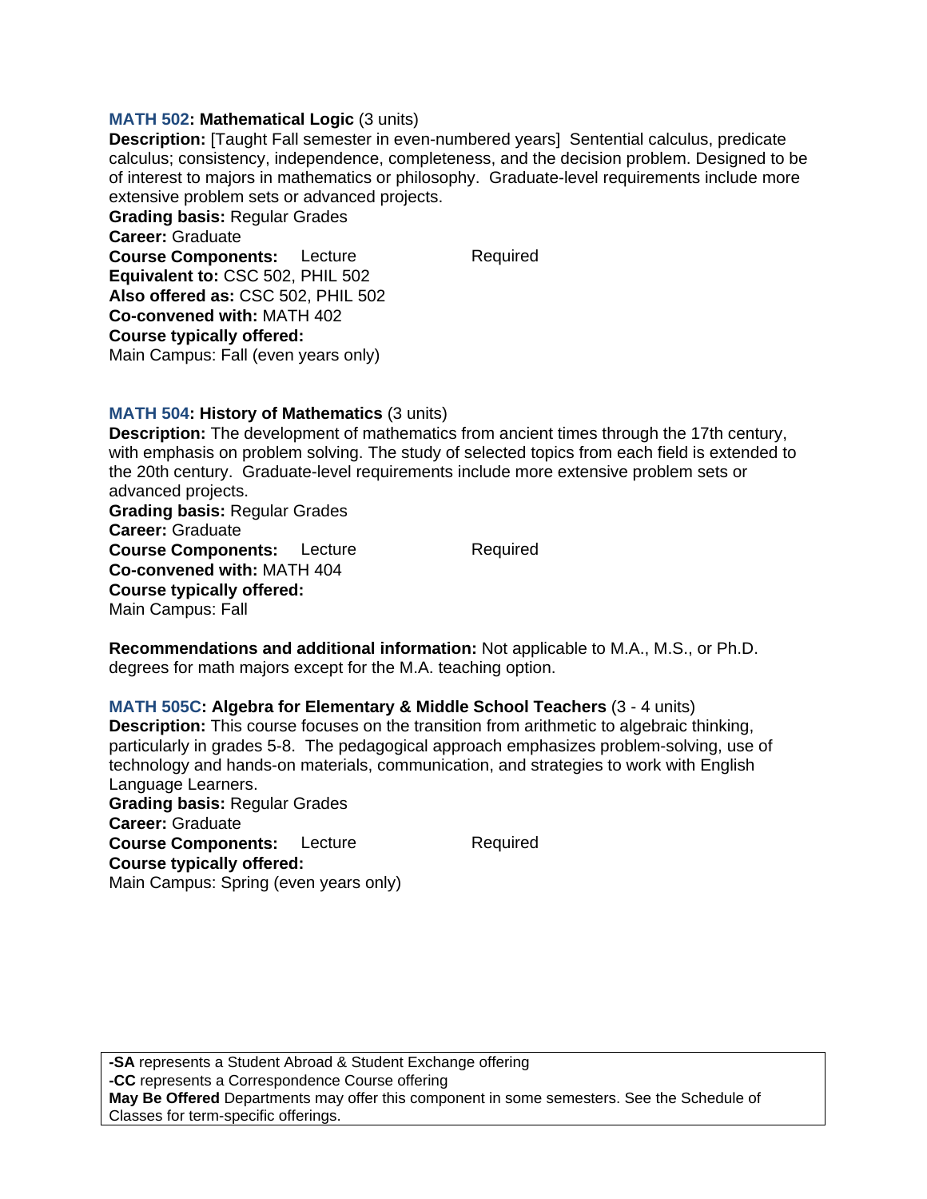**MATH 502: Mathematical Logic** (3 units)

**Description:** [Taught Fall semester in even-numbered years] Sentential calculus, predicate calculus; consistency, independence, completeness, and the decision problem. Designed to be of interest to majors in mathematics or philosophy. Graduate-level requirements include more extensive problem sets or advanced projects.

**Grading basis:** Regular Grades

**Career:** Graduate

**Course Components:** Lecture Required

**Equivalent to:** CSC 502, PHIL 502

**Also offered as:** CSC 502, PHIL 502

**Co-convened with:** MATH 402

**Course typically offered:**

Main Campus: Fall (even years only)

**MATH 504: History of Mathematics** (3 units)

**Description:** The development of mathematics from ancient times through the 17th century, with emphasis on problem solving. The study of selected topics from each field is extended to the 20th century. Graduate-level requirements include more extensive problem sets or advanced projects.

**Grading basis:** Regular Grades

**Career:** Graduate

**Course Components:** Lecture Required

**Co-convened with:** MATH 404

**Course typically offered:**

Main Campus: Fall

**Recommendations and additional information:** Not applicable to M.A., M.S., or Ph.D. degrees for math majors except for the M.A. teaching option.

**MATH 505C: Algebra for Elementary & Middle School Teachers** (3 - 4 units)

**Description:** This course focuses on the transition from arithmetic to algebraic thinking, particularly in grades 5-8. The pedagogical approach emphasizes problem-solving, use of technology and hands-on materials, communication, and strategies to work with English Language Learners.

**Grading basis:** Regular Grades

**Career:** Graduate

**Course Components:** Lecture Required

**Course typically offered:**

Main Campus: Spring (even years only)

**-SA** represents a Student Abroad & Student Exchange offering
**-CC** represents a Correspondence Course offering
**May Be Offered** Departments may offer this component in some semesters. See the Schedule of Classes for term-specific offerings.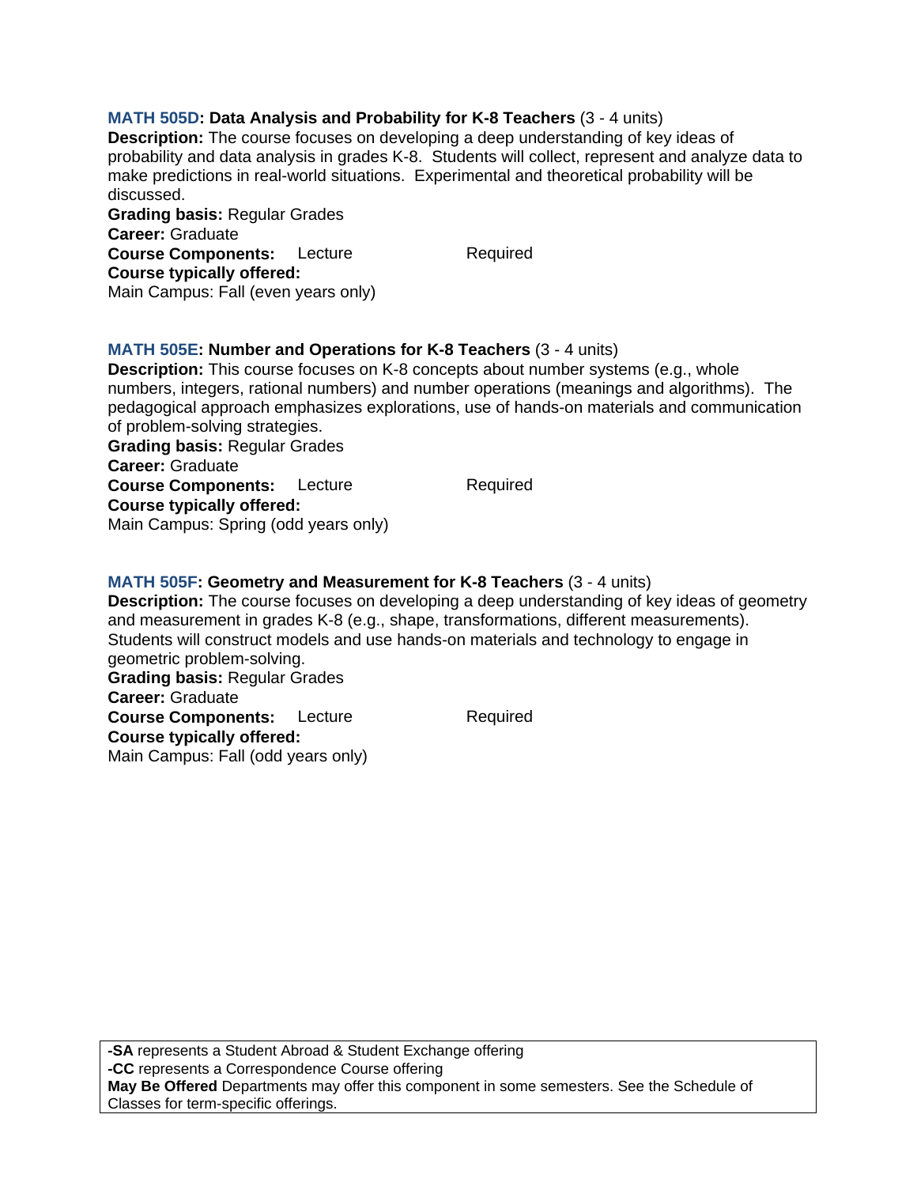**MATH 505D: Data Analysis and Probability for K-8 Teachers** (3 - 4 units)
**Description:** The course focuses on developing a deep understanding of key ideas of probability and data analysis in grades K-8. Students will collect, represent and analyze data to make predictions in real-world situations. Experimental and theoretical probability will be discussed.
**Grading basis:** Regular Grades
**Career:** Graduate
**Course Components:** Lecture Required
**Course typically offered:**
Main Campus: Fall (even years only)

**MATH 505E: Number and Operations for K-8 Teachers** (3 - 4 units)
**Description:** This course focuses on K-8 concepts about number systems (e.g., whole numbers, integers, rational numbers) and number operations (meanings and algorithms). The pedagogical approach emphasizes explorations, use of hands-on materials and communication of problem-solving strategies.
**Grading basis:** Regular Grades
**Career:** Graduate
**Course Components:** Lecture Required
**Course typically offered:**
Main Campus: Spring (odd years only)

**MATH 505F: Geometry and Measurement for K-8 Teachers** (3 - 4 units)
**Description:** The course focuses on developing a deep understanding of key ideas of geometry and measurement in grades K-8 (e.g., shape, transformations, different measurements). Students will construct models and use hands-on materials and technology to engage in geometric problem-solving.
**Grading basis:** Regular Grades
**Career:** Graduate
**Course Components:** Lecture Required
**Course typically offered:**
Main Campus: Fall (odd years only)

**-SA** represents a Student Abroad & Student Exchange offering
**-CC** represents a Correspondence Course offering
**May Be Offered** Departments may offer this component in some semesters. See the Schedule of Classes for term-specific offerings.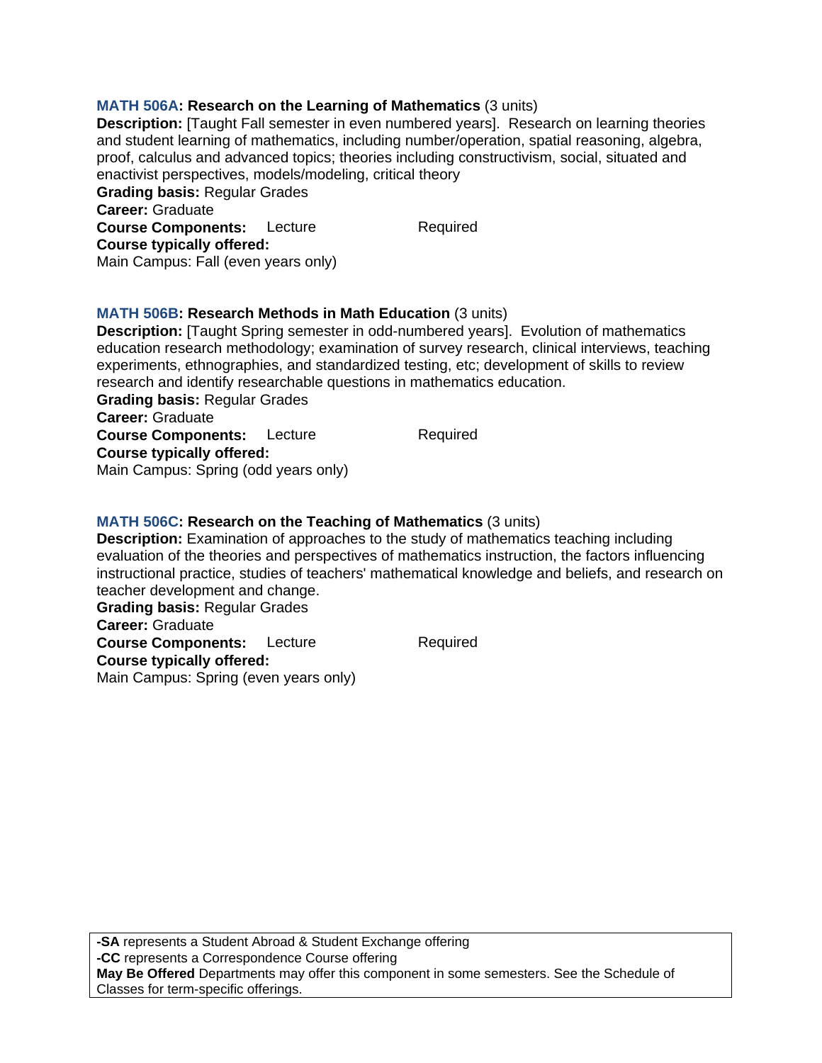**MATH 506A: Research on the Learning of Mathematics** (3 units)
**Description:** [Taught Fall semester in even numbered years]. Research on learning theories and student learning of mathematics, including number/operation, spatial reasoning, algebra, proof, calculus and advanced topics; theories including constructivism, social, situated and enactivist perspectives, models/modeling, critical theory
**Grading basis:** Regular Grades
**Career:** Graduate
**Course Components:** Lecture Required
**Course typically offered:**
Main Campus: Fall (even years only)

**MATH 506B: Research Methods in Math Education** (3 units)
**Description:** [Taught Spring semester in odd-numbered years]. Evolution of mathematics education research methodology; examination of survey research, clinical interviews, teaching experiments, ethnographies, and standardized testing, etc; development of skills to review research and identify researchable questions in mathematics education.
**Grading basis:** Regular Grades
**Career:** Graduate
**Course Components:** Lecture Required
**Course typically offered:**
Main Campus: Spring (odd years only)

**MATH 506C: Research on the Teaching of Mathematics** (3 units)
**Description:** Examination of approaches to the study of mathematics teaching including evaluation of the theories and perspectives of mathematics instruction, the factors influencing instructional practice, studies of teachers' mathematical knowledge and beliefs, and research on teacher development and change.
**Grading basis:** Regular Grades
**Career:** Graduate
**Course Components:** Lecture Required
**Course typically offered:**
Main Campus: Spring (even years only)

**-SA** represents a Student Abroad & Student Exchange offering
**-CC** represents a Correspondence Course offering
**May Be Offered** Departments may offer this component in some semesters. See the Schedule of Classes for term-specific offerings.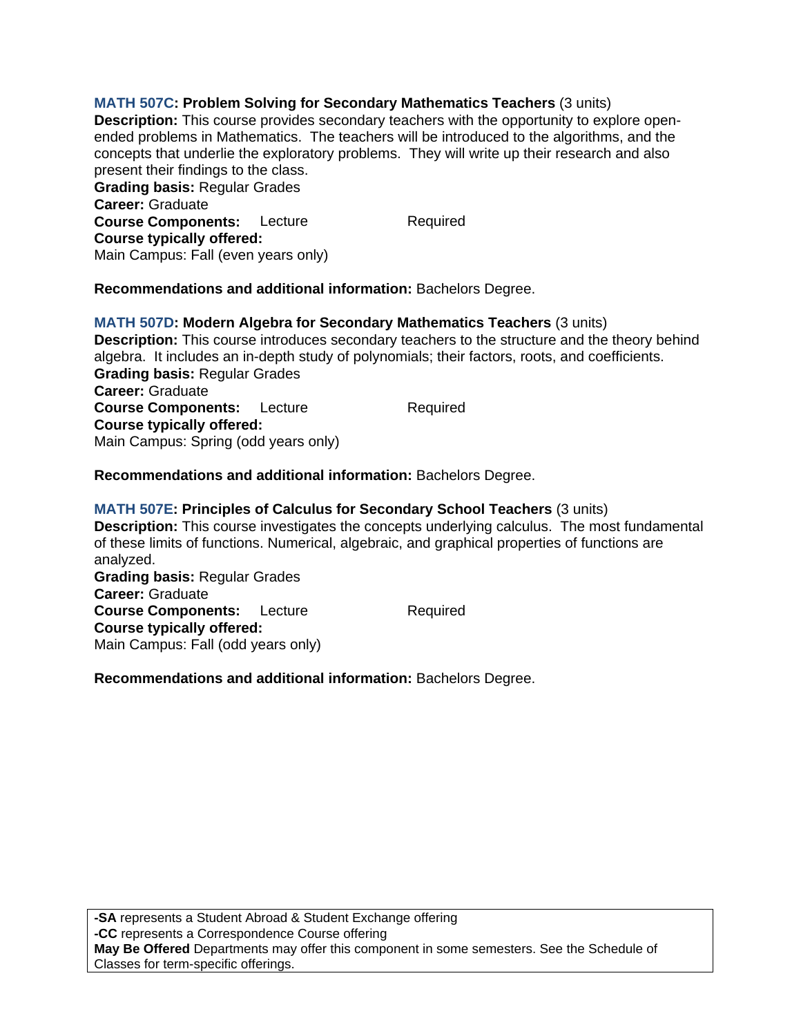**MATH 507C: Problem Solving for Secondary Mathematics Teachers** (3 units)
**Description:** This course provides secondary teachers with the opportunity to explore open-ended problems in Mathematics. The teachers will be introduced to the algorithms, and the concepts that underlie the exploratory problems. They will write up their research and also present their findings to the class.
**Grading basis:** Regular Grades
**Career:** Graduate
**Course Components:** Lecture Required
**Course typically offered:**
Main Campus: Fall (even years only)

**Recommendations and additional information:** Bachelors Degree.

**MATH 507D: Modern Algebra for Secondary Mathematics Teachers** (3 units)
**Description:** This course introduces secondary teachers to the structure and the theory behind algebra. It includes an in-depth study of polynomials; their factors, roots, and coefficients.
**Grading basis:** Regular Grades
**Career:** Graduate
**Course Components:** Lecture Required
**Course typically offered:**
Main Campus: Spring (odd years only)

**Recommendations and additional information:** Bachelors Degree.

**MATH 507E: Principles of Calculus for Secondary School Teachers** (3 units)
**Description:** This course investigates the concepts underlying calculus. The most fundamental of these limits of functions. Numerical, algebraic, and graphical properties of functions are analyzed.
**Grading basis:** Regular Grades
**Career:** Graduate
**Course Components:** Lecture Required
**Course typically offered:**
Main Campus: Fall (odd years only)

**Recommendations and additional information:** Bachelors Degree.

**-SA** represents a Student Abroad & Student Exchange offering
**-CC** represents a Correspondence Course offering
**May Be Offered** Departments may offer this component in some semesters. See the Schedule of Classes for term-specific offerings.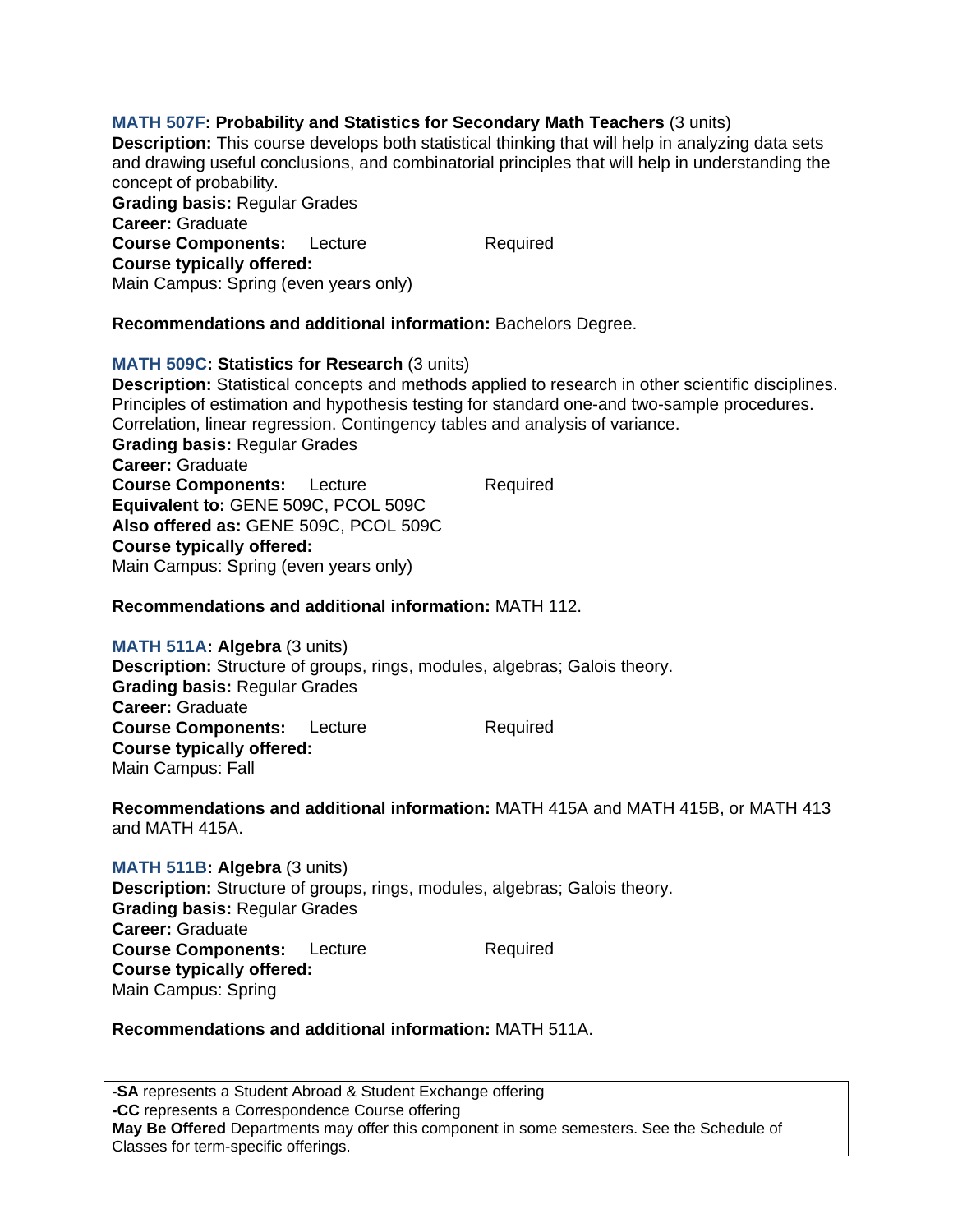**MATH 507F: Probability and Statistics for Secondary Math Teachers** (3 units)
**Description:** This course develops both statistical thinking that will help in analyzing data sets and drawing useful conclusions, and combinatorial principles that will help in understanding the concept of probability.
**Grading basis:** Regular Grades
**Career:** Graduate
**Course Components:** Lecture Required
**Course typically offered:**
Main Campus: Spring (even years only)

**Recommendations and additional information:** Bachelors Degree.

**MATH 509C: Statistics for Research** (3 units)
**Description:** Statistical concepts and methods applied to research in other scientific disciplines. Principles of estimation and hypothesis testing for standard one-and two-sample procedures. Correlation, linear regression. Contingency tables and analysis of variance.
**Grading basis:** Regular Grades
**Career:** Graduate
**Course Components:** Lecture Required
**Equivalent to:** GENE 509C, PCOL 509C
**Also offered as:** GENE 509C, PCOL 509C
**Course typically offered:**
Main Campus: Spring (even years only)

**Recommendations and additional information:** MATH 112.

**MATH 511A: Algebra** (3 units)
**Description:** Structure of groups, rings, modules, algebras; Galois theory.
**Grading basis:** Regular Grades
**Career:** Graduate
**Course Components:** Lecture Required
**Course typically offered:**
Main Campus: Fall

**Recommendations and additional information:** MATH 415A and MATH 415B, or MATH 413 and MATH 415A.

**MATH 511B: Algebra** (3 units)
**Description:** Structure of groups, rings, modules, algebras; Galois theory.
**Grading basis:** Regular Grades
**Career:** Graduate
**Course Components:** Lecture Required
**Course typically offered:**
Main Campus: Spring

**Recommendations and additional information:** MATH 511A.

**-SA** represents a Student Abroad & Student Exchange offering
**-CC** represents a Correspondence Course offering
**May Be Offered** Departments may offer this component in some semesters. See the Schedule of Classes for term-specific offerings.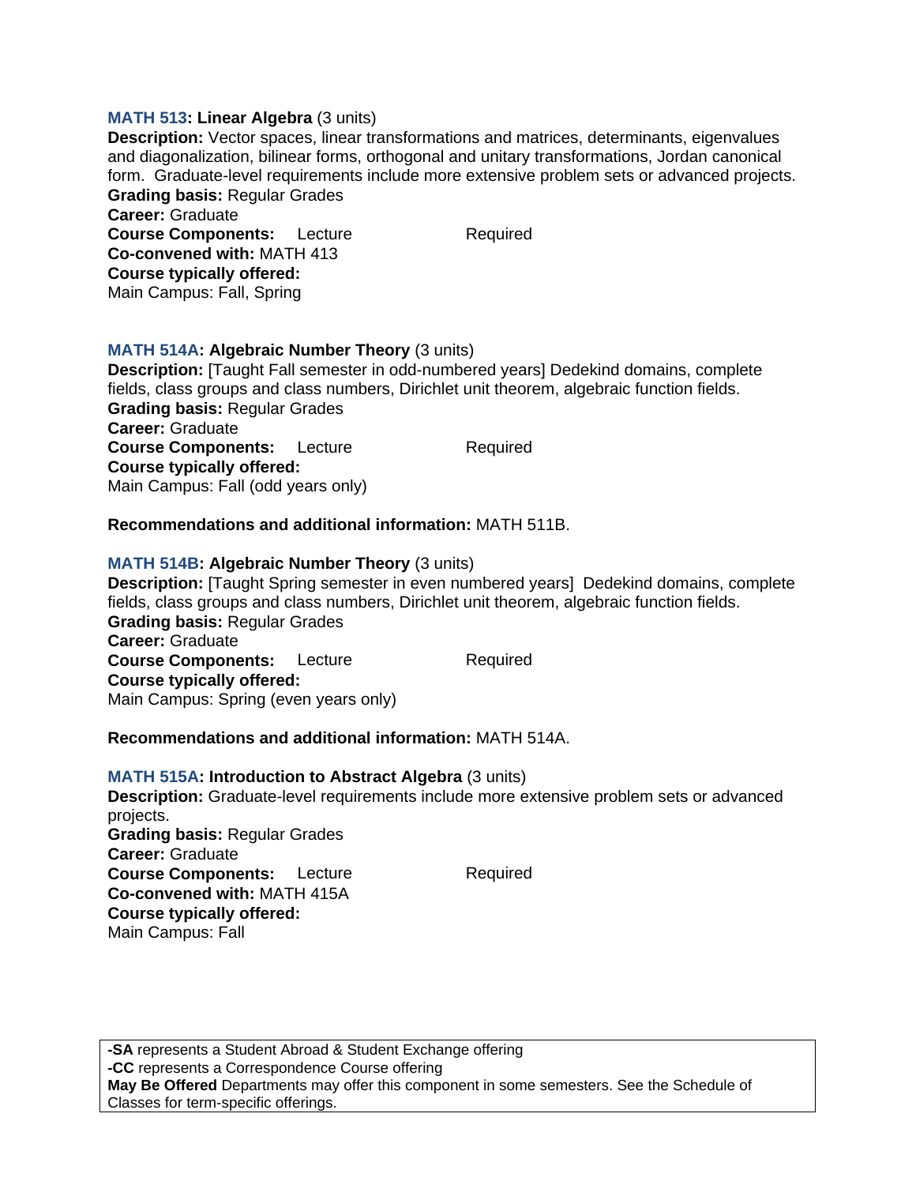**MATH 513: Linear Algebra** (3 units)
**Description:** Vector spaces, linear transformations and matrices, determinants, eigenvalues and diagonalization, bilinear forms, orthogonal and unitary transformations, Jordan canonical form. Graduate-level requirements include more extensive problem sets or advanced projects.
**Grading basis:** Regular Grades
**Career:** Graduate
**Course Components:** Lecture Required
**Co-convened with:** MATH 413
**Course typically offered:**
Main Campus: Fall, Spring

**MATH 514A: Algebraic Number Theory** (3 units)
**Description:** [Taught Fall semester in odd-numbered years] Dedekind domains, complete fields, class groups and class numbers, Dirichlet unit theorem, algebraic function fields.
**Grading basis:** Regular Grades
**Career:** Graduate
**Course Components:** Lecture Required
**Course typically offered:**
Main Campus: Fall (odd years only)

**Recommendations and additional information:** MATH 511B.

**MATH 514B: Algebraic Number Theory** (3 units)
**Description:** [Taught Spring semester in even numbered years] Dedekind domains, complete fields, class groups and class numbers, Dirichlet unit theorem, algebraic function fields.
**Grading basis:** Regular Grades
**Career:** Graduate
**Course Components:** Lecture Required
**Course typically offered:**
Main Campus: Spring (even years only)

**Recommendations and additional information:** MATH 514A.

**MATH 515A: Introduction to Abstract Algebra** (3 units)
**Description:** Graduate-level requirements include more extensive problem sets or advanced projects.
**Grading basis:** Regular Grades
**Career:** Graduate
**Course Components:** Lecture Required
**Co-convened with:** MATH 415A
**Course typically offered:**
Main Campus: Fall

**-SA** represents a Student Abroad & Student Exchange offering
**-CC** represents a Correspondence Course offering
**May Be Offered** Departments may offer this component in some semesters. See the Schedule of Classes for term-specific offerings.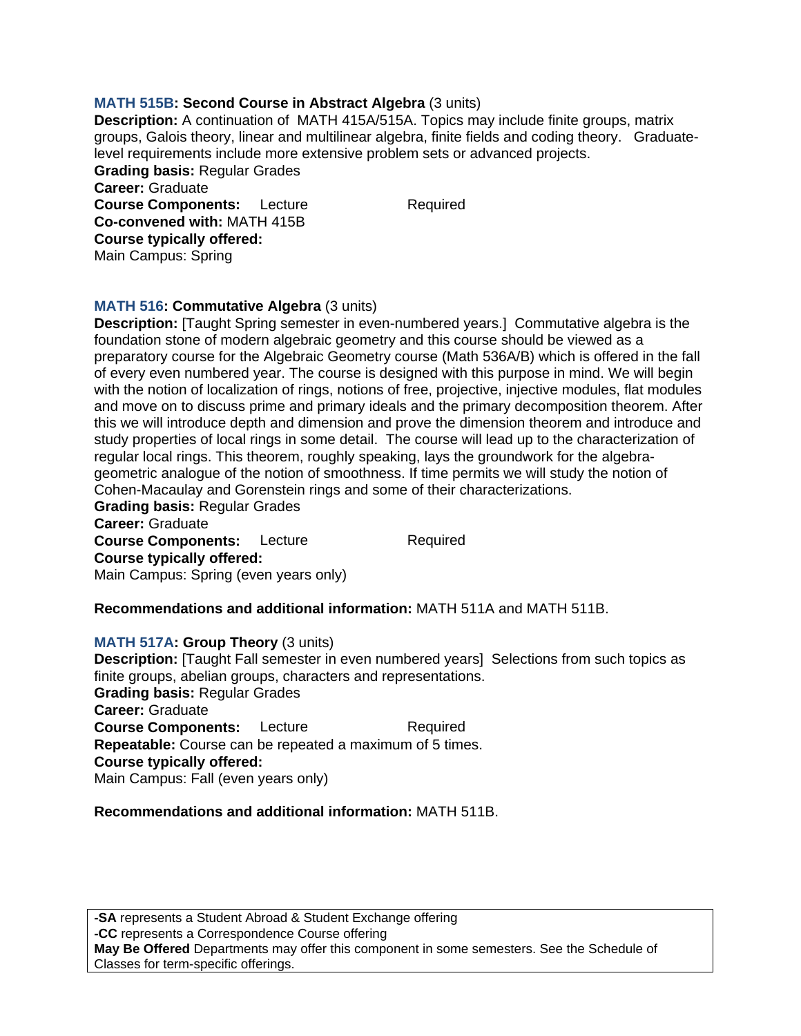**MATH 515B: Second Course in Abstract Algebra** (3 units)
**Description:** A continuation of MATH 415A/515A. Topics may include finite groups, matrix groups, Galois theory, linear and multilinear algebra, finite fields and coding theory. Graduate-level requirements include more extensive problem sets or advanced projects.
**Grading basis:** Regular Grades
**Career:** Graduate
**Course Components:** Lecture Required
**Co-convened with:** MATH 415B
**Course typically offered:**
Main Campus: Spring

**MATH 516: Commutative Algebra** (3 units)
**Description:** [Taught Spring semester in even-numbered years.] Commutative algebra is the foundation stone of modern algebraic geometry and this course should be viewed as a preparatory course for the Algebraic Geometry course (Math 536A/B) which is offered in the fall of every even numbered year. The course is designed with this purpose in mind. We will begin with the notion of localization of rings, notions of free, projective, injective modules, flat modules and move on to discuss prime and primary ideals and the primary decomposition theorem. After this we will introduce depth and dimension and prove the dimension theorem and introduce and study properties of local rings in some detail. The course will lead up to the characterization of regular local rings. This theorem, roughly speaking, lays the groundwork for the algebra-geometric analogue of the notion of smoothness. If time permits we will study the notion of Cohen-Macaulay and Gorenstein rings and some of their characterizations.
**Grading basis:** Regular Grades
**Career:** Graduate
**Course Components:** Lecture Required
**Course typically offered:**
Main Campus: Spring (even years only)

**Recommendations and additional information:** MATH 511A and MATH 511B.

**MATH 517A: Group Theory** (3 units)
**Description:** [Taught Fall semester in even numbered years] Selections from such topics as finite groups, abelian groups, characters and representations.
**Grading basis:** Regular Grades
**Career:** Graduate
**Course Components:** Lecture Required
**Repeatable:** Course can be repeated a maximum of 5 times.
**Course typically offered:**
Main Campus: Fall (even years only)

**Recommendations and additional information:** MATH 511B.

**-SA** represents a Student Abroad & Student Exchange offering
**-CC** represents a Correspondence Course offering
**May Be Offered** Departments may offer this component in some semesters. See the Schedule of Classes for term-specific offerings.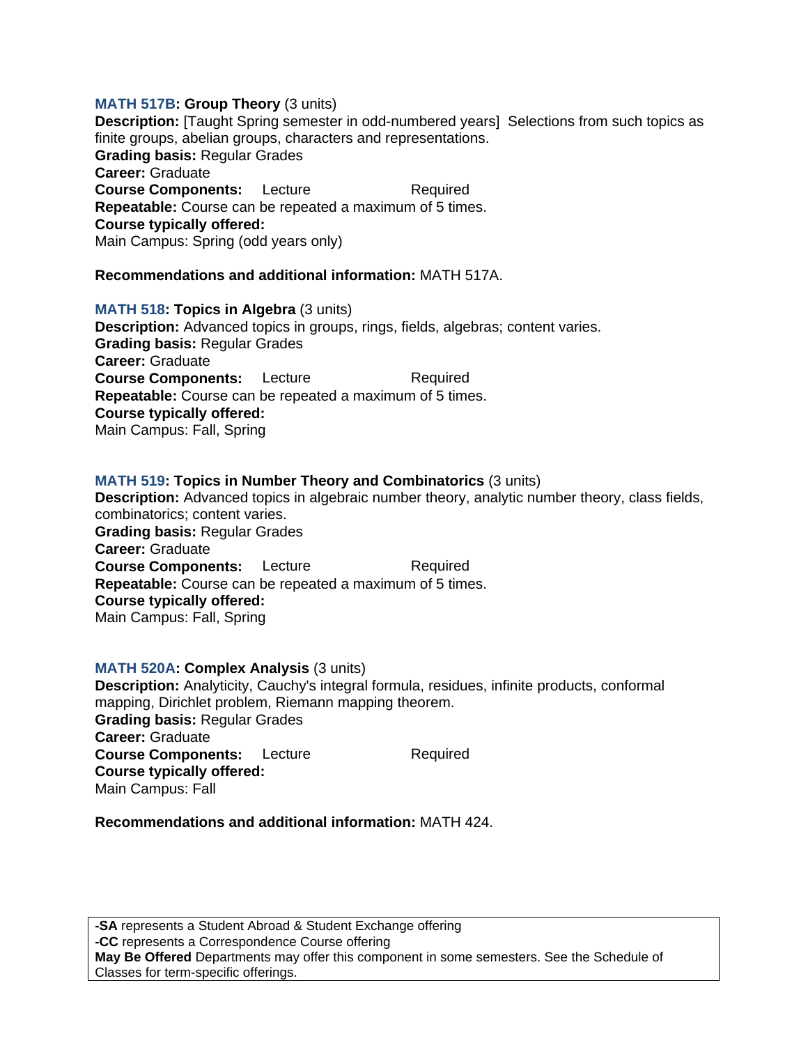**MATH 517B: Group Theory** (3 units)
**Description:** [Taught Spring semester in odd-numbered years] Selections from such topics as finite groups, abelian groups, characters and representations.
**Grading basis:** Regular Grades
**Career:** Graduate
**Course Components:** Lecture Required
**Repeatable:** Course can be repeated a maximum of 5 times.
**Course typically offered:**
Main Campus: Spring (odd years only)

**Recommendations and additional information:** MATH 517A.

**MATH 518: Topics in Algebra** (3 units)
**Description:** Advanced topics in groups, rings, fields, algebras; content varies.
**Grading basis:** Regular Grades
**Career:** Graduate
**Course Components:** Lecture Required
**Repeatable:** Course can be repeated a maximum of 5 times.
**Course typically offered:**
Main Campus: Fall, Spring

**MATH 519: Topics in Number Theory and Combinatorics** (3 units)
**Description:** Advanced topics in algebraic number theory, analytic number theory, class fields, combinatorics; content varies.
**Grading basis:** Regular Grades
**Career:** Graduate
**Course Components:** Lecture Required
**Repeatable:** Course can be repeated a maximum of 5 times.
**Course typically offered:**
Main Campus: Fall, Spring

**MATH 520A: Complex Analysis** (3 units)
**Description:** Analyticity, Cauchy's integral formula, residues, infinite products, conformal mapping, Dirichlet problem, Riemann mapping theorem.
**Grading basis:** Regular Grades
**Career:** Graduate
**Course Components:** Lecture Required
**Course typically offered:**
Main Campus: Fall

**Recommendations and additional information:** MATH 424.

**-SA** represents a Student Abroad & Student Exchange offering
**-CC** represents a Correspondence Course offering
**May Be Offered** Departments may offer this component in some semesters. See the Schedule of Classes for term-specific offerings.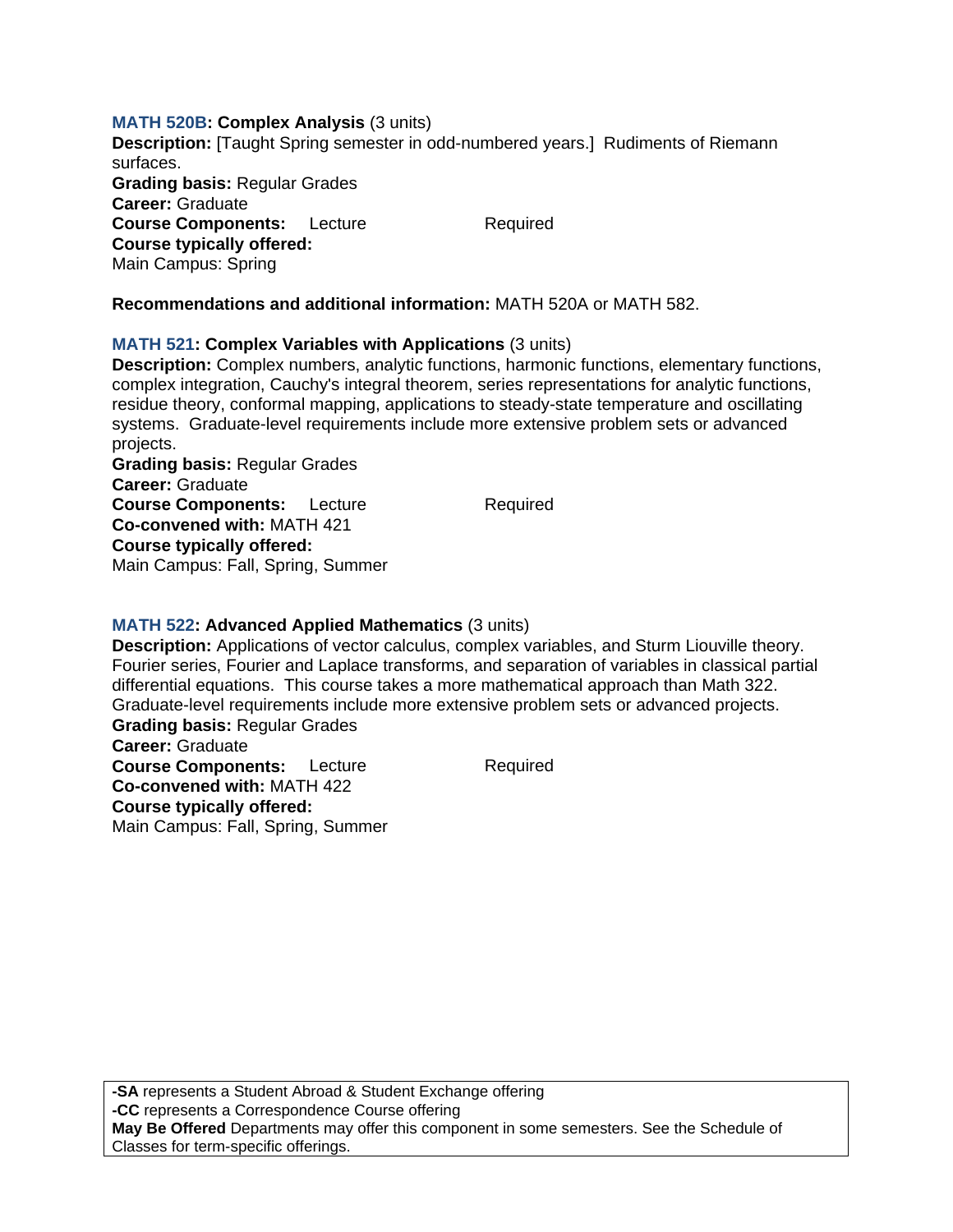**MATH 520B: Complex Analysis** (3 units)
**Description:** [Taught Spring semester in odd-numbered years.] Rudiments of Riemann surfaces.
**Grading basis:** Regular Grades
**Career:** Graduate
**Course Components:** Lecture Required
**Course typically offered:**
Main Campus: Spring

**Recommendations and additional information:** MATH 520A or MATH 582.

**MATH 521: Complex Variables with Applications** (3 units)
**Description:** Complex numbers, analytic functions, harmonic functions, elementary functions, complex integration, Cauchy's integral theorem, series representations for analytic functions, residue theory, conformal mapping, applications to steady-state temperature and oscillating systems. Graduate-level requirements include more extensive problem sets or advanced projects.
**Grading basis:** Regular Grades
**Career:** Graduate
**Course Components:** Lecture Required
**Co-convened with:** MATH 421
**Course typically offered:**
Main Campus: Fall, Spring, Summer

**MATH 522: Advanced Applied Mathematics** (3 units)
**Description:** Applications of vector calculus, complex variables, and Sturm Liouville theory. Fourier series, Fourier and Laplace transforms, and separation of variables in classical partial differential equations. This course takes a more mathematical approach than Math 322. Graduate-level requirements include more extensive problem sets or advanced projects.
**Grading basis:** Regular Grades
**Career:** Graduate
**Course Components:** Lecture Required
**Co-convened with:** MATH 422
**Course typically offered:**
Main Campus: Fall, Spring, Summer

**-SA** represents a Student Abroad & Student Exchange offering
**-CC** represents a Correspondence Course offering
**May Be Offered** Departments may offer this component in some semesters. See the Schedule of Classes for term-specific offerings.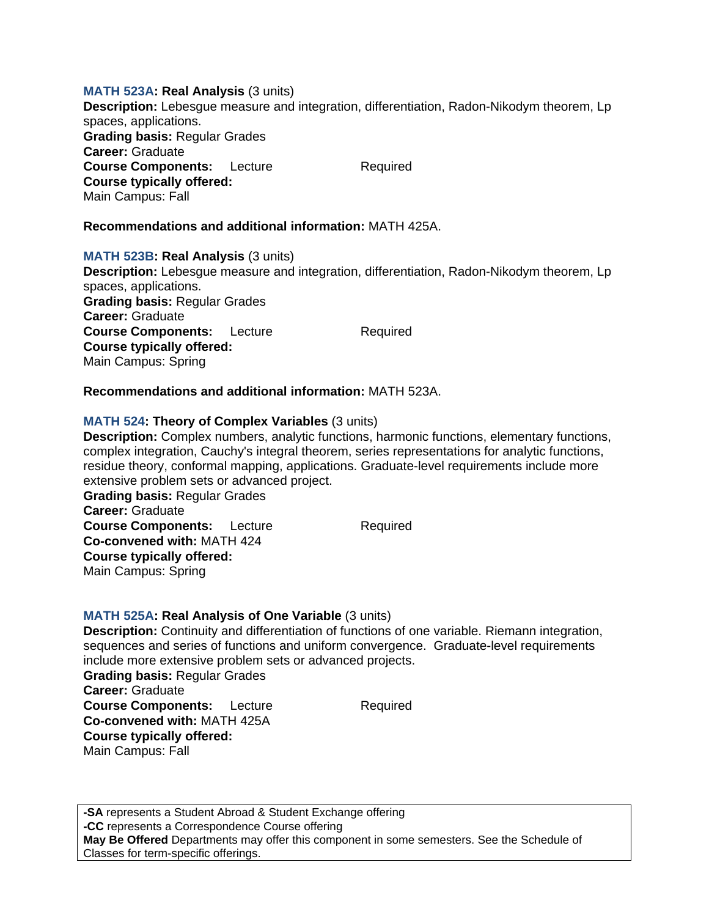**MATH 523A: Real Analysis** (3 units)
**Description:** Lebesgue measure and integration, differentiation, Radon-Nikodym theorem, Lp spaces, applications.
**Grading basis:** Regular Grades
**Career:** Graduate
**Course Components:** Lecture Required
**Course typically offered:**
Main Campus: Fall

**Recommendations and additional information:** MATH 425A.

**MATH 523B: Real Analysis** (3 units)
**Description:** Lebesgue measure and integration, differentiation, Radon-Nikodym theorem, Lp spaces, applications.
**Grading basis:** Regular Grades
**Career:** Graduate
**Course Components:** Lecture Required
**Course typically offered:**
Main Campus: Spring

**Recommendations and additional information:** MATH 523A.

**MATH 524: Theory of Complex Variables** (3 units)
**Description:** Complex numbers, analytic functions, harmonic functions, elementary functions, complex integration, Cauchy's integral theorem, series representations for analytic functions, residue theory, conformal mapping, applications. Graduate-level requirements include more extensive problem sets or advanced project.
**Grading basis:** Regular Grades
**Career:** Graduate
**Course Components:** Lecture Required
**Co-convened with:** MATH 424
**Course typically offered:**
Main Campus: Spring

**MATH 525A: Real Analysis of One Variable** (3 units)
**Description:** Continuity and differentiation of functions of one variable. Riemann integration, sequences and series of functions and uniform convergence. Graduate-level requirements include more extensive problem sets or advanced projects.
**Grading basis:** Regular Grades
**Career:** Graduate
**Course Components:** Lecture Required
**Co-convened with:** MATH 425A
**Course typically offered:**
Main Campus: Fall

**-SA** represents a Student Abroad & Student Exchange offering
**-CC** represents a Correspondence Course offering
**May Be Offered** Departments may offer this component in some semesters. See the Schedule of Classes for term-specific offerings.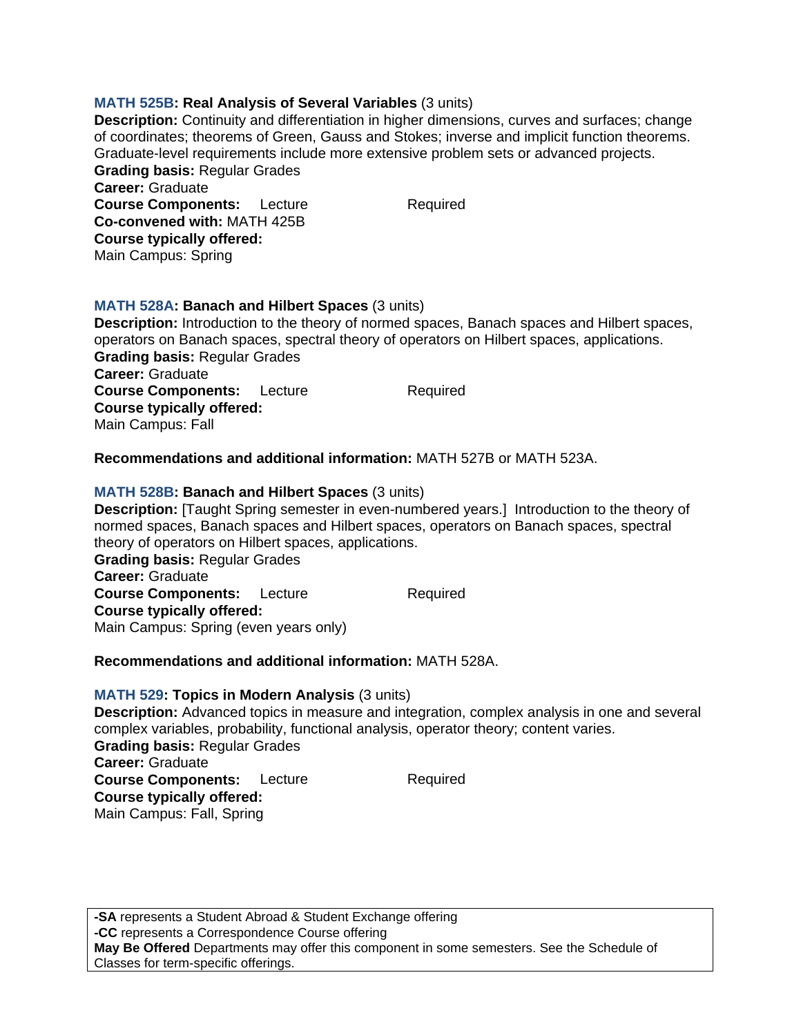**MATH 525B: Real Analysis of Several Variables** (3 units)
**Description:** Continuity and differentiation in higher dimensions, curves and surfaces; change of coordinates; theorems of Green, Gauss and Stokes; inverse and implicit function theorems. Graduate-level requirements include more extensive problem sets or advanced projects.
**Grading basis:** Regular Grades
**Career:** Graduate
**Course Components:** Lecture Required
**Co-convened with:** MATH 425B
**Course typically offered:**
Main Campus: Spring

**MATH 528A: Banach and Hilbert Spaces** (3 units)
**Description:** Introduction to the theory of normed spaces, Banach spaces and Hilbert spaces, operators on Banach spaces, spectral theory of operators on Hilbert spaces, applications.
**Grading basis:** Regular Grades
**Career:** Graduate
**Course Components:** Lecture Required
**Course typically offered:**
Main Campus: Fall

**Recommendations and additional information:** MATH 527B or MATH 523A.

**MATH 528B: Banach and Hilbert Spaces** (3 units)
**Description:** [Taught Spring semester in even-numbered years.] Introduction to the theory of normed spaces, Banach spaces and Hilbert spaces, operators on Banach spaces, spectral theory of operators on Hilbert spaces, applications.
**Grading basis:** Regular Grades
**Career:** Graduate
**Course Components:** Lecture Required
**Course typically offered:**
Main Campus: Spring (even years only)

**Recommendations and additional information:** MATH 528A.

**MATH 529: Topics in Modern Analysis** (3 units)
**Description:** Advanced topics in measure and integration, complex analysis in one and several complex variables, probability, functional analysis, operator theory; content varies.
**Grading basis:** Regular Grades
**Career:** Graduate
**Course Components:** Lecture Required
**Course typically offered:**
Main Campus: Fall, Spring

**-SA** represents a Student Abroad & Student Exchange offering
**-CC** represents a Correspondence Course offering
**May Be Offered** Departments may offer this component in some semesters. See the Schedule of Classes for term-specific offerings.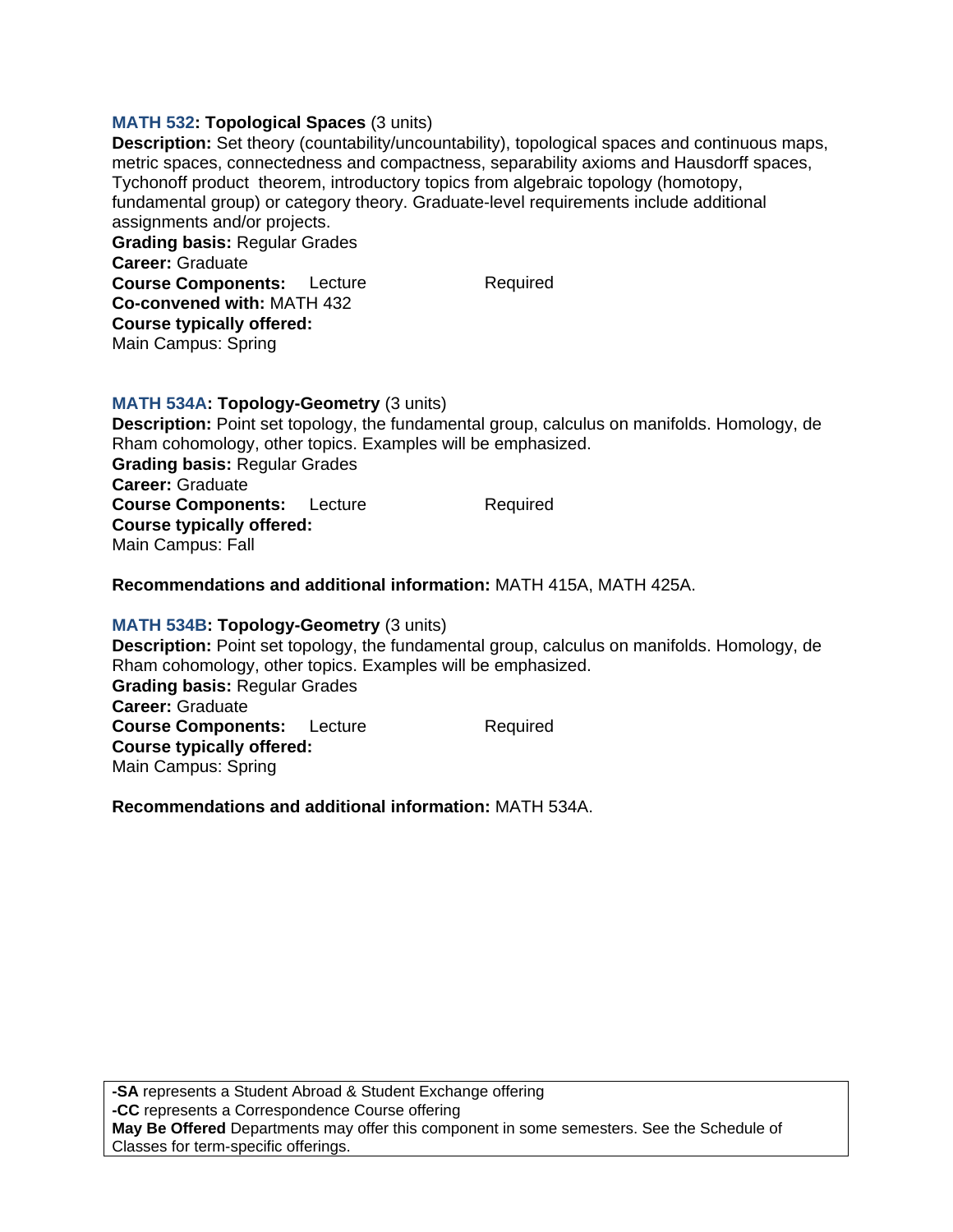**MATH 532: Topological Spaces** (3 units)
**Description:** Set theory (countability/uncountability), topological spaces and continuous maps, metric spaces, connectedness and compactness, separability axioms and Hausdorff spaces, Tychonoff product theorem, introductory topics from algebraic topology (homotopy, fundamental group) or category theory. Graduate-level requirements include additional assignments and/or projects.
**Grading basis:** Regular Grades
**Career:** Graduate
**Course Components:** Lecture Required
**Co-convened with:** MATH 432
**Course typically offered:**
Main Campus: Spring

**MATH 534A: Topology-Geometry** (3 units)
**Description:** Point set topology, the fundamental group, calculus on manifolds. Homology, de Rham cohomology, other topics. Examples will be emphasized.
**Grading basis:** Regular Grades
**Career:** Graduate
**Course Components:** Lecture Required
**Course typically offered:**
Main Campus: Fall

**Recommendations and additional information:** MATH 415A, MATH 425A.

**MATH 534B: Topology-Geometry** (3 units)
**Description:** Point set topology, the fundamental group, calculus on manifolds. Homology, de Rham cohomology, other topics. Examples will be emphasized.
**Grading basis:** Regular Grades
**Career:** Graduate
**Course Components:** Lecture Required
**Course typically offered:**
Main Campus: Spring

**Recommendations and additional information:** MATH 534A.

**-SA** represents a Student Abroad & Student Exchange offering
**-CC** represents a Correspondence Course offering
**May Be Offered** Departments may offer this component in some semesters. See the Schedule of Classes for term-specific offerings.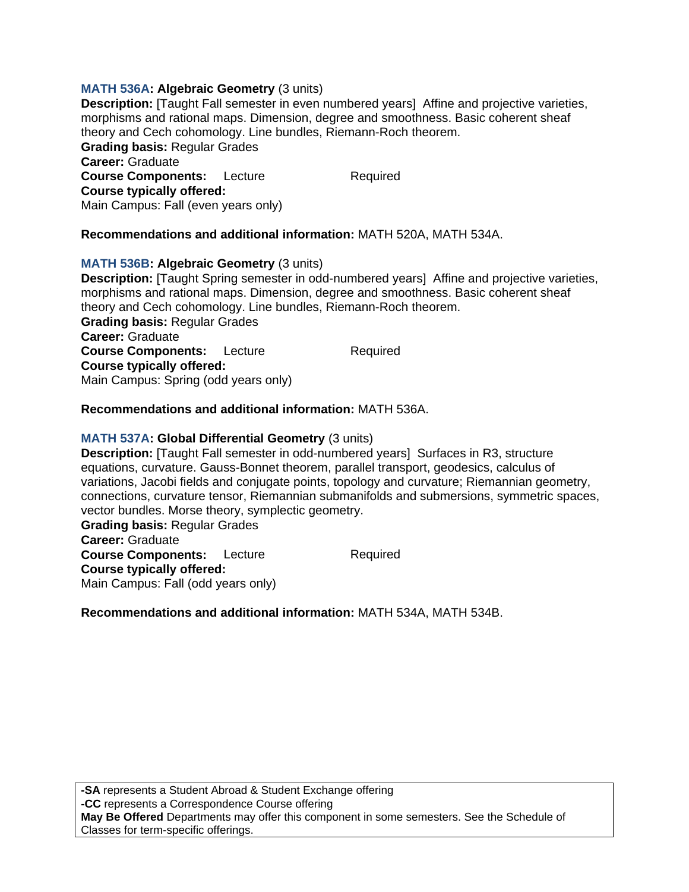**MATH 536A: Algebraic Geometry** (3 units)
**Description:** [Taught Fall semester in even numbered years] Affine and projective varieties, morphisms and rational maps. Dimension, degree and smoothness. Basic coherent sheaf theory and Cech cohomology. Line bundles, Riemann-Roch theorem.
**Grading basis:** Regular Grades
**Career:** Graduate
**Course Components:** Lecture Required
**Course typically offered:**
Main Campus: Fall (even years only)

**Recommendations and additional information:** MATH 520A, MATH 534A.

**MATH 536B: Algebraic Geometry** (3 units)
**Description:** [Taught Spring semester in odd-numbered years] Affine and projective varieties, morphisms and rational maps. Dimension, degree and smoothness. Basic coherent sheaf theory and Cech cohomology. Line bundles, Riemann-Roch theorem.
**Grading basis:** Regular Grades
**Career:** Graduate
**Course Components:** Lecture Required
**Course typically offered:**
Main Campus: Spring (odd years only)

**Recommendations and additional information:** MATH 536A.

**MATH 537A: Global Differential Geometry** (3 units)
**Description:** [Taught Fall semester in odd-numbered years] Surfaces in R3, structure equations, curvature. Gauss-Bonnet theorem, parallel transport, geodesics, calculus of variations, Jacobi fields and conjugate points, topology and curvature; Riemannian geometry, connections, curvature tensor, Riemannian submanifolds and submersions, symmetric spaces, vector bundles. Morse theory, symplectic geometry.
**Grading basis:** Regular Grades
**Career:** Graduate
**Course Components:** Lecture Required
**Course typically offered:**
Main Campus: Fall (odd years only)

**Recommendations and additional information:** MATH 534A, MATH 534B.

**-SA** represents a Student Abroad & Student Exchange offering
**-CC** represents a Correspondence Course offering
**May Be Offered** Departments may offer this component in some semesters. See the Schedule of Classes for term-specific offerings.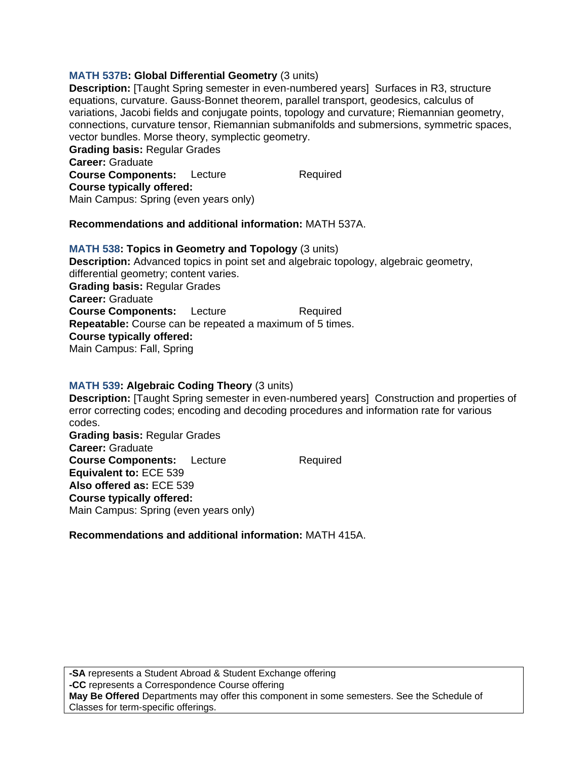### MATH 537B: Global Differential Geometry (3 units)

**Description:** [Taught Spring semester in even-numbered years] Surfaces in R3, structure equations, curvature. Gauss-Bonnet theorem, parallel transport, geodesics, calculus of variations, Jacobi fields and conjugate points, topology and curvature; Riemannian geometry, connections, curvature tensor, Riemannian submanifolds and submersions, symmetric spaces, vector bundles. Morse theory, symplectic geometry.

**Grading basis:** Regular Grades

**Career:** Graduate

**Course Components:** Lecture Required

**Course typically offered:**

Main Campus: Spring (even years only)

**Recommendations and additional information:** MATH 537A.

### MATH 538: Topics in Geometry and Topology (3 units)

**Description:** Advanced topics in point set and algebraic topology, algebraic geometry, differential geometry; content varies.

**Grading basis:** Regular Grades

**Career:** Graduate

**Course Components:** Lecture Required

**Repeatable:** Course can be repeated a maximum of 5 times.

**Course typically offered:**

Main Campus: Fall, Spring

### MATH 539: Algebraic Coding Theory (3 units)

**Description:** [Taught Spring semester in even-numbered years] Construction and properties of error correcting codes; encoding and decoding procedures and information rate for various codes.

**Grading basis:** Regular Grades

**Career:** Graduate

**Course Components:** Lecture Required

**Equivalent to:** ECE 539

**Also offered as:** ECE 539

**Course typically offered:**

Main Campus: Spring (even years only)

**Recommendations and additional information:** MATH 415A.

**-SA** represents a Student Abroad & Student Exchange offering
**-CC** represents a Correspondence Course offering
**May Be Offered** Departments may offer this component in some semesters. See the Schedule of Classes for term-specific offerings.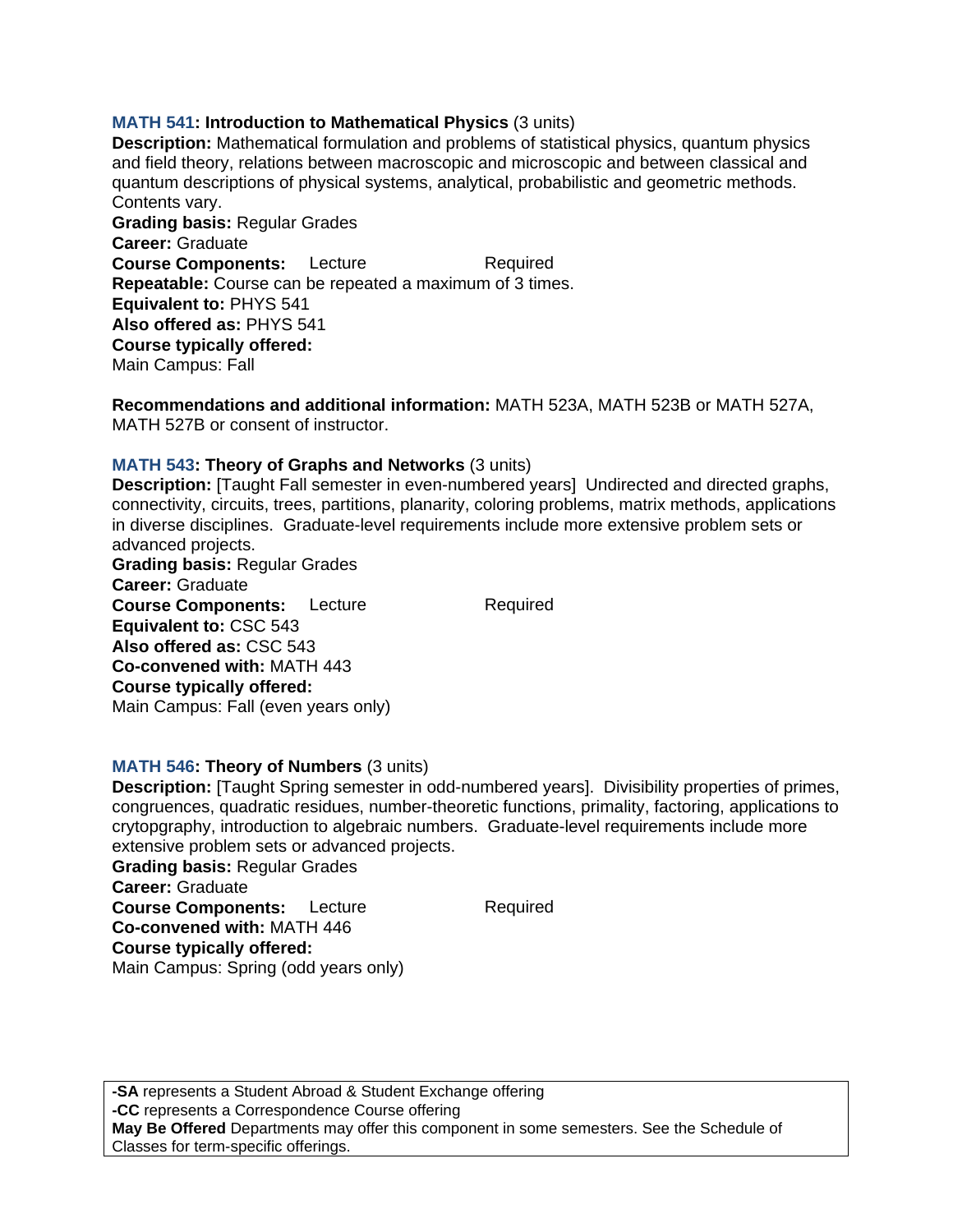**MATH 541: Introduction to Mathematical Physics** (3 units)
**Description:** Mathematical formulation and problems of statistical physics, quantum physics and field theory, relations between macroscopic and microscopic and between classical and quantum descriptions of physical systems, analytical, probabilistic and geometric methods. Contents vary.
**Grading basis:** Regular Grades
**Career:** Graduate
**Course Components:** Lecture Required
**Repeatable:** Course can be repeated a maximum of 3 times.
**Equivalent to:** PHYS 541
**Also offered as:** PHYS 541
**Course typically offered:**
Main Campus: Fall

**Recommendations and additional information:** MATH 523A, MATH 523B or MATH 527A, MATH 527B or consent of instructor.

**MATH 543: Theory of Graphs and Networks** (3 units)
**Description:** [Taught Fall semester in even-numbered years] Undirected and directed graphs, connectivity, circuits, trees, partitions, planarity, coloring problems, matrix methods, applications in diverse disciplines. Graduate-level requirements include more extensive problem sets or advanced projects.
**Grading basis:** Regular Grades
**Career:** Graduate
**Course Components:** Lecture Required
**Equivalent to:** CSC 543
**Also offered as:** CSC 543
**Co-convened with:** MATH 443
**Course typically offered:**
Main Campus: Fall (even years only)

**MATH 546: Theory of Numbers** (3 units)
**Description:** [Taught Spring semester in odd-numbered years]. Divisibility properties of primes, congruences, quadratic residues, number-theoretic functions, primality, factoring, applications to crytopgraphy, introduction to algebraic numbers. Graduate-level requirements include more extensive problem sets or advanced projects.
**Grading basis:** Regular Grades
**Career:** Graduate
**Course Components:** Lecture Required
**Co-convened with:** MATH 446
**Course typically offered:**
Main Campus: Spring (odd years only)

**-SA** represents a Student Abroad & Student Exchange offering
**-CC** represents a Correspondence Course offering
**May Be Offered** Departments may offer this component in some semesters. See the Schedule of Classes for term-specific offerings.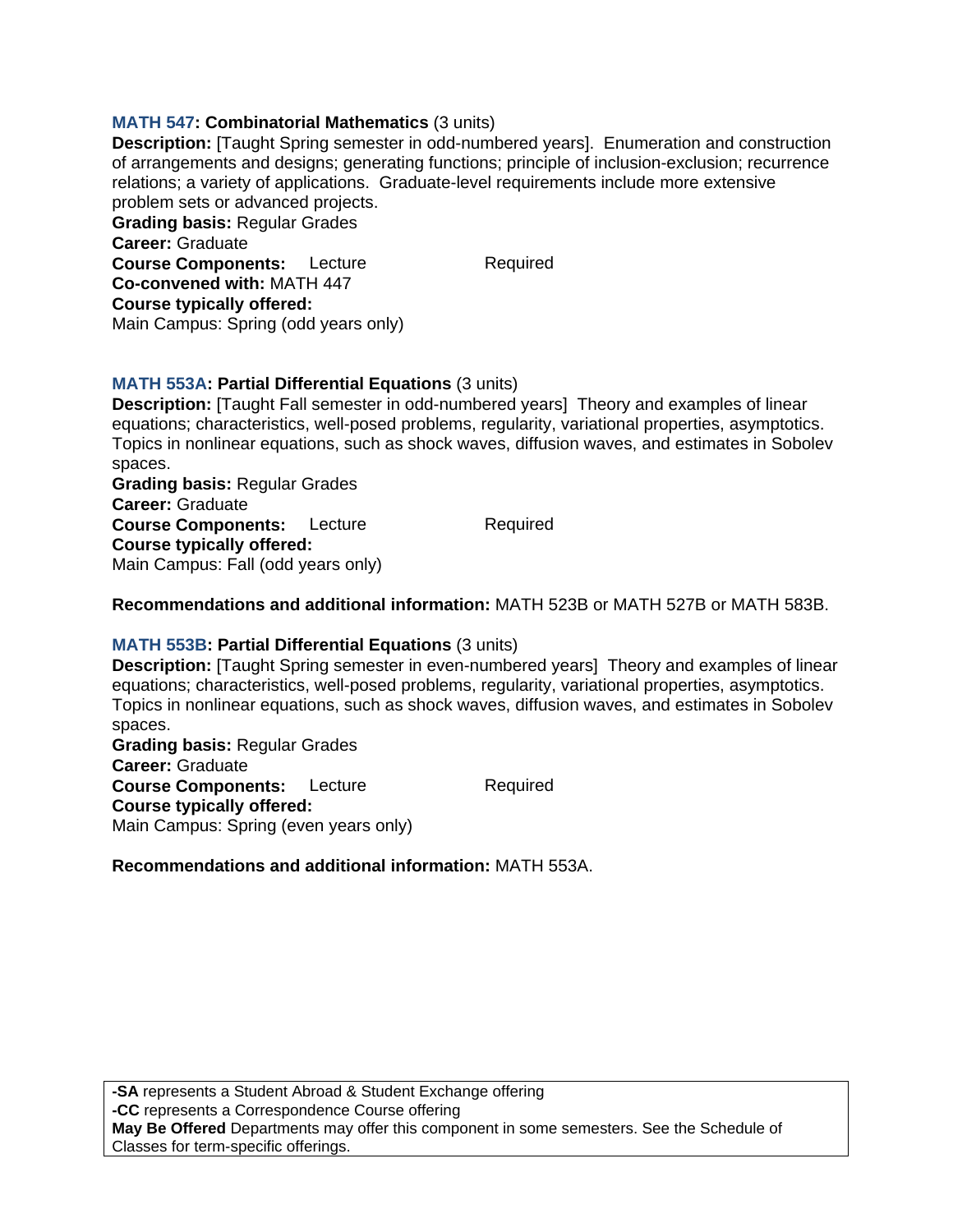**MATH 547: Combinatorial Mathematics** (3 units)
**Description:** [Taught Spring semester in odd-numbered years]. Enumeration and construction of arrangements and designs; generating functions; principle of inclusion-exclusion; recurrence relations; a variety of applications. Graduate-level requirements include more extensive problem sets or advanced projects.
**Grading basis:** Regular Grades
**Career:** Graduate
**Course Components:** Lecture Required
**Co-convened with:** MATH 447
**Course typically offered:**
Main Campus: Spring (odd years only)

**MATH 553A: Partial Differential Equations** (3 units)
**Description:** [Taught Fall semester in odd-numbered years] Theory and examples of linear equations; characteristics, well-posed problems, regularity, variational properties, asymptotics. Topics in nonlinear equations, such as shock waves, diffusion waves, and estimates in Sobolev spaces.
**Grading basis:** Regular Grades
**Career:** Graduate
**Course Components:** Lecture Required
**Course typically offered:**
Main Campus: Fall (odd years only)

**Recommendations and additional information:** MATH 523B or MATH 527B or MATH 583B.

**MATH 553B: Partial Differential Equations** (3 units)
**Description:** [Taught Spring semester in even-numbered years] Theory and examples of linear equations; characteristics, well-posed problems, regularity, variational properties, asymptotics. Topics in nonlinear equations, such as shock waves, diffusion waves, and estimates in Sobolev spaces.
**Grading basis:** Regular Grades
**Career:** Graduate
**Course Components:** Lecture Required
**Course typically offered:**
Main Campus: Spring (even years only)

**Recommendations and additional information:** MATH 553A.

**-SA** represents a Student Abroad & Student Exchange offering
**-CC** represents a Correspondence Course offering
**May Be Offered** Departments may offer this component in some semesters. See the Schedule of Classes for term-specific offerings.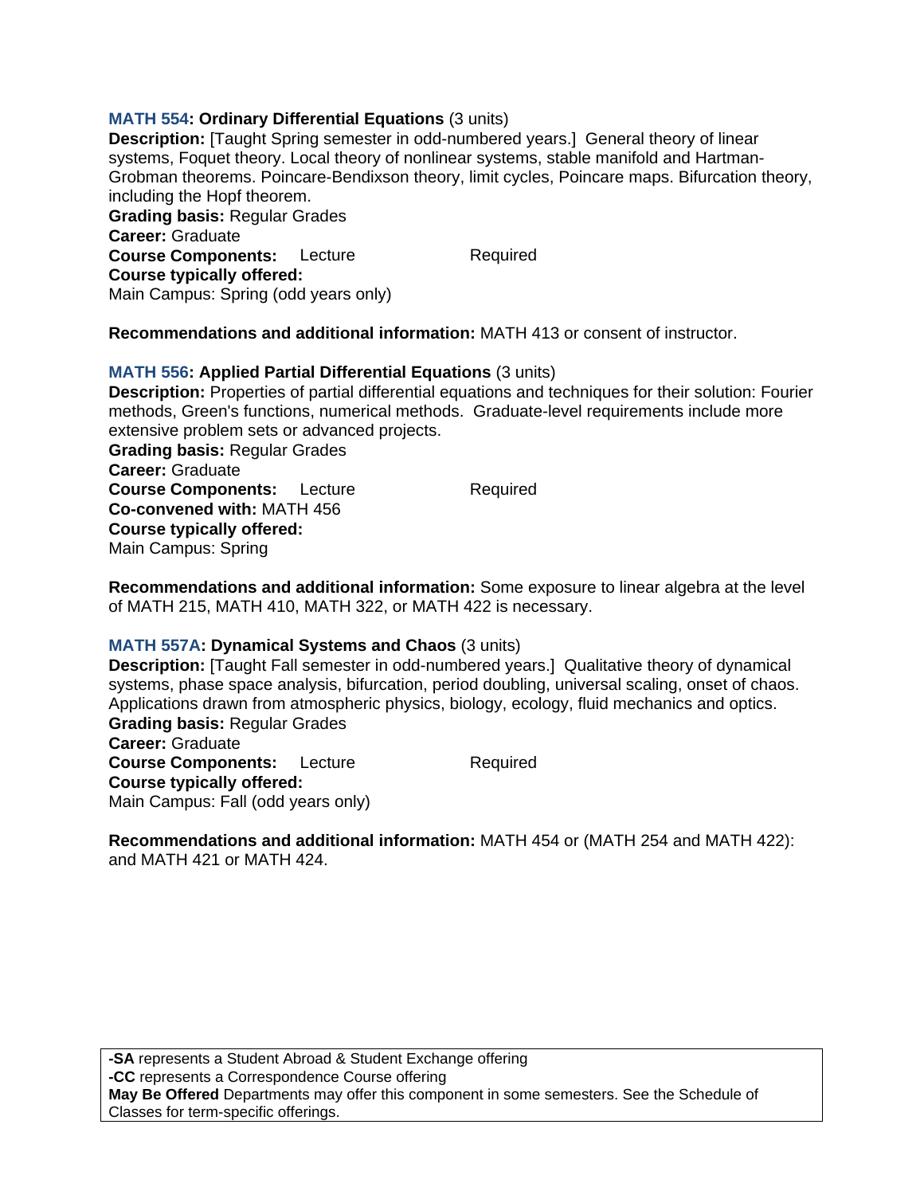**MATH 554: Ordinary Differential Equations** (3 units)
**Description:** [Taught Spring semester in odd-numbered years.] General theory of linear systems, Foquet theory. Local theory of nonlinear systems, stable manifold and Hartman-Grobman theorems. Poincare-Bendixson theory, limit cycles, Poincare maps. Bifurcation theory, including the Hopf theorem.
**Grading basis:** Regular Grades
**Career:** Graduate
**Course Components:** Lecture Required
**Course typically offered:**
Main Campus: Spring (odd years only)

**Recommendations and additional information:** MATH 413 or consent of instructor.

**MATH 556: Applied Partial Differential Equations** (3 units)
**Description:** Properties of partial differential equations and techniques for their solution: Fourier methods, Green's functions, numerical methods. Graduate-level requirements include more extensive problem sets or advanced projects.
**Grading basis:** Regular Grades
**Career:** Graduate
**Course Components:** Lecture Required
**Co-convened with:** MATH 456
**Course typically offered:**
Main Campus: Spring

**Recommendations and additional information:** Some exposure to linear algebra at the level of MATH 215, MATH 410, MATH 322, or MATH 422 is necessary.

**MATH 557A: Dynamical Systems and Chaos** (3 units)
**Description:** [Taught Fall semester in odd-numbered years.] Qualitative theory of dynamical systems, phase space analysis, bifurcation, period doubling, universal scaling, onset of chaos. Applications drawn from atmospheric physics, biology, ecology, fluid mechanics and optics.
**Grading basis:** Regular Grades
**Career:** Graduate
**Course Components:** Lecture Required
**Course typically offered:**
Main Campus: Fall (odd years only)

**Recommendations and additional information:** MATH 454 or (MATH 254 and MATH 422): and MATH 421 or MATH 424.

**-SA** represents a Student Abroad & Student Exchange offering
**-CC** represents a Correspondence Course offering
**May Be Offered** Departments may offer this component in some semesters. See the Schedule of Classes for term-specific offerings.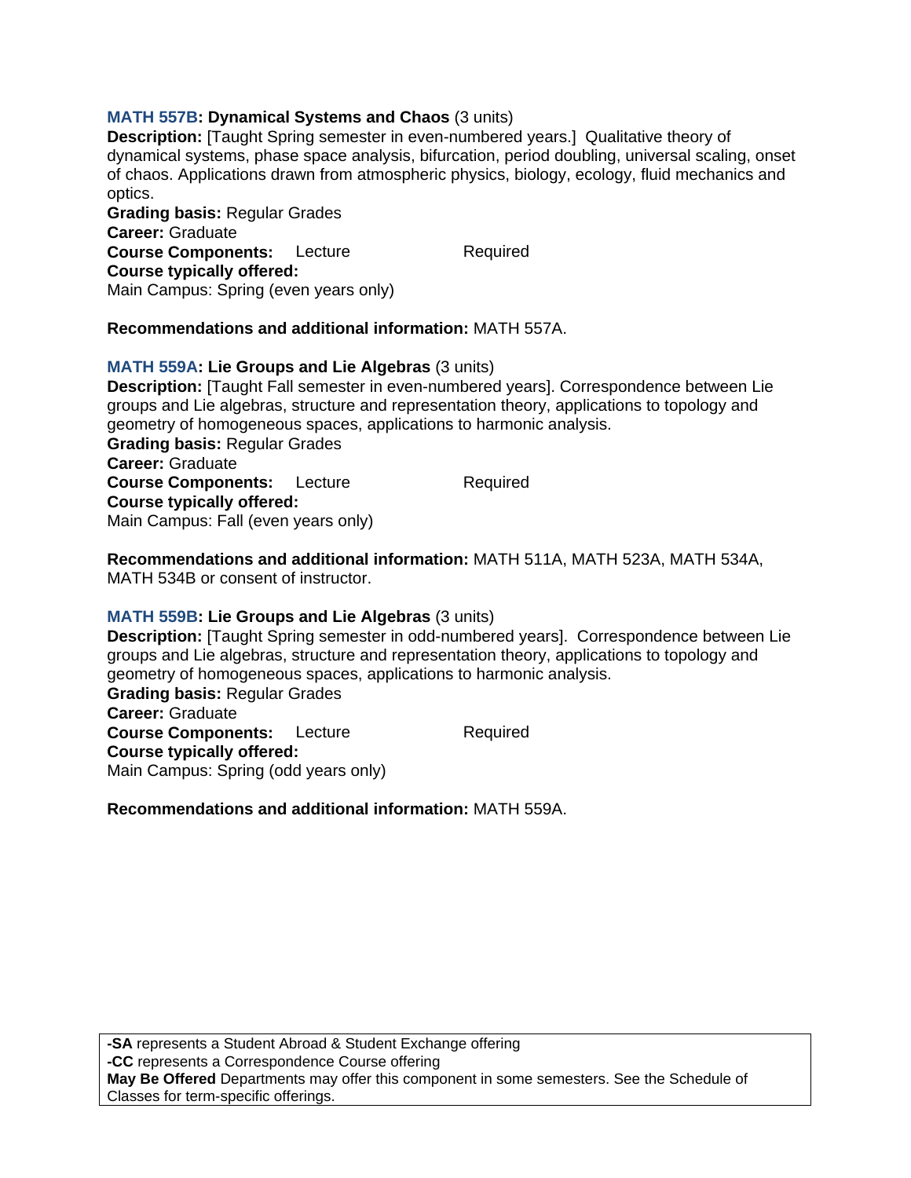**MATH 557B: Dynamical Systems and Chaos** (3 units)

**Description:** [Taught Spring semester in even-numbered years.] Qualitative theory of dynamical systems, phase space analysis, bifurcation, period doubling, universal scaling, onset of chaos. Applications drawn from atmospheric physics, biology, ecology, fluid mechanics and optics.

**Grading basis:** Regular Grades

**Career:** Graduate

**Course Components:** Lecture Required

**Course typically offered:**

Main Campus: Spring (even years only)

**Recommendations and additional information:** MATH 557A.

**MATH 559A: Lie Groups and Lie Algebras** (3 units)

**Description:** [Taught Fall semester in even-numbered years]. Correspondence between Lie groups and Lie algebras, structure and representation theory, applications to topology and geometry of homogeneous spaces, applications to harmonic analysis.

**Grading basis:** Regular Grades

**Career:** Graduate

**Course Components:** Lecture Required

**Course typically offered:**

Main Campus: Fall (even years only)

**Recommendations and additional information:** MATH 511A, MATH 523A, MATH 534A, MATH 534B or consent of instructor.

**MATH 559B: Lie Groups and Lie Algebras** (3 units)

**Description:** [Taught Spring semester in odd-numbered years]. Correspondence between Lie groups and Lie algebras, structure and representation theory, applications to topology and geometry of homogeneous spaces, applications to harmonic analysis.

**Grading basis:** Regular Grades

**Career:** Graduate

**Course Components:** Lecture Required

**Course typically offered:**

Main Campus: Spring (odd years only)

**Recommendations and additional information:** MATH 559A.

**-SA** represents a Student Abroad & Student Exchange offering
**-CC** represents a Correspondence Course offering
**May Be Offered** Departments may offer this component in some semesters. See the Schedule of Classes for term-specific offerings.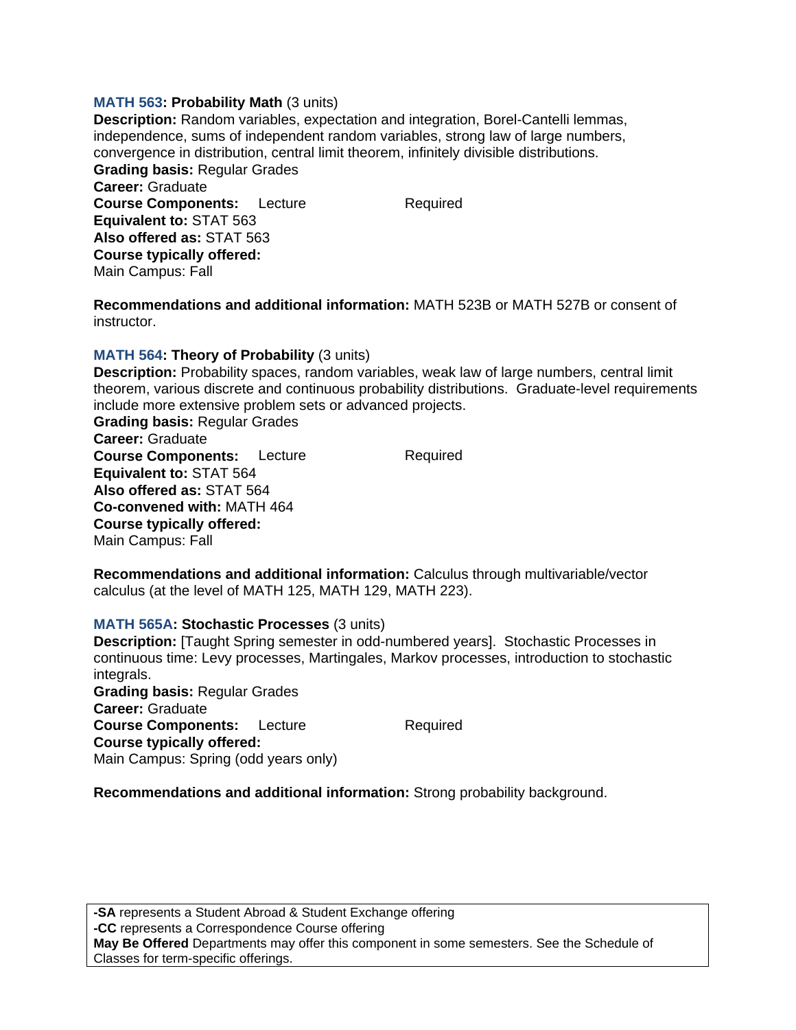**MATH 563: Probability Math** (3 units)
**Description:** Random variables, expectation and integration, Borel-Cantelli lemmas, independence, sums of independent random variables, strong law of large numbers, convergence in distribution, central limit theorem, infinitely divisible distributions.
**Grading basis:** Regular Grades
**Career:** Graduate
**Course Components:** Lecture Required
**Equivalent to:** STAT 563
**Also offered as:** STAT 563
**Course typically offered:**
Main Campus: Fall

**Recommendations and additional information:** MATH 523B or MATH 527B or consent of instructor.

**MATH 564: Theory of Probability** (3 units)
**Description:** Probability spaces, random variables, weak law of large numbers, central limit theorem, various discrete and continuous probability distributions. Graduate-level requirements include more extensive problem sets or advanced projects.
**Grading basis:** Regular Grades
**Career:** Graduate
**Course Components:** Lecture Required
**Equivalent to:** STAT 564
**Also offered as:** STAT 564
**Co-convened with:** MATH 464
**Course typically offered:**
Main Campus: Fall

**Recommendations and additional information:** Calculus through multivariable/vector calculus (at the level of MATH 125, MATH 129, MATH 223).

**MATH 565A: Stochastic Processes** (3 units)
**Description:** [Taught Spring semester in odd-numbered years]. Stochastic Processes in continuous time: Levy processes, Martingales, Markov processes, introduction to stochastic integrals.
**Grading basis:** Regular Grades
**Career:** Graduate
**Course Components:** Lecture Required
**Course typically offered:**
Main Campus: Spring (odd years only)

**Recommendations and additional information:** Strong probability background.

**-SA** represents a Student Abroad & Student Exchange offering
**-CC** represents a Correspondence Course offering
**May Be Offered** Departments may offer this component in some semesters. See the Schedule of Classes for term-specific offerings.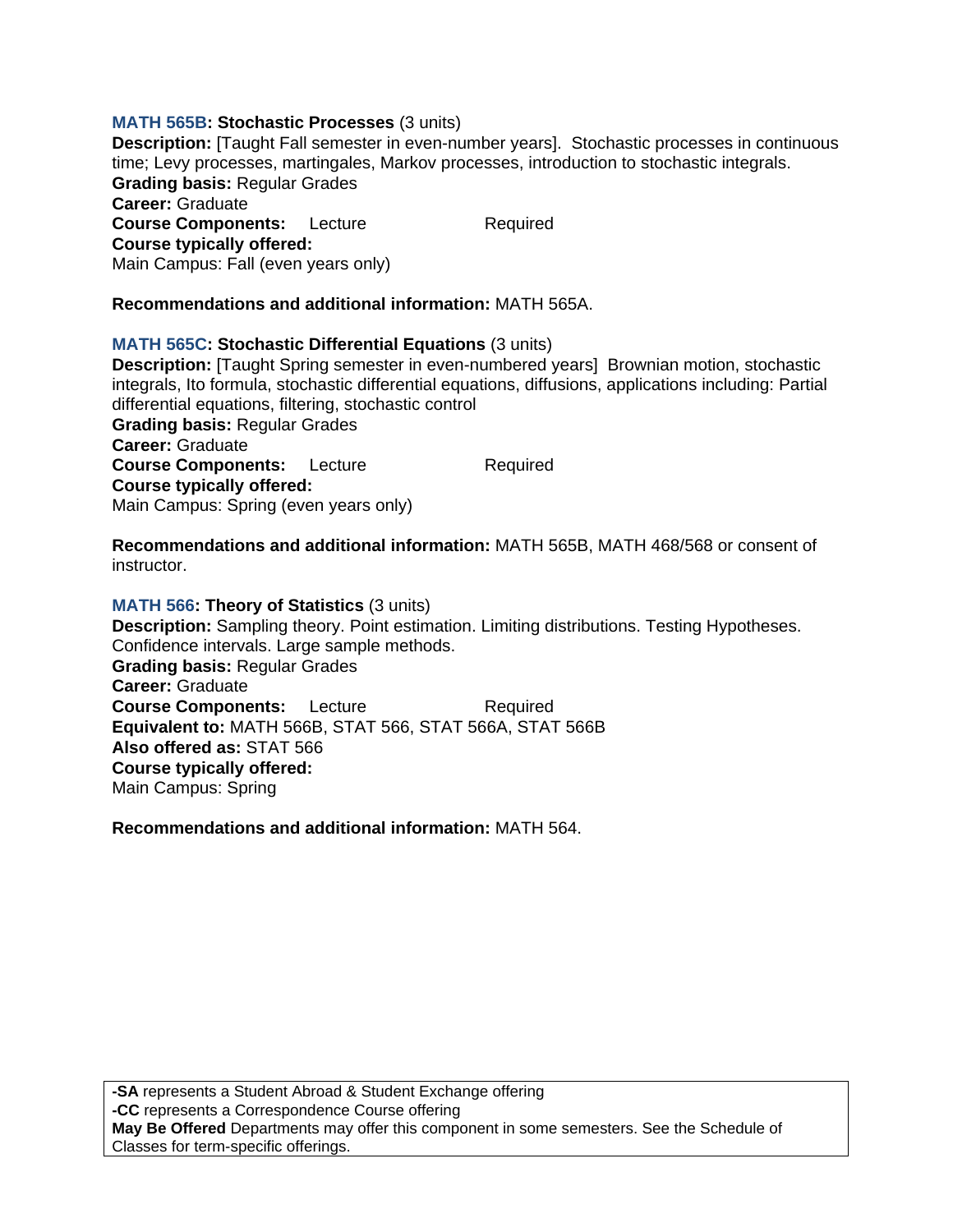**MATH 565B: Stochastic Processes** (3 units)
**Description:** [Taught Fall semester in even-number years]. Stochastic processes in continuous time; Levy processes, martingales, Markov processes, introduction to stochastic integrals.
**Grading basis:** Regular Grades
**Career:** Graduate
**Course Components:** Lecture Required
**Course typically offered:**
Main Campus: Fall (even years only)

**Recommendations and additional information:** MATH 565A.

**MATH 565C: Stochastic Differential Equations** (3 units)
**Description:** [Taught Spring semester in even-numbered years] Brownian motion, stochastic integrals, Ito formula, stochastic differential equations, diffusions, applications including: Partial differential equations, filtering, stochastic control
**Grading basis:** Regular Grades
**Career:** Graduate
**Course Components:** Lecture Required
**Course typically offered:**
Main Campus: Spring (even years only)

**Recommendations and additional information:** MATH 565B, MATH 468/568 or consent of instructor.

**MATH 566: Theory of Statistics** (3 units)
**Description:** Sampling theory. Point estimation. Limiting distributions. Testing Hypotheses. Confidence intervals. Large sample methods.
**Grading basis:** Regular Grades
**Career:** Graduate
**Course Components:** Lecture Required
**Equivalent to:** MATH 566B, STAT 566, STAT 566A, STAT 566B
**Also offered as:** STAT 566
**Course typically offered:**
Main Campus: Spring

**Recommendations and additional information:** MATH 564.

**-SA** represents a Student Abroad & Student Exchange offering
**-CC** represents a Correspondence Course offering
**May Be Offered** Departments may offer this component in some semesters. See the Schedule of Classes for term-specific offerings.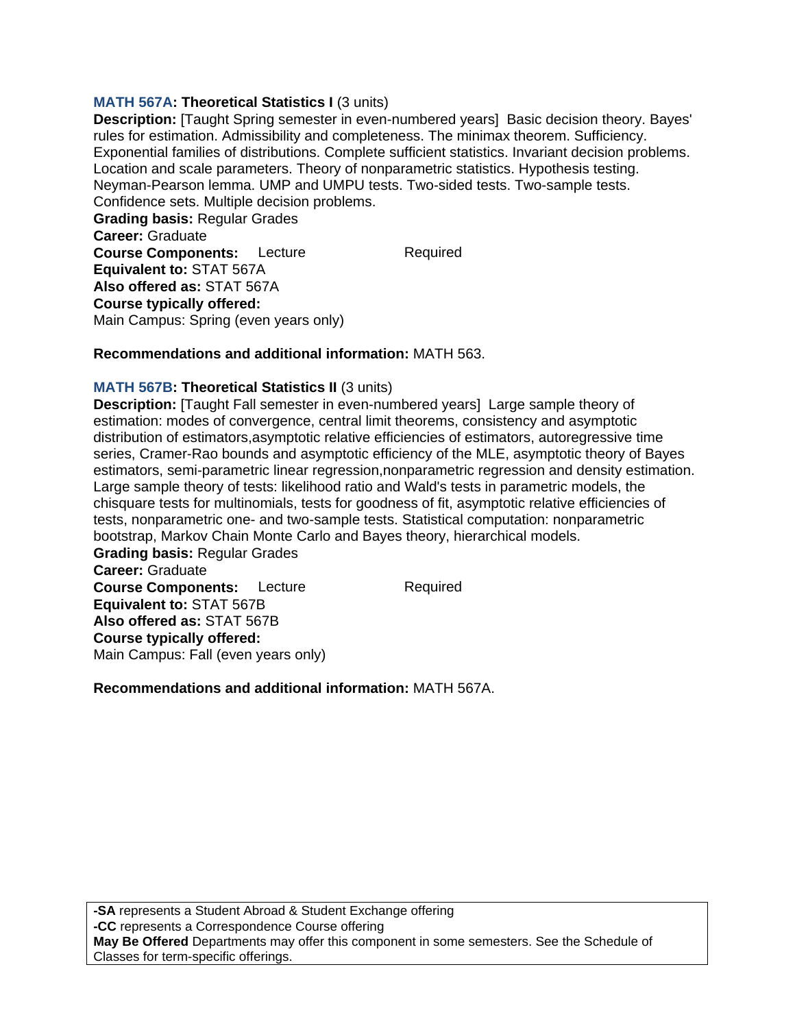**MATH 567A: Theoretical Statistics I** (3 units)
**Description:** [Taught Spring semester in even-numbered years] Basic decision theory. Bayes' rules for estimation. Admissibility and completeness. The minimax theorem. Sufficiency. Exponential families of distributions. Complete sufficient statistics. Invariant decision problems. Location and scale parameters. Theory of nonparametric statistics. Hypothesis testing. Neyman-Pearson lemma. UMP and UMPU tests. Two-sided tests. Two-sample tests. Confidence sets. Multiple decision problems.
**Grading basis:** Regular Grades
**Career:** Graduate
**Course Components:** Lecture Required
**Equivalent to:** STAT 567A
**Also offered as:** STAT 567A
**Course typically offered:**
Main Campus: Spring (even years only)

**Recommendations and additional information:** MATH 563.

**MATH 567B: Theoretical Statistics II** (3 units)
**Description:** [Taught Fall semester in even-numbered years] Large sample theory of estimation: modes of convergence, central limit theorems, consistency and asymptotic distribution of estimators,asymptotic relative efficiencies of estimators, autoregressive time series, Cramer-Rao bounds and asymptotic efficiency of the MLE, asymptotic theory of Bayes estimators, semi-parametric linear regression,nonparametric regression and density estimation. Large sample theory of tests: likelihood ratio and Wald's tests in parametric models, the chisquare tests for multinomials, tests for goodness of fit, asymptotic relative efficiencies of tests, nonparametric one- and two-sample tests. Statistical computation: nonparametric bootstrap, Markov Chain Monte Carlo and Bayes theory, hierarchical models.
**Grading basis:** Regular Grades
**Career:** Graduate
**Course Components:** Lecture Required
**Equivalent to:** STAT 567B
**Also offered as:** STAT 567B
**Course typically offered:**
Main Campus: Fall (even years only)

**Recommendations and additional information:** MATH 567A.

**-SA** represents a Student Abroad & Student Exchange offering
**-CC** represents a Correspondence Course offering
**May Be Offered** Departments may offer this component in some semesters. See the Schedule of Classes for term-specific offerings.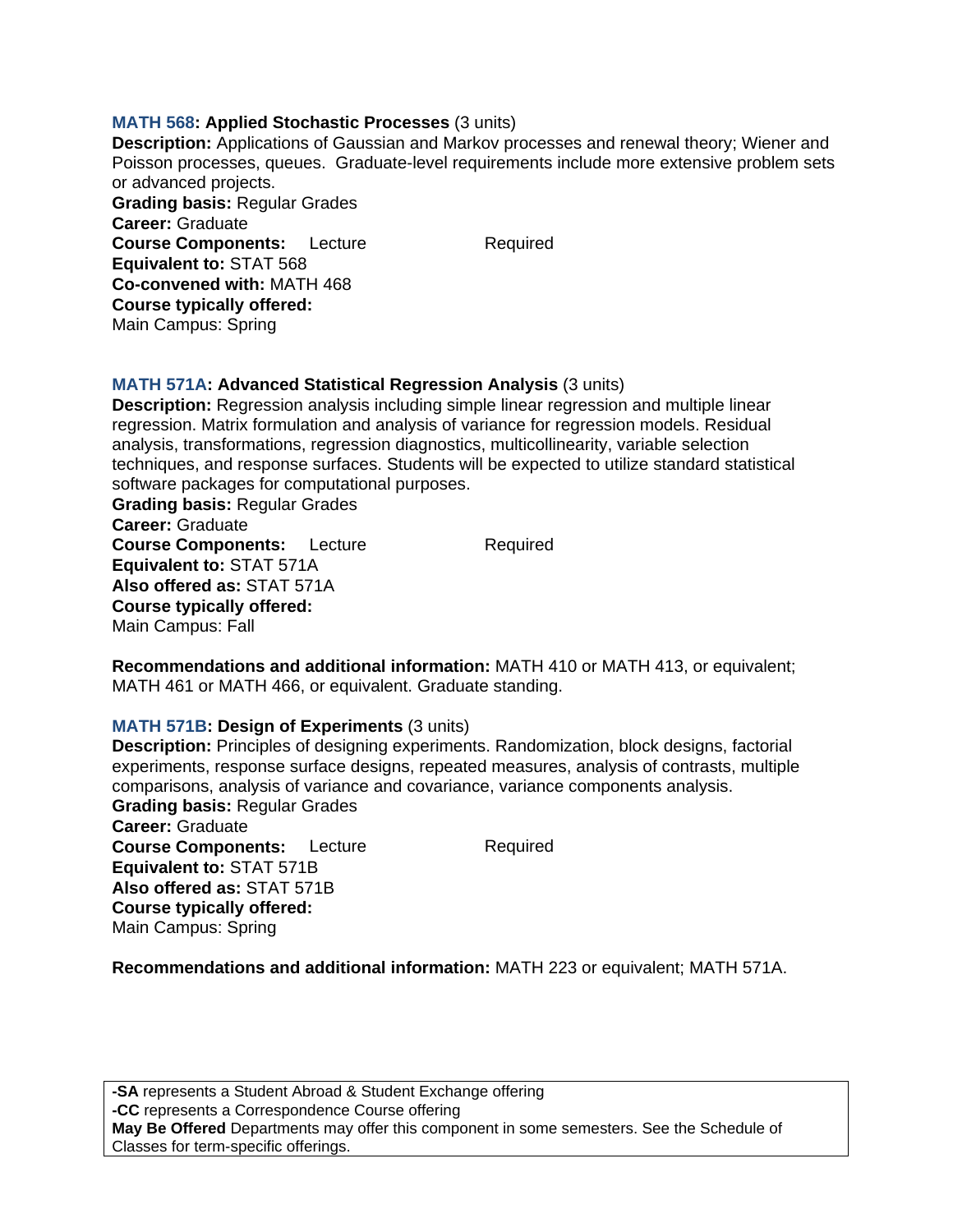**MATH 568: Applied Stochastic Processes** (3 units)
**Description:** Applications of Gaussian and Markov processes and renewal theory; Wiener and Poisson processes, queues. Graduate-level requirements include more extensive problem sets or advanced projects.
**Grading basis:** Regular Grades
**Career:** Graduate
**Course Components:** Lecture Required
**Equivalent to:** STAT 568
**Co-convened with:** MATH 468
**Course typically offered:**
Main Campus: Spring

**MATH 571A: Advanced Statistical Regression Analysis** (3 units)
**Description:** Regression analysis including simple linear regression and multiple linear regression. Matrix formulation and analysis of variance for regression models. Residual analysis, transformations, regression diagnostics, multicollinearity, variable selection techniques, and response surfaces. Students will be expected to utilize standard statistical software packages for computational purposes.
**Grading basis:** Regular Grades
**Career:** Graduate
**Course Components:** Lecture Required
**Equivalent to:** STAT 571A
**Also offered as:** STAT 571A
**Course typically offered:**
Main Campus: Fall

**Recommendations and additional information:** MATH 410 or MATH 413, or equivalent; MATH 461 or MATH 466, or equivalent. Graduate standing.

**MATH 571B: Design of Experiments** (3 units)
**Description:** Principles of designing experiments. Randomization, block designs, factorial experiments, response surface designs, repeated measures, analysis of contrasts, multiple comparisons, analysis of variance and covariance, variance components analysis.
**Grading basis:** Regular Grades
**Career:** Graduate
**Course Components:** Lecture Required
**Equivalent to:** STAT 571B
**Also offered as:** STAT 571B
**Course typically offered:**
Main Campus: Spring

**Recommendations and additional information:** MATH 223 or equivalent; MATH 571A.

**-SA** represents a Student Abroad & Student Exchange offering
**-CC** represents a Correspondence Course offering
**May Be Offered** Departments may offer this component in some semesters. See the Schedule of Classes for term-specific offerings.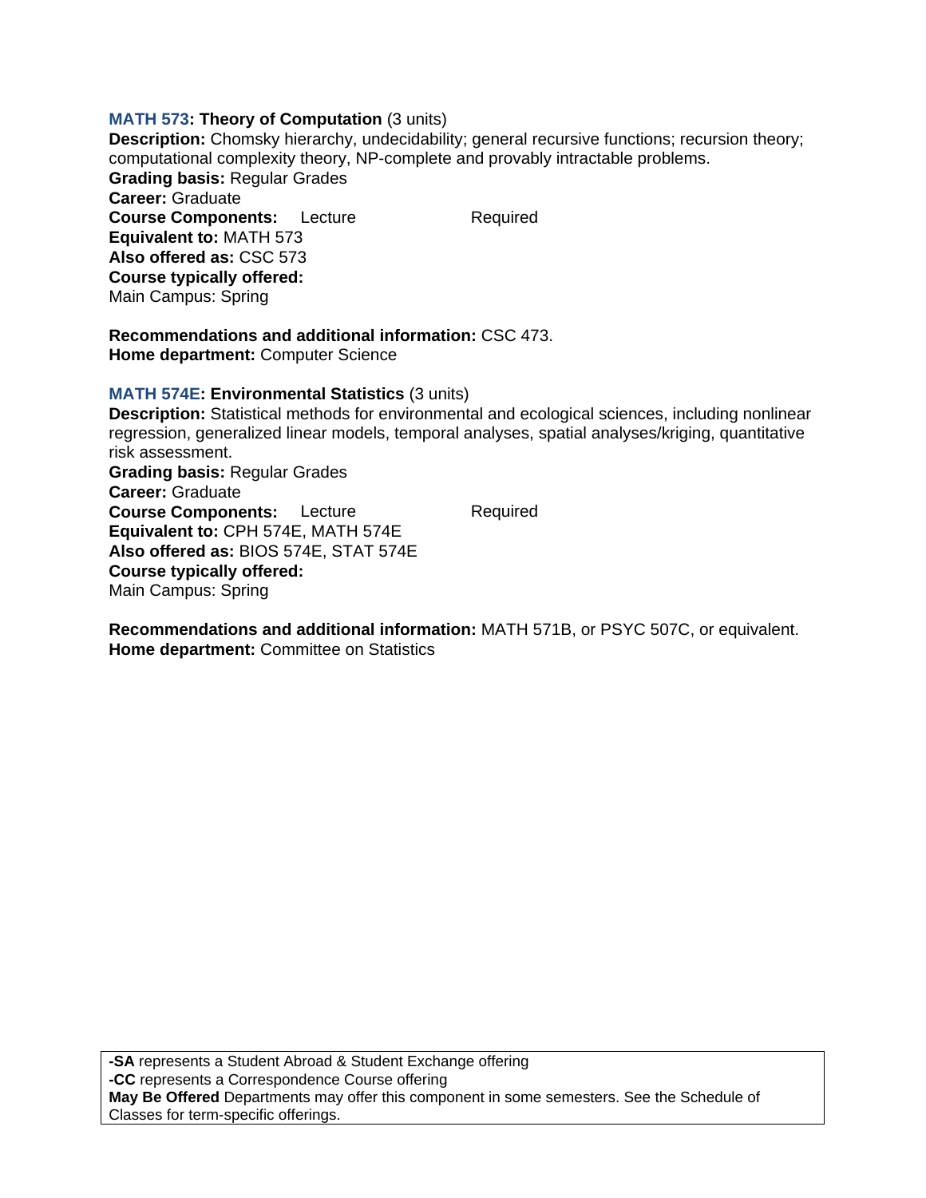**MATH 573: Theory of Computation** (3 units)
**Description:** Chomsky hierarchy, undecidability; general recursive functions; recursion theory; computational complexity theory, NP-complete and provably intractable problems.
**Grading basis:** Regular Grades
**Career:** Graduate
**Course Components:** Lecture Required
**Equivalent to:** MATH 573
**Also offered as:** CSC 573
**Course typically offered:**
Main Campus: Spring

**Recommendations and additional information:** CSC 473.
**Home department:** Computer Science

**MATH 574E: Environmental Statistics** (3 units)
**Description:** Statistical methods for environmental and ecological sciences, including nonlinear regression, generalized linear models, temporal analyses, spatial analyses/kriging, quantitative risk assessment.
**Grading basis:** Regular Grades
**Career:** Graduate
**Course Components:** Lecture Required
**Equivalent to:** CPH 574E, MATH 574E
**Also offered as:** BIOS 574E, STAT 574E
**Course typically offered:**
Main Campus: Spring

**Recommendations and additional information:** MATH 571B, or PSYC 507C, or equivalent.
**Home department:** Committee on Statistics

**-SA** represents a Student Abroad & Student Exchange offering
**-CC** represents a Correspondence Course offering
**May Be Offered** Departments may offer this component in some semesters. See the Schedule of Classes for term-specific offerings.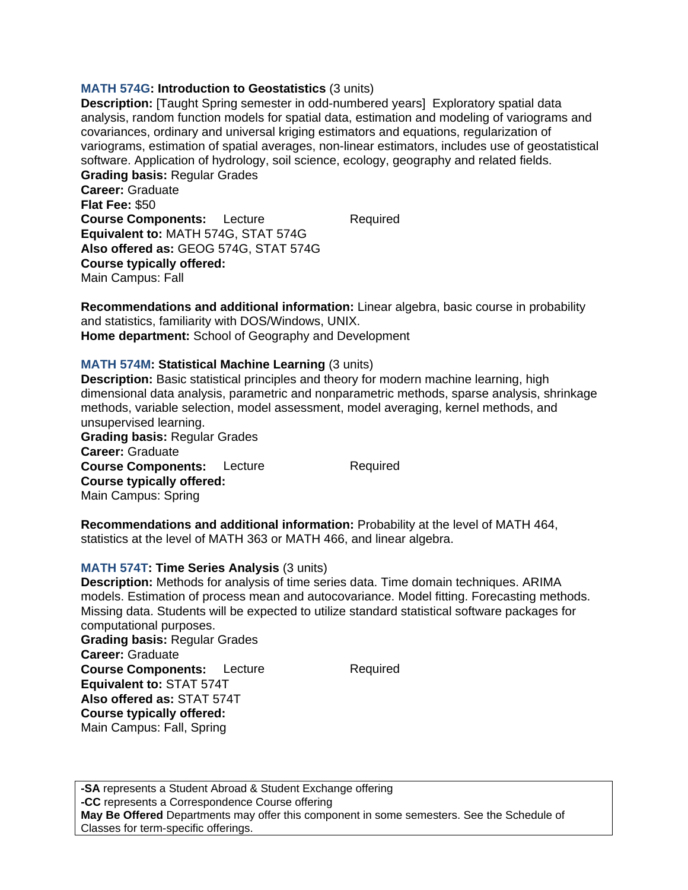**MATH 574G: Introduction to Geostatistics** (3 units)

**Description:** [Taught Spring semester in odd-numbered years] Exploratory spatial data analysis, random function models for spatial data, estimation and modeling of variograms and covariances, ordinary and universal kriging estimators and equations, regularization of variograms, estimation of spatial averages, non-linear estimators, includes use of geostatistical software. Application of hydrology, soil science, ecology, geography and related fields.

**Grading basis:** Regular Grades

**Career:** Graduate

**Flat Fee:** $50

**Course Components:** Lecture Required

**Equivalent to:** MATH 574G, STAT 574G

**Also offered as:** GEOG 574G, STAT 574G

**Course typically offered:**

Main Campus: Fall

**Recommendations and additional information:** Linear algebra, basic course in probability and statistics, familiarity with DOS/Windows, UNIX.

**Home department:** School of Geography and Development

**MATH 574M: Statistical Machine Learning** (3 units)

**Description:** Basic statistical principles and theory for modern machine learning, high dimensional data analysis, parametric and nonparametric methods, sparse analysis, shrinkage methods, variable selection, model assessment, model averaging, kernel methods, and unsupervised learning.

**Grading basis:** Regular Grades

**Career:** Graduate

**Course Components:** Lecture Required

**Course typically offered:**

Main Campus: Spring

**Recommendations and additional information:** Probability at the level of MATH 464, statistics at the level of MATH 363 or MATH 466, and linear algebra.

**MATH 574T: Time Series Analysis** (3 units)

**Description:** Methods for analysis of time series data. Time domain techniques. ARIMA models. Estimation of process mean and autocovariance. Model fitting. Forecasting methods. Missing data. Students will be expected to utilize standard statistical software packages for computational purposes.

**Grading basis:** Regular Grades

**Career:** Graduate

**Course Components:** Lecture Required

**Equivalent to:** STAT 574T

**Also offered as:** STAT 574T

**Course typically offered:**

Main Campus: Fall, Spring

---

**-SA** represents a Student Abroad & Student Exchange offering
**-CC** represents a Correspondence Course offering
**May Be Offered** Departments may offer this component in some semesters. See the Schedule of Classes for term-specific offerings.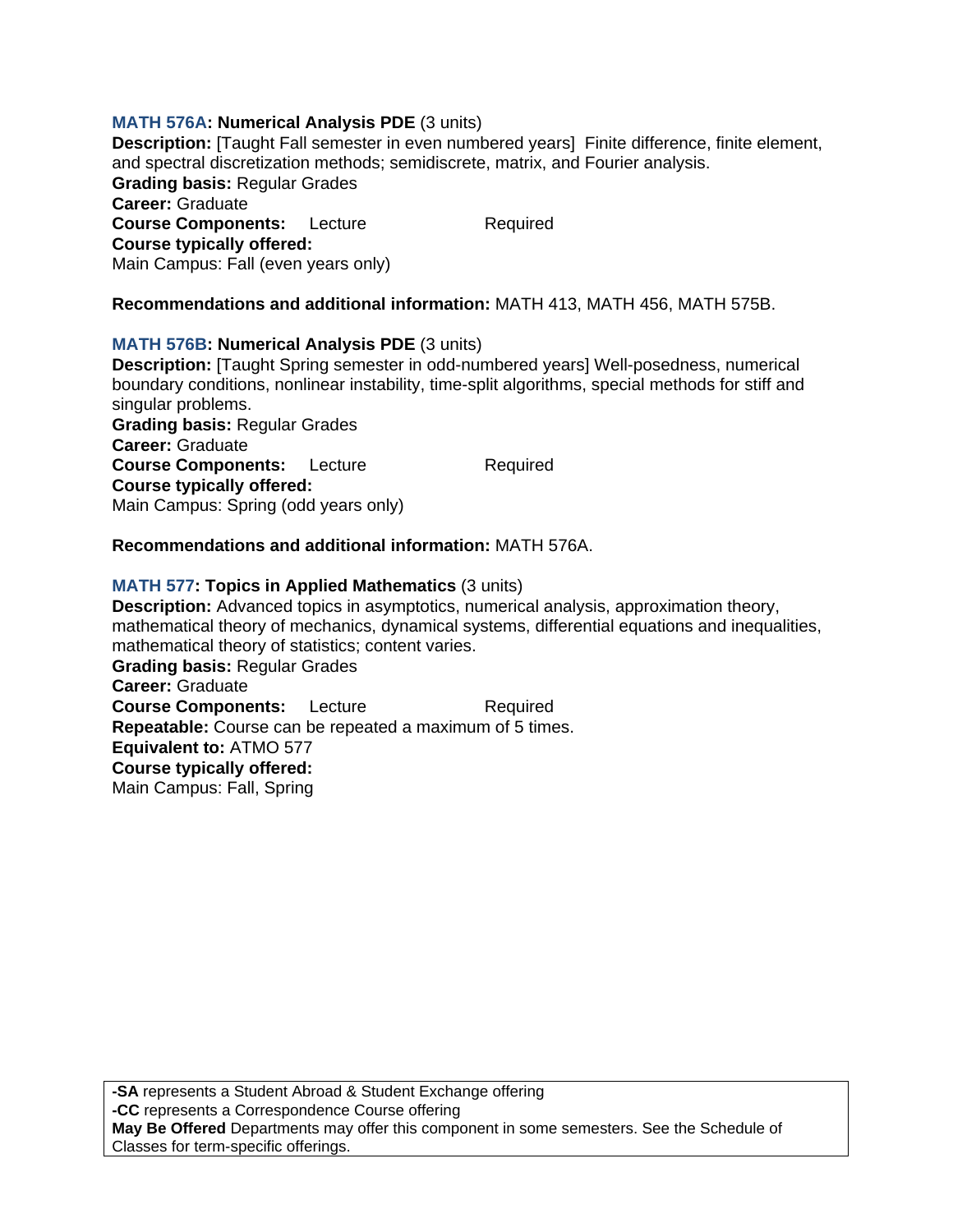**MATH 576A: Numerical Analysis PDE** (3 units)
**Description:** [Taught Fall semester in even numbered years] Finite difference, finite element, and spectral discretization methods; semidiscrete, matrix, and Fourier analysis.
**Grading basis:** Regular Grades
**Career:** Graduate
**Course Components:** Lecture Required
**Course typically offered:**
Main Campus: Fall (even years only)

**Recommendations and additional information:** MATH 413, MATH 456, MATH 575B.

**MATH 576B: Numerical Analysis PDE** (3 units)
**Description:** [Taught Spring semester in odd-numbered years] Well-posedness, numerical boundary conditions, nonlinear instability, time-split algorithms, special methods for stiff and singular problems.
**Grading basis:** Regular Grades
**Career:** Graduate
**Course Components:** Lecture Required
**Course typically offered:**
Main Campus: Spring (odd years only)

**Recommendations and additional information:** MATH 576A.

**MATH 577: Topics in Applied Mathematics** (3 units)
**Description:** Advanced topics in asymptotics, numerical analysis, approximation theory, mathematical theory of mechanics, dynamical systems, differential equations and inequalities, mathematical theory of statistics; content varies.
**Grading basis:** Regular Grades
**Career:** Graduate
**Course Components:** Lecture Required
**Repeatable:** Course can be repeated a maximum of 5 times.
**Equivalent to:** ATMO 577
**Course typically offered:**
Main Campus: Fall, Spring

**-SA** represents a Student Abroad & Student Exchange offering
**-CC** represents a Correspondence Course offering
**May Be Offered** Departments may offer this component in some semesters. See the Schedule of Classes for term-specific offerings.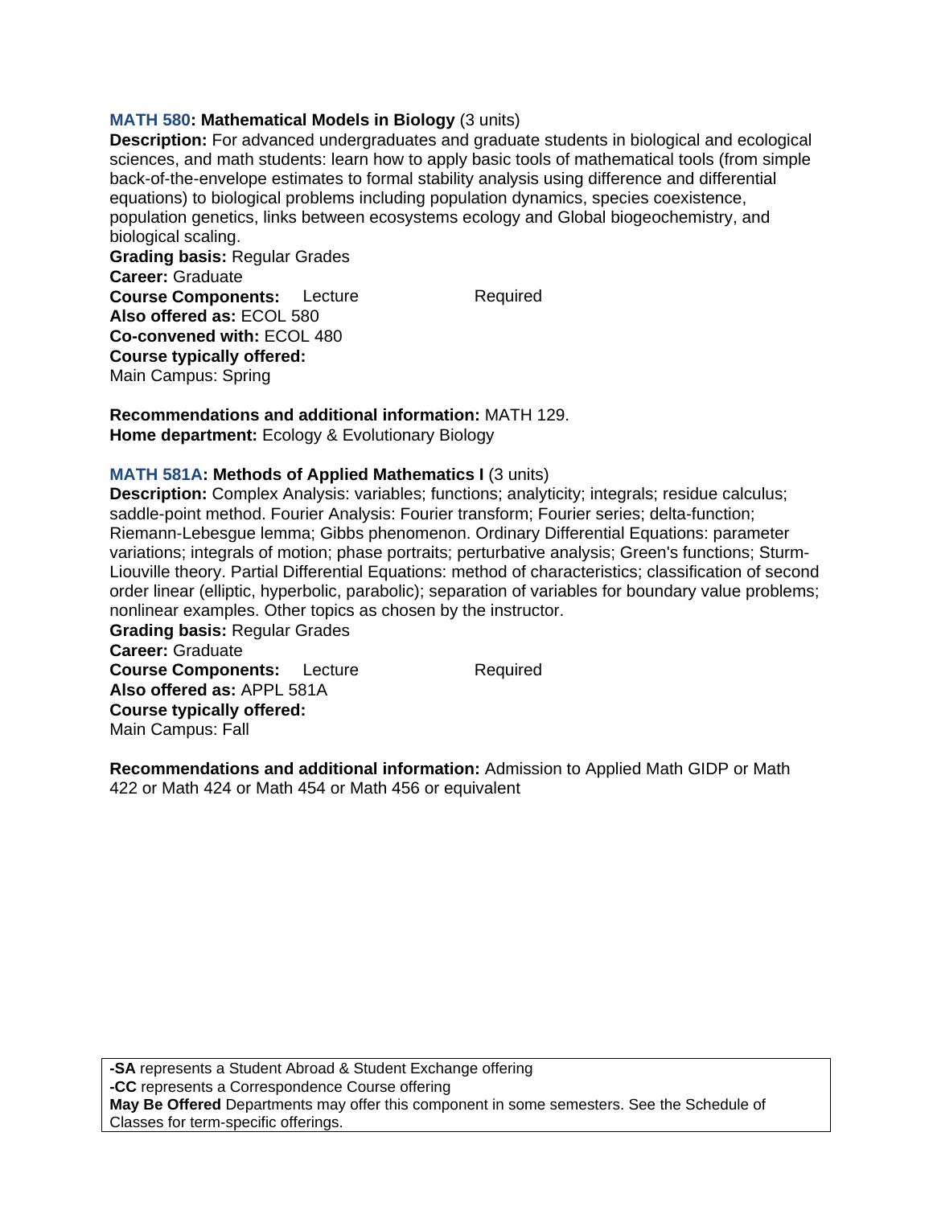**MATH 580: Mathematical Models in Biology** (3 units)
**Description:** For advanced undergraduates and graduate students in biological and ecological sciences, and math students: learn how to apply basic tools of mathematical tools (from simple back-of-the-envelope estimates to formal stability analysis using difference and differential equations) to biological problems including population dynamics, species coexistence, population genetics, links between ecosystems ecology and Global biogeochemistry, and biological scaling.
**Grading basis:** Regular Grades
**Career:** Graduate
**Course Components:** Lecture Required
**Also offered as:** ECOL 580
**Co-convened with:** ECOL 480
**Course typically offered:**
Main Campus: Spring

**Recommendations and additional information:** MATH 129.
**Home department:** Ecology & Evolutionary Biology

**MATH 581A: Methods of Applied Mathematics I** (3 units)
**Description:** Complex Analysis: variables; functions; analyticity; integrals; residue calculus; saddle-point method. Fourier Analysis: Fourier transform; Fourier series; delta-function; Riemann-Lebesgue lemma; Gibbs phenomenon. Ordinary Differential Equations: parameter variations; integrals of motion; phase portraits; perturbative analysis; Green's functions; Sturm-Liouville theory. Partial Differential Equations: method of characteristics; classification of second order linear (elliptic, hyperbolic, parabolic); separation of variables for boundary value problems; nonlinear examples. Other topics as chosen by the instructor.
**Grading basis:** Regular Grades
**Career:** Graduate
**Course Components:** Lecture Required
**Also offered as:** APPL 581A
**Course typically offered:**
Main Campus: Fall

**Recommendations and additional information:** Admission to Applied Math GIDP or Math 422 or Math 424 or Math 454 or Math 456 or equivalent

**-SA** represents a Student Abroad & Student Exchange offering
**-CC** represents a Correspondence Course offering
**May Be Offered** Departments may offer this component in some semesters. See the Schedule of Classes for term-specific offerings.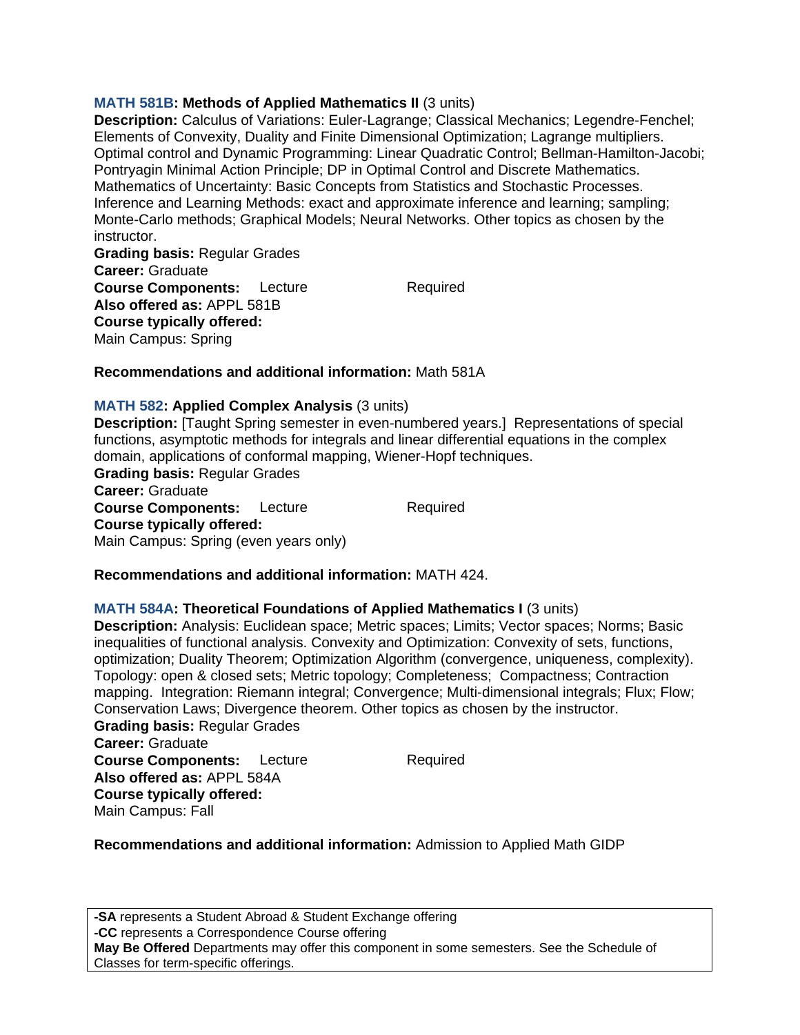**MATH 581B: Methods of Applied Mathematics II** (3 units)

**Description:** Calculus of Variations: Euler-Lagrange; Classical Mechanics; Legendre-Fenchel; Elements of Convexity, Duality and Finite Dimensional Optimization; Lagrange multipliers. Optimal control and Dynamic Programming: Linear Quadratic Control; Bellman-Hamilton-Jacobi; Pontryagin Minimal Action Principle; DP in Optimal Control and Discrete Mathematics. Mathematics of Uncertainty: Basic Concepts from Statistics and Stochastic Processes. Inference and Learning Methods: exact and approximate inference and learning; sampling; Monte-Carlo methods; Graphical Models; Neural Networks. Other topics as chosen by the instructor.

**Grading basis:** Regular Grades
**Career:** Graduate
**Course Components:** Lecture Required
**Also offered as:** APPL 581B
**Course typically offered:**
Main Campus: Spring

**Recommendations and additional information:** Math 581A

**MATH 582: Applied Complex Analysis** (3 units)

**Description:** [Taught Spring semester in even-numbered years.] Representations of special functions, asymptotic methods for integrals and linear differential equations in the complex domain, applications of conformal mapping, Wiener-Hopf techniques.

**Grading basis:** Regular Grades
**Career:** Graduate
**Course Components:** Lecture Required
**Course typically offered:**
Main Campus: Spring (even years only)

**Recommendations and additional information:** MATH 424.

**MATH 584A: Theoretical Foundations of Applied Mathematics I** (3 units)

**Description:** Analysis: Euclidean space; Metric spaces; Limits; Vector spaces; Norms; Basic inequalities of functional analysis. Convexity and Optimization: Convexity of sets, functions, optimization; Duality Theorem; Optimization Algorithm (convergence, uniqueness, complexity). Topology: open & closed sets; Metric topology; Completeness; Compactness; Contraction mapping. Integration: Riemann integral; Convergence; Multi-dimensional integrals; Flux; Flow; Conservation Laws; Divergence theorem. Other topics as chosen by the instructor.

**Grading basis:** Regular Grades
**Career:** Graduate
**Course Components:** Lecture Required
**Also offered as:** APPL 584A
**Course typically offered:**
Main Campus: Fall

**Recommendations and additional information:** Admission to Applied Math GIDP

**-SA** represents a Student Abroad & Student Exchange offering
**-CC** represents a Correspondence Course offering
**May Be Offered** Departments may offer this component in some semesters. See the Schedule of Classes for term-specific offerings.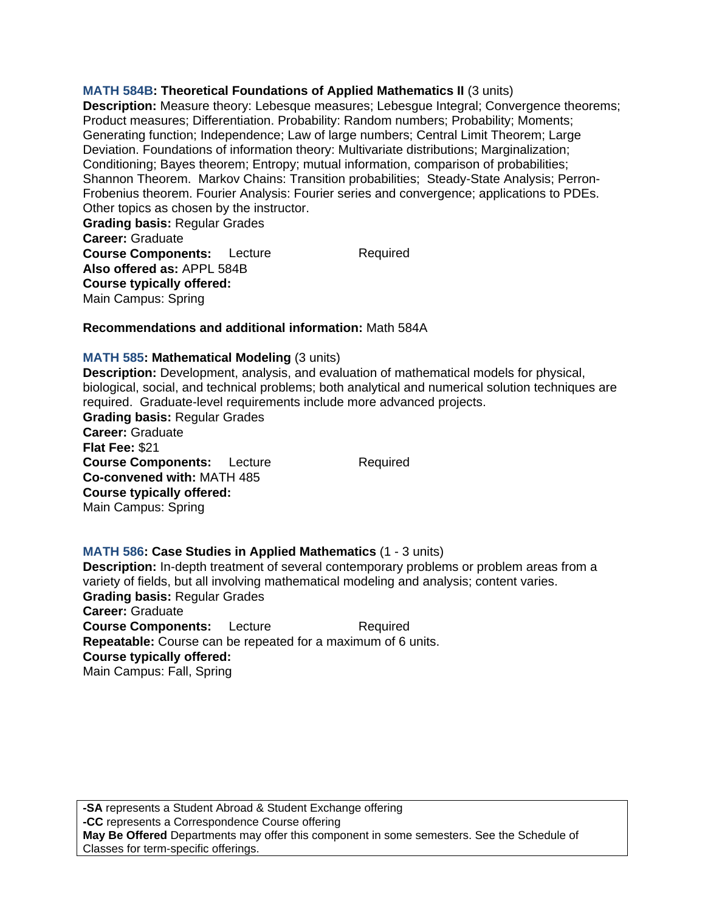**MATH 584B: Theoretical Foundations of Applied Mathematics II** (3 units)
**Description:** Measure theory: Lebesque measures; Lebesgue Integral; Convergence theorems; Product measures; Differentiation. Probability: Random numbers; Probability; Moments; Generating function; Independence; Law of large numbers; Central Limit Theorem; Large Deviation. Foundations of information theory: Multivariate distributions; Marginalization; Conditioning; Bayes theorem; Entropy; mutual information, comparison of probabilities; Shannon Theorem. Markov Chains: Transition probabilities; Steady-State Analysis; Perron-Frobenius theorem. Fourier Analysis: Fourier series and convergence; applications to PDEs. Other topics as chosen by the instructor.
**Grading basis:** Regular Grades
**Career:** Graduate
**Course Components:** Lecture Required
**Also offered as:** APPL 584B
**Course typically offered:**
Main Campus: Spring

**Recommendations and additional information:** Math 584A

**MATH 585: Mathematical Modeling** (3 units)
**Description:** Development, analysis, and evaluation of mathematical models for physical, biological, social, and technical problems; both analytical and numerical solution techniques are required. Graduate-level requirements include more advanced projects.
**Grading basis:** Regular Grades
**Career:** Graduate
**Flat Fee:** $21
**Course Components:** Lecture Required
**Co-convened with:** MATH 485
**Course typically offered:**
Main Campus: Spring

**MATH 586: Case Studies in Applied Mathematics** (1 - 3 units)
**Description:** In-depth treatment of several contemporary problems or problem areas from a variety of fields, but all involving mathematical modeling and analysis; content varies.
**Grading basis:** Regular Grades
**Career:** Graduate
**Course Components:** Lecture Required
**Repeatable:** Course can be repeated for a maximum of 6 units.
**Course typically offered:**
Main Campus: Fall, Spring

**-SA** represents a Student Abroad & Student Exchange offering
**-CC** represents a Correspondence Course offering
**May Be Offered** Departments may offer this component in some semesters. See the Schedule of Classes for term-specific offerings.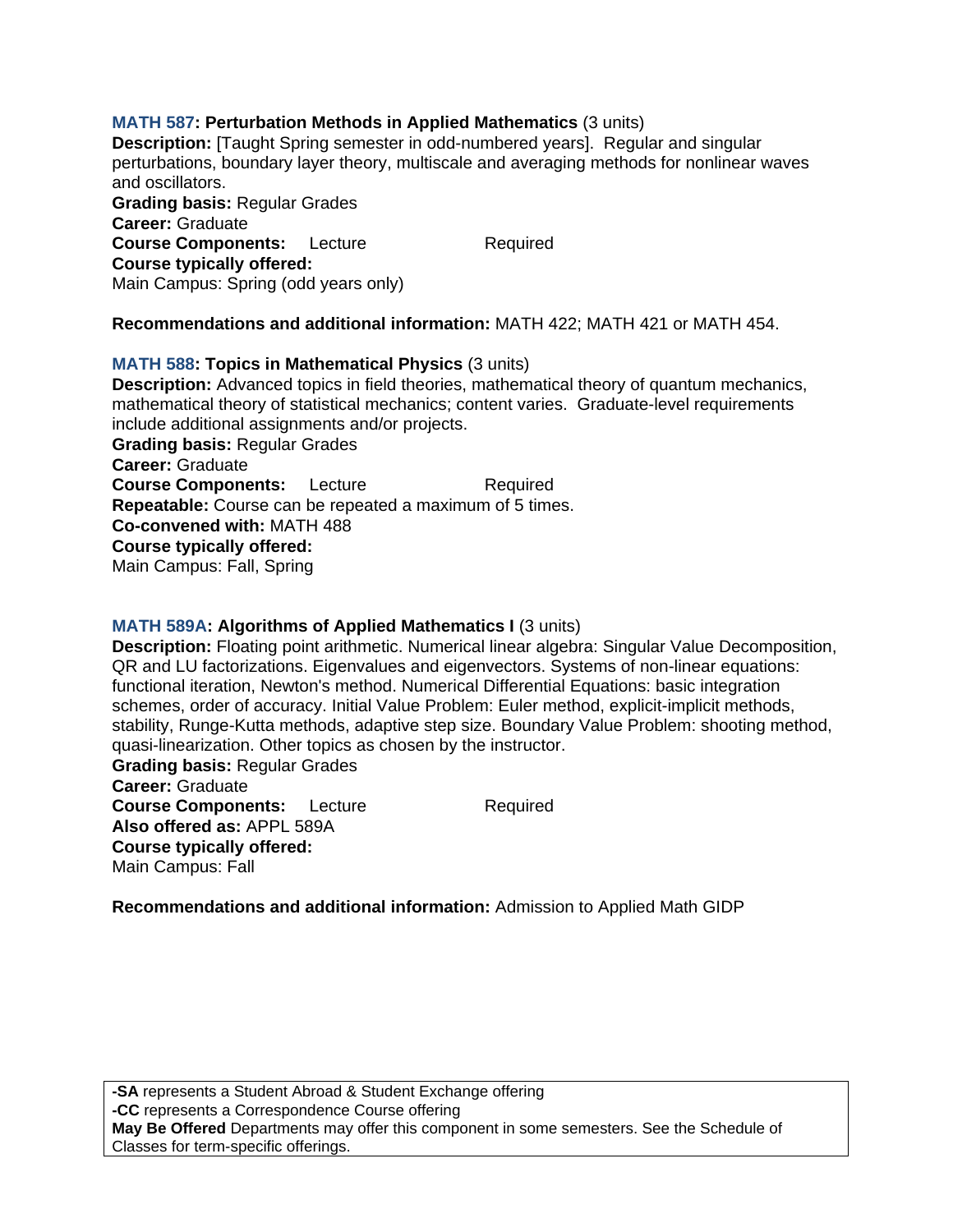**MATH 587: Perturbation Methods in Applied Mathematics** (3 units)
**Description:** [Taught Spring semester in odd-numbered years]. Regular and singular perturbations, boundary layer theory, multiscale and averaging methods for nonlinear waves and oscillators.
**Grading basis:** Regular Grades
**Career:** Graduate
**Course Components:** Lecture Required
**Course typically offered:**
Main Campus: Spring (odd years only)

**Recommendations and additional information:** MATH 422; MATH 421 or MATH 454.

**MATH 588: Topics in Mathematical Physics** (3 units)
**Description:** Advanced topics in field theories, mathematical theory of quantum mechanics, mathematical theory of statistical mechanics; content varies. Graduate-level requirements include additional assignments and/or projects.
**Grading basis:** Regular Grades
**Career:** Graduate
**Course Components:** Lecture Required
**Repeatable:** Course can be repeated a maximum of 5 times.
**Co-convened with:** MATH 488
**Course typically offered:**
Main Campus: Fall, Spring

**MATH 589A: Algorithms of Applied Mathematics I** (3 units)
**Description:** Floating point arithmetic. Numerical linear algebra: Singular Value Decomposition, QR and LU factorizations. Eigenvalues and eigenvectors. Systems of non-linear equations: functional iteration, Newton's method. Numerical Differential Equations: basic integration schemes, order of accuracy. Initial Value Problem: Euler method, explicit-implicit methods, stability, Runge-Kutta methods, adaptive step size. Boundary Value Problem: shooting method, quasi-linearization. Other topics as chosen by the instructor.
**Grading basis:** Regular Grades
**Career:** Graduate
**Course Components:** Lecture Required
**Also offered as:** APPL 589A
**Course typically offered:**
Main Campus: Fall

**Recommendations and additional information:** Admission to Applied Math GIDP

**-SA** represents a Student Abroad & Student Exchange offering
**-CC** represents a Correspondence Course offering
**May Be Offered** Departments may offer this component in some semesters. See the Schedule of Classes for term-specific offerings.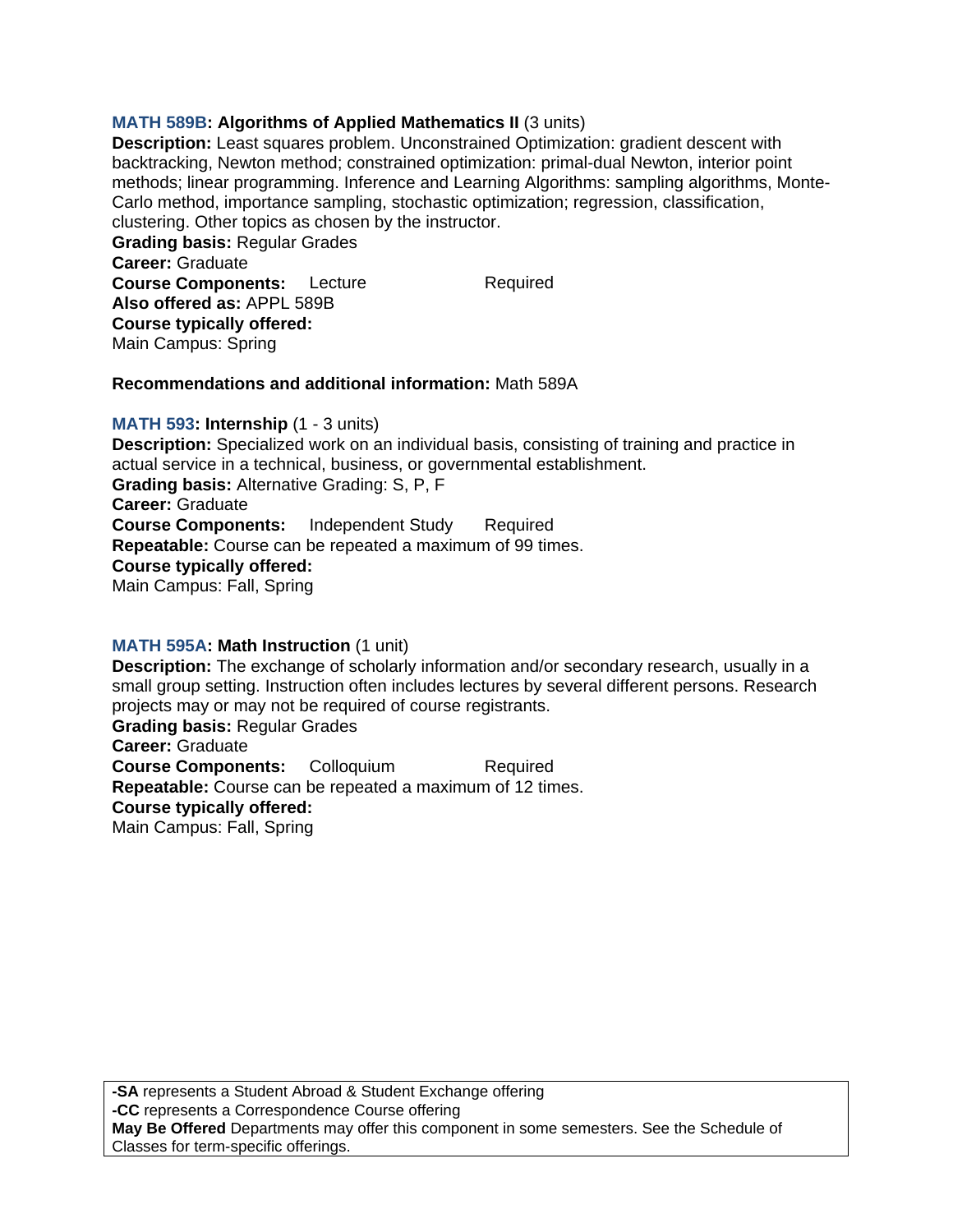**MATH 589B: Algorithms of Applied Mathematics II** (3 units)
**Description:** Least squares problem. Unconstrained Optimization: gradient descent with backtracking, Newton method; constrained optimization: primal-dual Newton, interior point methods; linear programming. Inference and Learning Algorithms: sampling algorithms, Monte-Carlo method, importance sampling, stochastic optimization; regression, classification, clustering. Other topics as chosen by the instructor.
**Grading basis:** Regular Grades
**Career:** Graduate
**Course Components:** Lecture Required
**Also offered as:** APPL 589B
**Course typically offered:**
Main Campus: Spring

**Recommendations and additional information:** Math 589A

**MATH 593: Internship** (1 - 3 units)
**Description:** Specialized work on an individual basis, consisting of training and practice in actual service in a technical, business, or governmental establishment.
**Grading basis:** Alternative Grading: S, P, F
**Career:** Graduate
**Course Components:** Independent Study Required
**Repeatable:** Course can be repeated a maximum of 99 times.
**Course typically offered:**
Main Campus: Fall, Spring

**MATH 595A: Math Instruction** (1 unit)
**Description:** The exchange of scholarly information and/or secondary research, usually in a small group setting. Instruction often includes lectures by several different persons. Research projects may or may not be required of course registrants.
**Grading basis:** Regular Grades
**Career:** Graduate
**Course Components:** Colloquium Required
**Repeatable:** Course can be repeated a maximum of 12 times.
**Course typically offered:**
Main Campus: Fall, Spring

**-SA** represents a Student Abroad & Student Exchange offering
**-CC** represents a Correspondence Course offering
**May Be Offered** Departments may offer this component in some semesters. See the Schedule of Classes for term-specific offerings.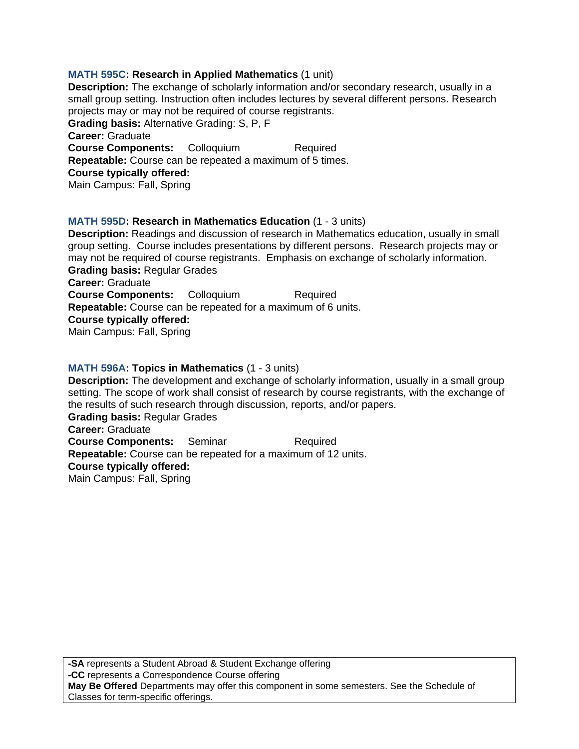**MATH 595C: Research in Applied Mathematics** (1 unit)
**Description:** The exchange of scholarly information and/or secondary research, usually in a small group setting. Instruction often includes lectures by several different persons. Research projects may or may not be required of course registrants.
**Grading basis:** Alternative Grading: S, P, F
**Career:** Graduate
**Course Components:** Colloquium Required
**Repeatable:** Course can be repeated a maximum of 5 times.
**Course typically offered:**
Main Campus: Fall, Spring

**MATH 595D: Research in Mathematics Education** (1 - 3 units)
**Description:** Readings and discussion of research in Mathematics education, usually in small group setting. Course includes presentations by different persons. Research projects may or may not be required of course registrants. Emphasis on exchange of scholarly information.
**Grading basis:** Regular Grades
**Career:** Graduate
**Course Components:** Colloquium Required
**Repeatable:** Course can be repeated for a maximum of 6 units.
**Course typically offered:**
Main Campus: Fall, Spring

**MATH 596A: Topics in Mathematics** (1 - 3 units)
**Description:** The development and exchange of scholarly information, usually in a small group setting. The scope of work shall consist of research by course registrants, with the exchange of the results of such research through discussion, reports, and/or papers.
**Grading basis:** Regular Grades
**Career:** Graduate
**Course Components:** Seminar Required
**Repeatable:** Course can be repeated for a maximum of 12 units.
**Course typically offered:**
Main Campus: Fall, Spring

**-SA** represents a Student Abroad & Student Exchange offering
**-CC** represents a Correspondence Course offering
**May Be Offered** Departments may offer this component in some semesters. See the Schedule of Classes for term-specific offerings.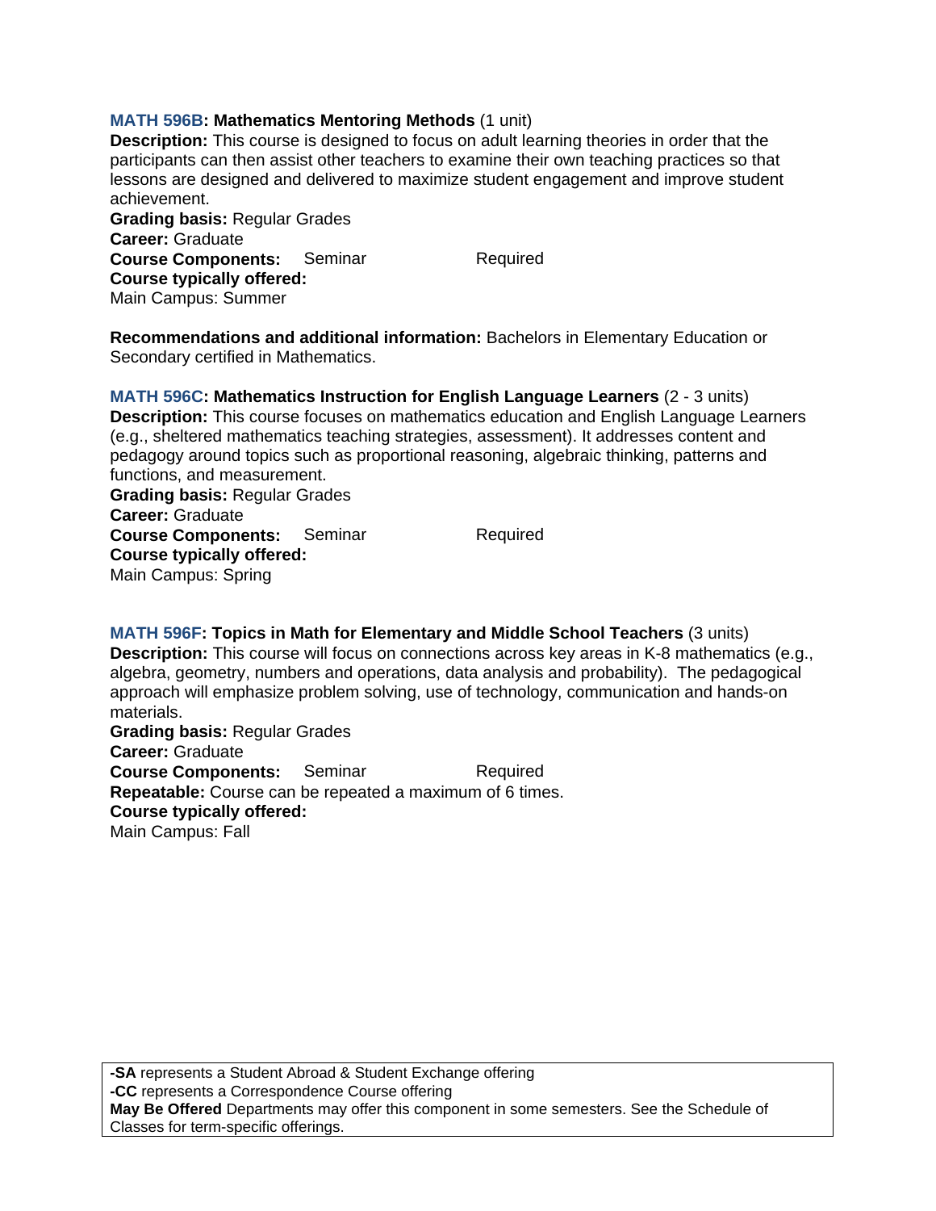**MATH 596B: Mathematics Mentoring Methods** (1 unit)
**Description:** This course is designed to focus on adult learning theories in order that the participants can then assist other teachers to examine their own teaching practices so that lessons are designed and delivered to maximize student engagement and improve student achievement.
**Grading basis:** Regular Grades
**Career:** Graduate
**Course Components:** Seminar Required
**Course typically offered:**
Main Campus: Summer

**Recommendations and additional information:** Bachelors in Elementary Education or Secondary certified in Mathematics.

**MATH 596C: Mathematics Instruction for English Language Learners** (2 - 3 units)
**Description:** This course focuses on mathematics education and English Language Learners (e.g., sheltered mathematics teaching strategies, assessment). It addresses content and pedagogy around topics such as proportional reasoning, algebraic thinking, patterns and functions, and measurement.
**Grading basis:** Regular Grades
**Career:** Graduate
**Course Components:** Seminar Required
**Course typically offered:**
Main Campus: Spring

**MATH 596F: Topics in Math for Elementary and Middle School Teachers** (3 units)
**Description:** This course will focus on connections across key areas in K-8 mathematics (e.g., algebra, geometry, numbers and operations, data analysis and probability). The pedagogical approach will emphasize problem solving, use of technology, communication and hands-on materials.
**Grading basis:** Regular Grades
**Career:** Graduate
**Course Components:** Seminar Required
**Repeatable:** Course can be repeated a maximum of 6 times.
**Course typically offered:**
Main Campus: Fall

**-SA** represents a Student Abroad & Student Exchange offering
**-CC** represents a Correspondence Course offering
**May Be Offered** Departments may offer this component in some semesters. See the Schedule of Classes for term-specific offerings.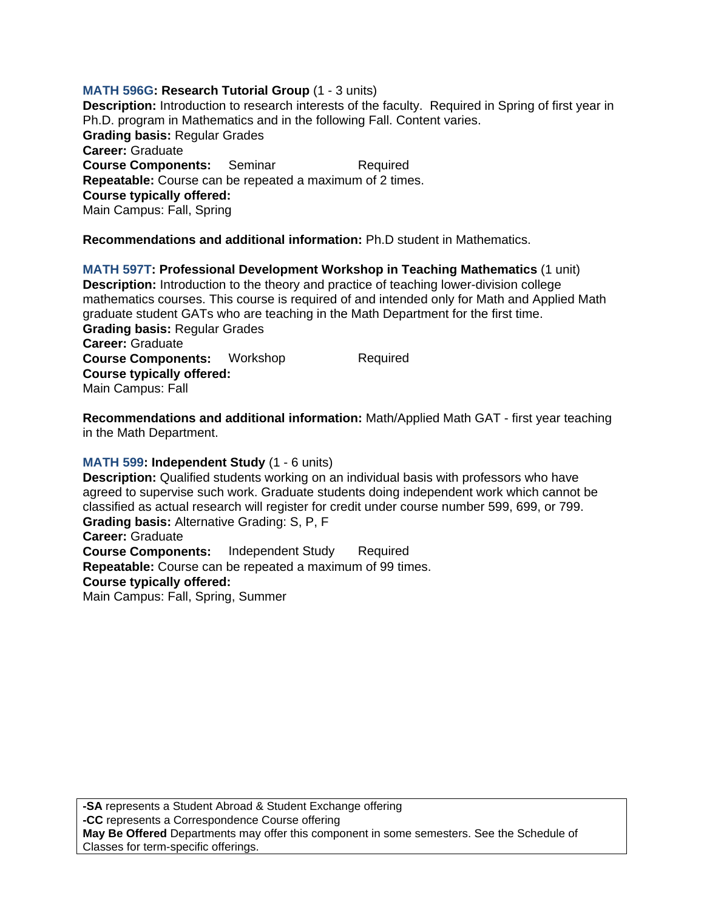**MATH 596G: Research Tutorial Group** (1 - 3 units)
**Description:** Introduction to research interests of the faculty. Required in Spring of first year in Ph.D. program in Mathematics and in the following Fall. Content varies.
**Grading basis:** Regular Grades
**Career:** Graduate
**Course Components:** Seminar Required
**Repeatable:** Course can be repeated a maximum of 2 times.
**Course typically offered:**
Main Campus: Fall, Spring

**Recommendations and additional information:** Ph.D student in Mathematics.

**MATH 597T: Professional Development Workshop in Teaching Mathematics** (1 unit)
**Description:** Introduction to the theory and practice of teaching lower-division college mathematics courses. This course is required of and intended only for Math and Applied Math graduate student GATs who are teaching in the Math Department for the first time.
**Grading basis:** Regular Grades
**Career:** Graduate
**Course Components:** Workshop Required
**Course typically offered:**
Main Campus: Fall

**Recommendations and additional information:** Math/Applied Math GAT - first year teaching in the Math Department.

**MATH 599: Independent Study** (1 - 6 units)
**Description:** Qualified students working on an individual basis with professors who have agreed to supervise such work. Graduate students doing independent work which cannot be classified as actual research will register for credit under course number 599, 699, or 799.
**Grading basis:** Alternative Grading: S, P, F
**Career:** Graduate
**Course Components:** Independent Study Required
**Repeatable:** Course can be repeated a maximum of 99 times.
**Course typically offered:**
Main Campus: Fall, Spring, Summer

**-SA** represents a Student Abroad & Student Exchange offering
**-CC** represents a Correspondence Course offering
**May Be Offered** Departments may offer this component in some semesters. See the Schedule of Classes for term-specific offerings.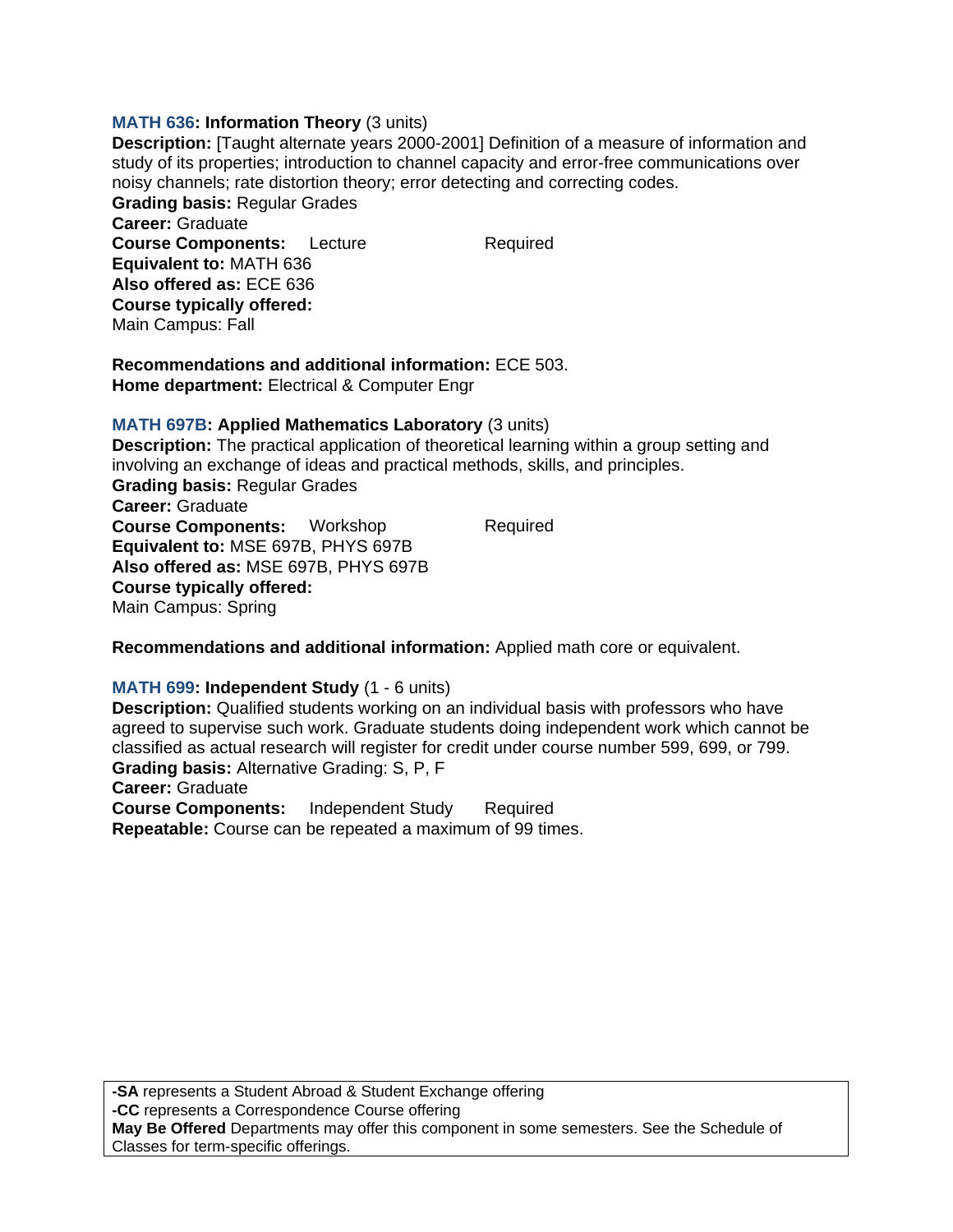**MATH 636: Information Theory** (3 units)
**Description:** [Taught alternate years 2000-2001] Definition of a measure of information and study of its properties; introduction to channel capacity and error-free communications over noisy channels; rate distortion theory; error detecting and correcting codes.
**Grading basis:** Regular Grades
**Career:** Graduate
**Course Components:** Lecture Required
**Equivalent to:** MATH 636
**Also offered as:** ECE 636
**Course typically offered:**
Main Campus: Fall

**Recommendations and additional information:** ECE 503.
**Home department:** Electrical & Computer Engr

**MATH 697B: Applied Mathematics Laboratory** (3 units)
**Description:** The practical application of theoretical learning within a group setting and involving an exchange of ideas and practical methods, skills, and principles.
**Grading basis:** Regular Grades
**Career:** Graduate
**Course Components:** Workshop Required
**Equivalent to:** MSE 697B, PHYS 697B
**Also offered as:** MSE 697B, PHYS 697B
**Course typically offered:**
Main Campus: Spring

**Recommendations and additional information:** Applied math core or equivalent.

**MATH 699: Independent Study** (1 - 6 units)
**Description:** Qualified students working on an individual basis with professors who have agreed to supervise such work. Graduate students doing independent work which cannot be classified as actual research will register for credit under course number 599, 699, or 799.
**Grading basis:** Alternative Grading: S, P, F
**Career:** Graduate
**Course Components:** Independent Study Required
**Repeatable:** Course can be repeated a maximum of 99 times.

**-SA** represents a Student Abroad & Student Exchange offering
**-CC** represents a Correspondence Course offering
**May Be Offered** Departments may offer this component in some semesters. See the Schedule of Classes for term-specific offerings.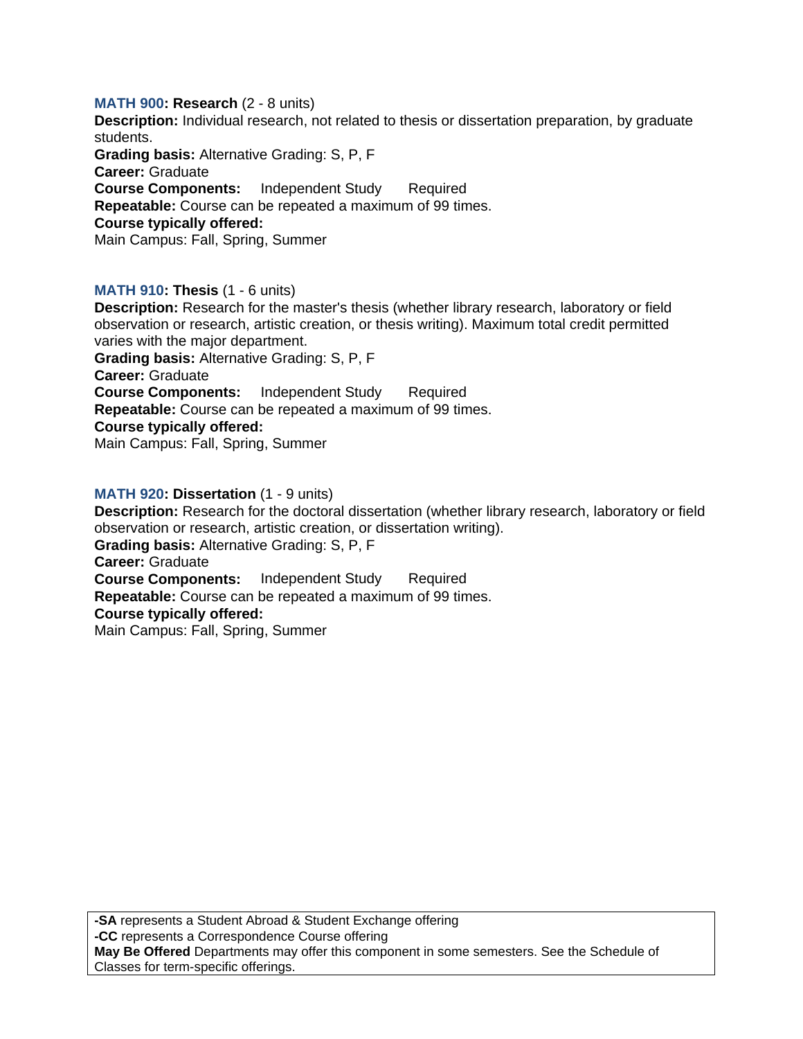**MATH 900: Research** (2 - 8 units)
**Description:** Individual research, not related to thesis or dissertation preparation, by graduate students.
**Grading basis:** Alternative Grading: S, P, F
**Career:** Graduate
**Course Components:** Independent Study Required
**Repeatable:** Course can be repeated a maximum of 99 times.
**Course typically offered:**
Main Campus: Fall, Spring, Summer

**MATH 910: Thesis** (1 - 6 units)
**Description:** Research for the master's thesis (whether library research, laboratory or field observation or research, artistic creation, or thesis writing). Maximum total credit permitted varies with the major department.
**Grading basis:** Alternative Grading: S, P, F
**Career:** Graduate
**Course Components:** Independent Study Required
**Repeatable:** Course can be repeated a maximum of 99 times.
**Course typically offered:**
Main Campus: Fall, Spring, Summer

**MATH 920: Dissertation** (1 - 9 units)
**Description:** Research for the doctoral dissertation (whether library research, laboratory or field observation or research, artistic creation, or dissertation writing).
**Grading basis:** Alternative Grading: S, P, F
**Career:** Graduate
**Course Components:** Independent Study Required
**Repeatable:** Course can be repeated a maximum of 99 times.
**Course typically offered:**
Main Campus: Fall, Spring, Summer

**-SA** represents a Student Abroad & Student Exchange offering
**-CC** represents a Correspondence Course offering
**May Be Offered** Departments may offer this component in some semesters. See the Schedule of Classes for term-specific offerings.